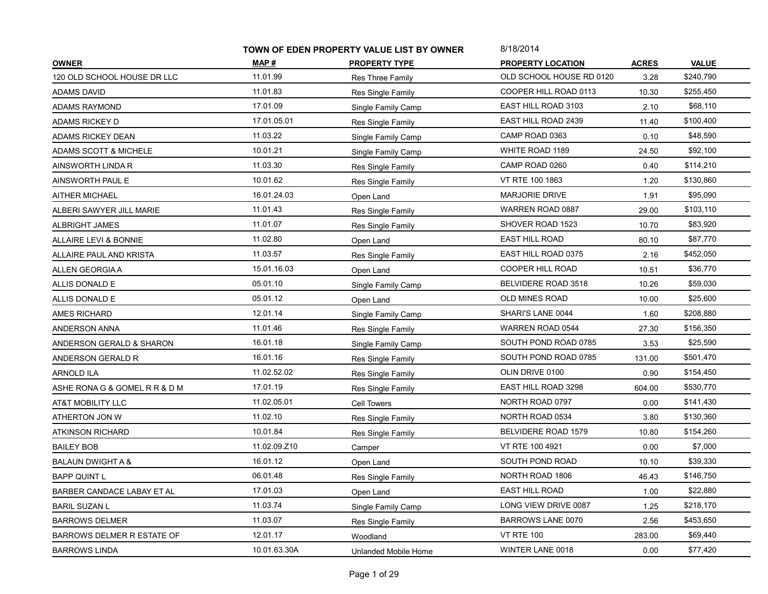# TOWN OF EDEN PROPERTY VALUE LIST BY OWNER

8/18/2014

| OWNER | MAP # | PROPERTY TYPE | PROPERTY LOCATION | ACRES | VALUE |
|---|---|---|---|---|---|
| 120 OLD SCHOOL HOUSE DR LLC | 11.01.99 | Res Three Family | OLD SCHOOL HOUSE RD 0120 | 3.28 | $240,790 |
| ADAMS DAVID | 11.01.83 | Res Single Family | COOPER HILL ROAD 0113 | 10.30 | $255,450 |
| ADAMS RAYMOND | 17.01.09 | Single Family Camp | EAST HILL ROAD 3103 | 2.10 | $68,110 |
| ADAMS RICKEY D | 17.01.05.01 | Res Single Family | EAST HILL ROAD 2439 | 11.40 | $100,400 |
| ADAMS RICKEY DEAN | 11.03.22 | Single Family Camp | CAMP ROAD 0363 | 0.10 | $48,590 |
| ADAMS SCOTT & MICHELE | 10.01.21 | Single Family Camp | WHITE ROAD 1189 | 24.50 | $92,100 |
| AINSWORTH LINDA R | 11.03.30 | Res Single Family | CAMP ROAD 0260 | 0.40 | $114,210 |
| AINSWORTH PAUL E | 10.01.62 | Res Single Family | VT RTE 100 1863 | 1.20 | $130,860 |
| AITHER MICHAEL | 16.01.24.03 | Open Land | MARJORIE DRIVE | 1.91 | $95,090 |
| ALBERI SAWYER JILL MARIE | 11.01.43 | Res Single Family | WARREN ROAD 0887 | 29.00 | $103,110 |
| ALBRIGHT JAMES | 11.01.07 | Res Single Family | SHOVER ROAD 1523 | 10.70 | $83,920 |
| ALLAIRE LEVI & BONNIE | 11.02.80 | Open Land | EAST HILL ROAD | 80.10 | $87,770 |
| ALLAIRE PAUL AND KRISTA | 11.03.57 | Res Single Family | EAST HILL ROAD 0375 | 2.16 | $452,050 |
| ALLEN GEORGIA A | 15.01.16.03 | Open Land | COOPER HILL ROAD | 10.51 | $36,770 |
| ALLIS DONALD E | 05.01.10 | Single Family Camp | BELVIDERE ROAD 3518 | 10.26 | $59,030 |
| ALLIS DONALD E | 05.01.12 | Open Land | OLD MINES ROAD | 10.00 | $25,600 |
| AMES RICHARD | 12.01.14 | Single Family Camp | SHARI'S LANE 0044 | 1.60 | $208,880 |
| ANDERSON ANNA | 11.01.46 | Res Single Family | WARREN ROAD 0544 | 27.30 | $156,350 |
| ANDERSON GERALD & SHARON | 16.01.18 | Single Family Camp | SOUTH POND ROAD 0785 | 3.53 | $25,590 |
| ANDERSON GERALD R | 16.01.16 | Res Single Family | SOUTH POND ROAD 0785 | 131.00 | $501,470 |
| ARNOLD ILA | 11.02.52.02 | Res Single Family | OLIN DRIVE 0100 | 0.90 | $154,450 |
| ASHE RONA G & GOMEL R R & D M | 17.01.19 | Res Single Family | EAST HILL ROAD 3298 | 604.00 | $530,770 |
| AT&T MOBILITY LLC | 11.02.05.01 | Cell Towers | NORTH ROAD 0797 | 0.00 | $141,430 |
| ATHERTON JON W | 11.02.10 | Res Single Family | NORTH ROAD 0534 | 3.80 | $130,360 |
| ATKINSON RICHARD | 10.01.84 | Res Single Family | BELVIDERE ROAD 1579 | 10.80 | $154,260 |
| BAILEY BOB | 11.02.09.Z10 | Camper | VT RTE 100 4921 | 0.00 | $7,000 |
| BALAUN DWIGHT A & | 16.01.12 | Open Land | SOUTH POND ROAD | 10.10 | $39,330 |
| BAPP QUINT L | 06.01.48 | Res Single Family | NORTH ROAD 1806 | 46.43 | $146,750 |
| BARBER CANDACE LABAY ET AL | 17.01.03 | Open Land | EAST HILL ROAD | 1.00 | $22,880 |
| BARIL SUZAN L | 11.03.74 | Single Family Camp | LONG VIEW DRIVE 0087 | 1.25 | $218,170 |
| BARROWS DELMER | 11.03.07 | Res Single Family | BARROWS LANE 0070 | 2.56 | $453,650 |
| BARROWS DELMER R ESTATE OF | 12.01.17 | Woodland | VT RTE 100 | 283.00 | $69,440 |
| BARROWS LINDA | 10.01.63.30A | Unlanded Mobile Home | WINTER LANE 0018 | 0.00 | $77,420 |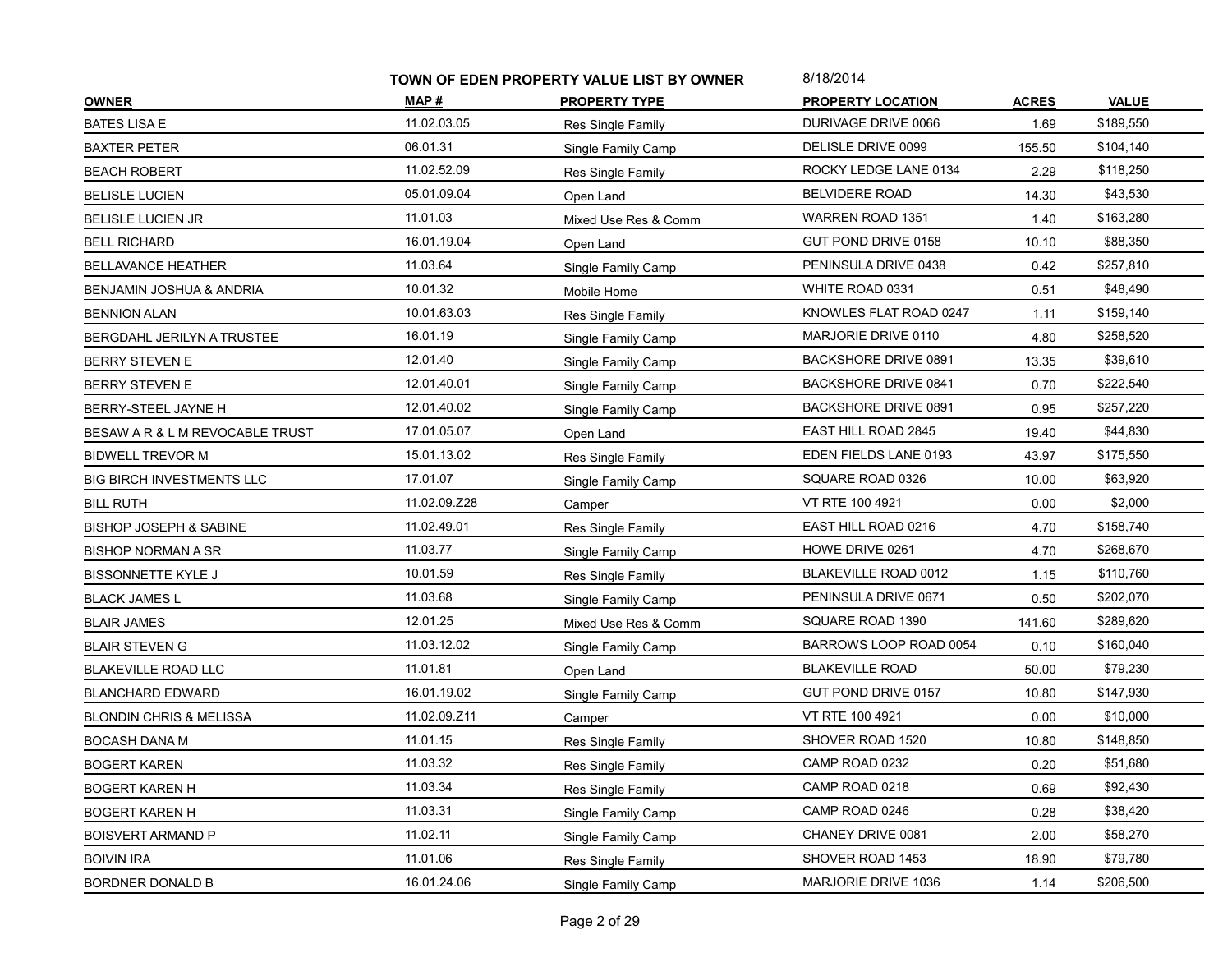**TOWN OF EDEN PROPERTY VALUE LIST BY OWNER** 8/18/2014

| OWNER | MAP # | PROPERTY TYPE | PROPERTY LOCATION | ACRES | VALUE |
|---|---|---|---|---|---|
| BATES LISA E | 11.02.03.05 | Res Single Family | DURIVAGE DRIVE 0066 | 1.69 | $189,550 |
| BAXTER PETER | 06.01.31 | Single Family Camp | DELISLE DRIVE 0099 | 155.50 | $104,140 |
| BEACH ROBERT | 11.02.52.09 | Res Single Family | ROCKY LEDGE LANE 0134 | 2.29 | $118,250 |
| BELISLE LUCIEN | 05.01.09.04 | Open Land | BELVIDERE ROAD | 14.30 | $43,530 |
| BELISLE LUCIEN JR | 11.01.03 | Mixed Use Res & Comm | WARREN ROAD 1351 | 1.40 | $163,280 |
| BELL RICHARD | 16.01.19.04 | Open Land | GUT POND DRIVE 0158 | 10.10 | $88,350 |
| BELLAVANCE HEATHER | 11.03.64 | Single Family Camp | PENINSULA DRIVE 0438 | 0.42 | $257,810 |
| BENJAMIN JOSHUA & ANDRIA | 10.01.32 | Mobile Home | WHITE ROAD 0331 | 0.51 | $48,490 |
| BENNION ALAN | 10.01.63.03 | Res Single Family | KNOWLES FLAT ROAD 0247 | 1.11 | $159,140 |
| BERGDAHL JERILYN A TRUSTEE | 16.01.19 | Single Family Camp | MARJORIE DRIVE 0110 | 4.80 | $258,520 |
| BERRY STEVEN E | 12.01.40 | Single Family Camp | BACKSHORE DRIVE 0891 | 13.35 | $39,610 |
| BERRY STEVEN E | 12.01.40.01 | Single Family Camp | BACKSHORE DRIVE 0841 | 0.70 | $222,540 |
| BERRY-STEEL JAYNE H | 12.01.40.02 | Single Family Camp | BACKSHORE DRIVE 0891 | 0.95 | $257,220 |
| BESAW A R & L M REVOCABLE TRUST | 17.01.05.07 | Open Land | EAST HILL ROAD 2845 | 19.40 | $44,830 |
| BIDWELL TREVOR M | 15.01.13.02 | Res Single Family | EDEN FIELDS LANE 0193 | 43.97 | $175,550 |
| BIG BIRCH INVESTMENTS LLC | 17.01.07 | Single Family Camp | SQUARE ROAD 0326 | 10.00 | $63,920 |
| BILL RUTH | 11.02.09.Z28 | Camper | VT RTE 100 4921 | 0.00 | $2,000 |
| BISHOP JOSEPH & SABINE | 11.02.49.01 | Res Single Family | EAST HILL ROAD 0216 | 4.70 | $158,740 |
| BISHOP NORMAN A SR | 11.03.77 | Single Family Camp | HOWE DRIVE 0261 | 4.70 | $268,670 |
| BISSONNETTE KYLE J | 10.01.59 | Res Single Family | BLAKEVILLE ROAD 0012 | 1.15 | $110,760 |
| BLACK JAMES L | 11.03.68 | Single Family Camp | PENINSULA DRIVE 0671 | 0.50 | $202,070 |
| BLAIR JAMES | 12.01.25 | Mixed Use Res & Comm | SQUARE ROAD 1390 | 141.60 | $289,620 |
| BLAIR STEVEN G | 11.03.12.02 | Single Family Camp | BARROWS LOOP ROAD 0054 | 0.10 | $160,040 |
| BLAKEVILLE ROAD LLC | 11.01.81 | Open Land | BLAKEVILLE ROAD | 50.00 | $79,230 |
| BLANCHARD EDWARD | 16.01.19.02 | Single Family Camp | GUT POND DRIVE 0157 | 10.80 | $147,930 |
| BLONDIN CHRIS & MELISSA | 11.02.09.Z11 | Camper | VT RTE 100 4921 | 0.00 | $10,000 |
| BOCASH DANA M | 11.01.15 | Res Single Family | SHOVER ROAD 1520 | 10.80 | $148,850 |
| BOGERT KAREN | 11.03.32 | Res Single Family | CAMP ROAD 0232 | 0.20 | $51,680 |
| BOGERT KAREN H | 11.03.34 | Res Single Family | CAMP ROAD 0218 | 0.69 | $92,430 |
| BOGERT KAREN H | 11.03.31 | Single Family Camp | CAMP ROAD 0246 | 0.28 | $38,420 |
| BOISVERT ARMAND P | 11.02.11 | Single Family Camp | CHANEY DRIVE 0081 | 2.00 | $58,270 |
| BOIVIN IRA | 11.01.06 | Res Single Family | SHOVER ROAD 1453 | 18.90 | $79,780 |
| BORDNER DONALD B | 16.01.24.06 | Single Family Camp | MARJORIE DRIVE 1036 | 1.14 | $206,500 |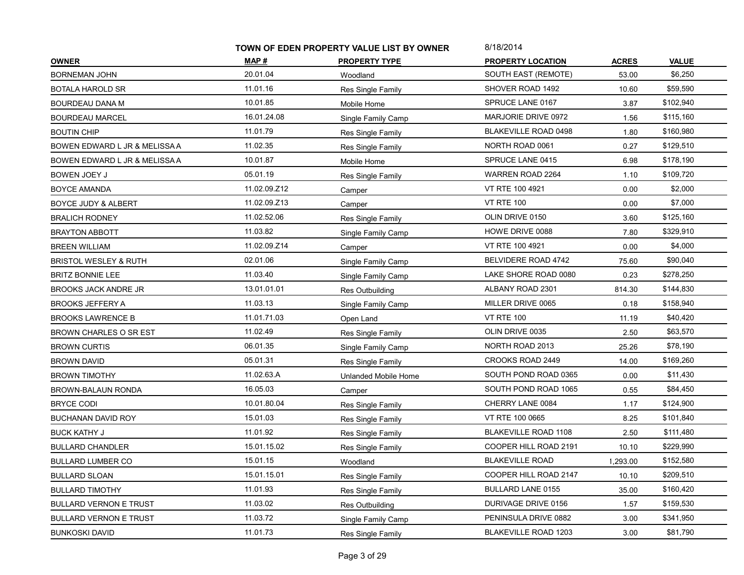**TOWN OF EDEN PROPERTY VALUE LIST BY OWNER** 8/18/2014

| OWNER | MAP # | PROPERTY TYPE | PROPERTY LOCATION | ACRES | VALUE |
|---|---|---|---|---|---|
| BORNEMAN JOHN | 20.01.04 | Woodland | SOUTH EAST (REMOTE) | 53.00 | $6,250 |
| BOTALA HAROLD SR | 11.01.16 | Res Single Family | SHOVER ROAD 1492 | 10.60 | $59,590 |
| BOURDEAU DANA M | 10.01.85 | Mobile Home | SPRUCE LANE 0167 | 3.87 | $102,940 |
| BOURDEAU MARCEL | 16.01.24.08 | Single Family Camp | MARJORIE DRIVE 0972 | 1.56 | $115,160 |
| BOUTIN CHIP | 11.01.79 | Res Single Family | BLAKEVILLE ROAD 0498 | 1.80 | $160,980 |
| BOWEN EDWARD L JR & MELISSA A | 11.02.35 | Res Single Family | NORTH ROAD 0061 | 0.27 | $129,510 |
| BOWEN EDWARD L JR & MELISSA A | 10.01.87 | Mobile Home | SPRUCE LANE 0415 | 6.98 | $178,190 |
| BOWEN JOEY J | 05.01.19 | Res Single Family | WARREN ROAD 2264 | 1.10 | $109,720 |
| BOYCE AMANDA | 11.02.09.Z12 | Camper | VT RTE 100 4921 | 0.00 | $2,000 |
| BOYCE JUDY & ALBERT | 11.02.09.Z13 | Camper | VT RTE 100 | 0.00 | $7,000 |
| BRALICH RODNEY | 11.02.52.06 | Res Single Family | OLIN DRIVE 0150 | 3.60 | $125,160 |
| BRAYTON ABBOTT | 11.03.82 | Single Family Camp | HOWE DRIVE 0088 | 7.80 | $329,910 |
| BREEN WILLIAM | 11.02.09.Z14 | Camper | VT RTE 100 4921 | 0.00 | $4,000 |
| BRISTOL WESLEY & RUTH | 02.01.06 | Single Family Camp | BELVIDERE ROAD 4742 | 75.60 | $90,040 |
| BRITZ BONNIE LEE | 11.03.40 | Single Family Camp | LAKE SHORE ROAD 0080 | 0.23 | $278,250 |
| BROOKS JACK ANDRE JR | 13.01.01.01 | Res Outbuilding | ALBANY ROAD 2301 | 814.30 | $144,830 |
| BROOKS JEFFERY A | 11.03.13 | Single Family Camp | MILLER DRIVE 0065 | 0.18 | $158,940 |
| BROOKS LAWRENCE B | 11.01.71.03 | Open Land | VT RTE 100 | 11.19 | $40,420 |
| BROWN CHARLES O SR EST | 11.02.49 | Res Single Family | OLIN DRIVE 0035 | 2.50 | $63,570 |
| BROWN CURTIS | 06.01.35 | Single Family Camp | NORTH ROAD 2013 | 25.26 | $78,190 |
| BROWN DAVID | 05.01.31 | Res Single Family | CROOKS ROAD 2449 | 14.00 | $169,260 |
| BROWN TIMOTHY | 11.02.63.A | Unlanded Mobile Home | SOUTH POND ROAD 0365 | 0.00 | $11,430 |
| BROWN-BALAUN RONDA | 16.05.03 | Camper | SOUTH POND ROAD 1065 | 0.55 | $84,450 |
| BRYCE CODI | 10.01.80.04 | Res Single Family | CHERRY LANE 0084 | 1.17 | $124,900 |
| BUCHANAN DAVID ROY | 15.01.03 | Res Single Family | VT RTE 100 0665 | 8.25 | $101,840 |
| BUCK KATHY J | 11.01.92 | Res Single Family | BLAKEVILLE ROAD 1108 | 2.50 | $111,480 |
| BULLARD CHANDLER | 15.01.15.02 | Res Single Family | COOPER HILL ROAD 2191 | 10.10 | $229,990 |
| BULLARD LUMBER CO | 15.01.15 | Woodland | BLAKEVILLE ROAD | 1,293.00 | $152,580 |
| BULLARD SLOAN | 15.01.15.01 | Res Single Family | COOPER HILL ROAD 2147 | 10.10 | $209,510 |
| BULLARD TIMOTHY | 11.01.93 | Res Single Family | BULLARD LANE 0155 | 35.00 | $160,420 |
| BULLARD VERNON E TRUST | 11.03.02 | Res Outbuilding | DURIVAGE DRIVE 0156 | 1.57 | $159,530 |
| BULLARD VERNON E TRUST | 11.03.72 | Single Family Camp | PENINSULA DRIVE 0882 | 3.00 | $341,950 |
| BUNKOSKI DAVID | 11.01.73 | Res Single Family | BLAKEVILLE ROAD 1203 | 3.00 | $81,790 |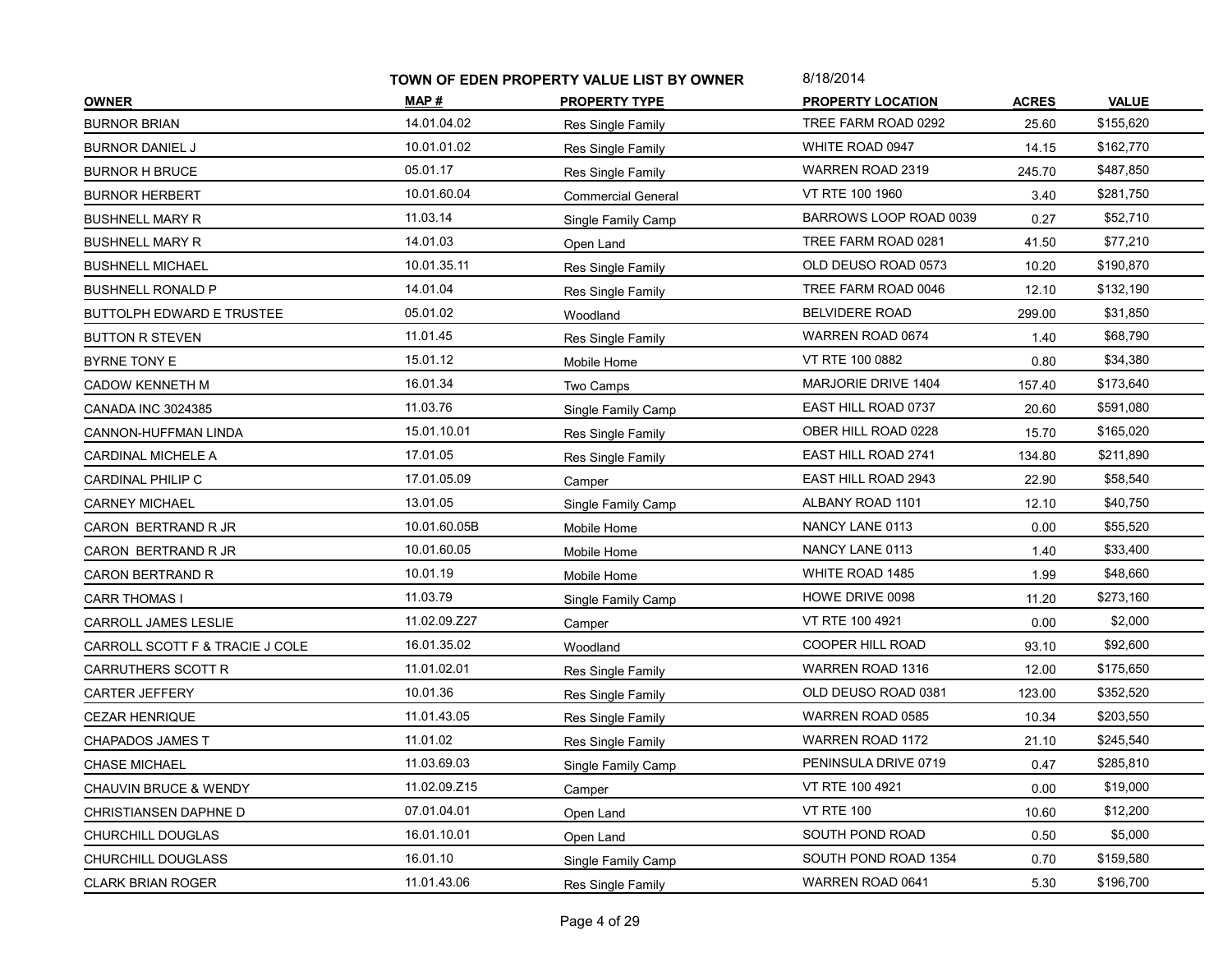**TOWN OF EDEN PROPERTY VALUE LIST BY OWNER** 8/18/2014

| OWNER | MAP # | PROPERTY TYPE | PROPERTY LOCATION | ACRES | VALUE |
|---|---|---|---|---|---|
| BURNOR BRIAN | 14.01.04.02 | Res Single Family | TREE FARM ROAD 0292 | 25.60 | $155,620 |
| BURNOR DANIEL J | 10.01.01.02 | Res Single Family | WHITE ROAD 0947 | 14.15 | $162,770 |
| BURNOR H BRUCE | 05.01.17 | Res Single Family | WARREN ROAD 2319 | 245.70 | $487,850 |
| BURNOR HERBERT | 10.01.60.04 | Commercial General | VT RTE 100 1960 | 3.40 | $281,750 |
| BUSHNELL MARY R | 11.03.14 | Single Family Camp | BARROWS LOOP ROAD 0039 | 0.27 | $52,710 |
| BUSHNELL MARY R | 14.01.03 | Open Land | TREE FARM ROAD 0281 | 41.50 | $77,210 |
| BUSHNELL MICHAEL | 10.01.35.11 | Res Single Family | OLD DEUSO ROAD 0573 | 10.20 | $190,870 |
| BUSHNELL RONALD P | 14.01.04 | Res Single Family | TREE FARM ROAD 0046 | 12.10 | $132,190 |
| BUTTOLPH EDWARD E TRUSTEE | 05.01.02 | Woodland | BELVIDERE ROAD | 299.00 | $31,850 |
| BUTTON R STEVEN | 11.01.45 | Res Single Family | WARREN ROAD 0674 | 1.40 | $68,790 |
| BYRNE TONY E | 15.01.12 | Mobile Home | VT RTE 100 0882 | 0.80 | $34,380 |
| CADOW KENNETH M | 16.01.34 | Two Camps | MARJORIE DRIVE 1404 | 157.40 | $173,640 |
| CANADA INC 3024385 | 11.03.76 | Single Family Camp | EAST HILL ROAD 0737 | 20.60 | $591,080 |
| CANNON-HUFFMAN LINDA | 15.01.10.01 | Res Single Family | OBER HILL ROAD 0228 | 15.70 | $165,020 |
| CARDINAL MICHELE A | 17.01.05 | Res Single Family | EAST HILL ROAD 2741 | 134.80 | $211,890 |
| CARDINAL PHILIP C | 17.01.05.09 | Camper | EAST HILL ROAD 2943 | 22.90 | $58,540 |
| CARNEY MICHAEL | 13.01.05 | Single Family Camp | ALBANY ROAD 1101 | 12.10 | $40,750 |
| CARON BERTRAND R JR | 10.01.60.05B | Mobile Home | NANCY LANE 0113 | 0.00 | $55,520 |
| CARON BERTRAND R JR | 10.01.60.05 | Mobile Home | NANCY LANE 0113 | 1.40 | $33,400 |
| CARON BERTRAND R | 10.01.19 | Mobile Home | WHITE ROAD 1485 | 1.99 | $48,660 |
| CARR THOMAS I | 11.03.79 | Single Family Camp | HOWE DRIVE 0098 | 11.20 | $273,160 |
| CARROLL JAMES LESLIE | 11.02.09.Z27 | Camper | VT RTE 100 4921 | 0.00 | $2,000 |
| CARROLL SCOTT F & TRACIE J COLE | 16.01.35.02 | Woodland | COOPER HILL ROAD | 93.10 | $92,600 |
| CARRUTHERS SCOTT R | 11.01.02.01 | Res Single Family | WARREN ROAD 1316 | 12.00 | $175,650 |
| CARTER JEFFERY | 10.01.36 | Res Single Family | OLD DEUSO ROAD 0381 | 123.00 | $352,520 |
| CEZAR HENRIQUE | 11.01.43.05 | Res Single Family | WARREN ROAD 0585 | 10.34 | $203,550 |
| CHAPADOS JAMES T | 11.01.02 | Res Single Family | WARREN ROAD 1172 | 21.10 | $245,540 |
| CHASE MICHAEL | 11.03.69.03 | Single Family Camp | PENINSULA DRIVE 0719 | 0.47 | $285,810 |
| CHAUVIN BRUCE & WENDY | 11.02.09.Z15 | Camper | VT RTE 100 4921 | 0.00 | $19,000 |
| CHRISTIANSEN DAPHNE D | 07.01.04.01 | Open Land | VT RTE 100 | 10.60 | $12,200 |
| CHURCHILL DOUGLAS | 16.01.10.01 | Open Land | SOUTH POND ROAD | 0.50 | $5,000 |
| CHURCHILL DOUGLASS | 16.01.10 | Single Family Camp | SOUTH POND ROAD 1354 | 0.70 | $159,580 |
| CLARK BRIAN ROGER | 11.01.43.06 | Res Single Family | WARREN ROAD 0641 | 5.30 | $196,700 |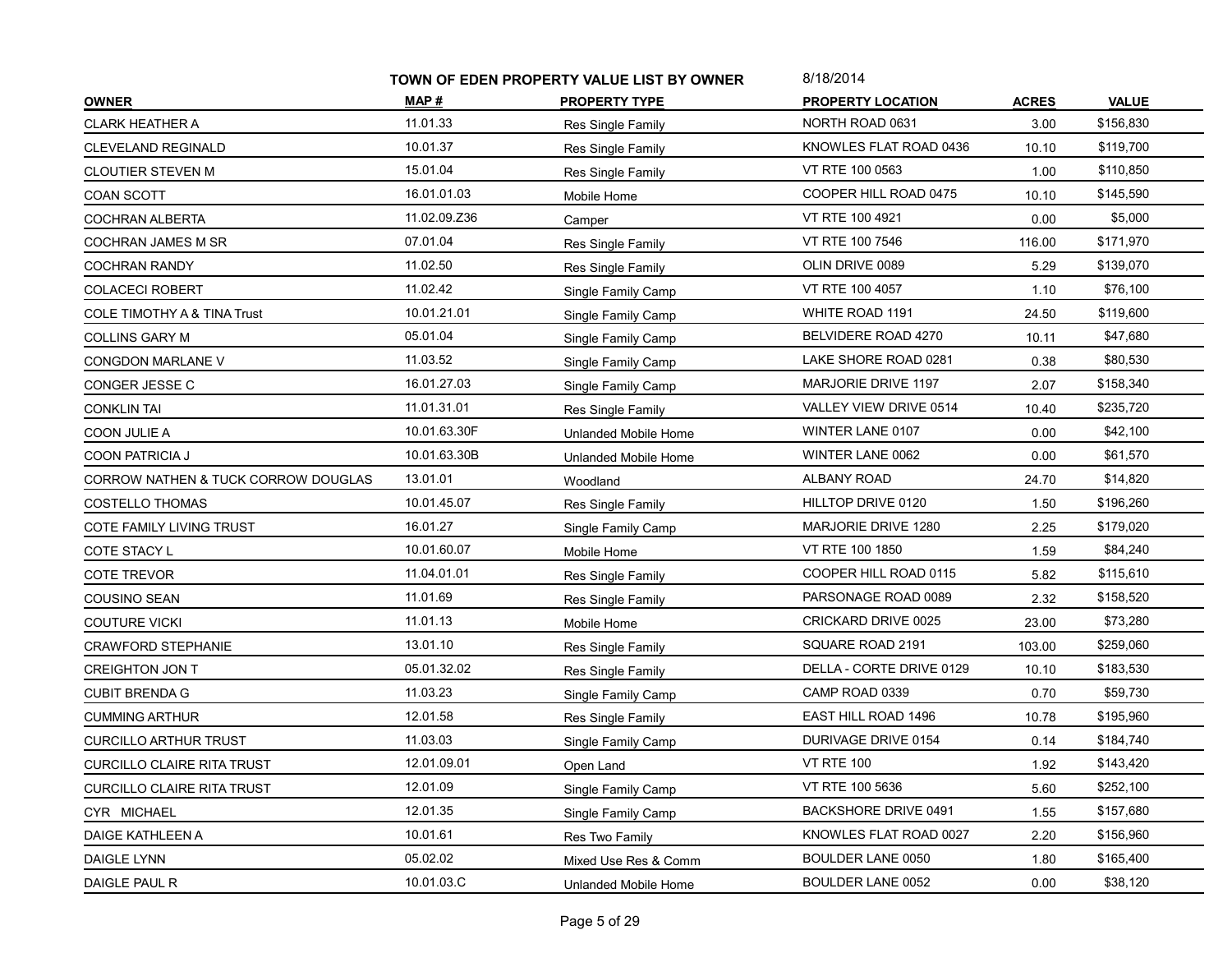**TOWN OF EDEN PROPERTY VALUE LIST BY OWNER** 8/18/2014

| OWNER | MAP # | PROPERTY TYPE | PROPERTY LOCATION | ACRES | VALUE |
|---|---|---|---|---|---|
| CLARK HEATHER A | 11.01.33 | Res Single Family | NORTH ROAD 0631 | 3.00 | $156,830 |
| CLEVELAND REGINALD | 10.01.37 | Res Single Family | KNOWLES FLAT ROAD 0436 | 10.10 | $119,700 |
| CLOUTIER STEVEN M | 15.01.04 | Res Single Family | VT RTE 100 0563 | 1.00 | $110,850 |
| COAN SCOTT | 16.01.01.03 | Mobile Home | COOPER HILL ROAD 0475 | 10.10 | $145,590 |
| COCHRAN ALBERTA | 11.02.09.Z36 | Camper | VT RTE 100 4921 | 0.00 | $5,000 |
| COCHRAN JAMES M SR | 07.01.04 | Res Single Family | VT RTE 100 7546 | 116.00 | $171,970 |
| COCHRAN RANDY | 11.02.50 | Res Single Family | OLIN DRIVE 0089 | 5.29 | $139,070 |
| COLACECI ROBERT | 11.02.42 | Single Family Camp | VT RTE 100 4057 | 1.10 | $76,100 |
| COLE TIMOTHY A & TINA Trust | 10.01.21.01 | Single Family Camp | WHITE ROAD 1191 | 24.50 | $119,600 |
| COLLINS GARY M | 05.01.04 | Single Family Camp | BELVIDERE ROAD 4270 | 10.11 | $47,680 |
| CONGDON MARLANE V | 11.03.52 | Single Family Camp | LAKE SHORE ROAD 0281 | 0.38 | $80,530 |
| CONGER JESSE C | 16.01.27.03 | Single Family Camp | MARJORIE DRIVE 1197 | 2.07 | $158,340 |
| CONKLIN TAI | 11.01.31.01 | Res Single Family | VALLEY VIEW DRIVE 0514 | 10.40 | $235,720 |
| COON JULIE A | 10.01.63.30F | Unlanded Mobile Home | WINTER LANE 0107 | 0.00 | $42,100 |
| COON PATRICIA J | 10.01.63.30B | Unlanded Mobile Home | WINTER LANE 0062 | 0.00 | $61,570 |
| CORROW NATHEN & TUCK CORROW DOUGLAS | 13.01.01 | Woodland | ALBANY ROAD | 24.70 | $14,820 |
| COSTELLO THOMAS | 10.01.45.07 | Res Single Family | HILLTOP DRIVE 0120 | 1.50 | $196,260 |
| COTE FAMILY LIVING TRUST | 16.01.27 | Single Family Camp | MARJORIE DRIVE 1280 | 2.25 | $179,020 |
| COTE STACY L | 10.01.60.07 | Mobile Home | VT RTE 100 1850 | 1.59 | $84,240 |
| COTE TREVOR | 11.04.01.01 | Res Single Family | COOPER HILL ROAD 0115 | 5.82 | $115,610 |
| COUSINO SEAN | 11.01.69 | Res Single Family | PARSONAGE ROAD 0089 | 2.32 | $158,520 |
| COUTURE VICKI | 11.01.13 | Mobile Home | CRICKARD DRIVE 0025 | 23.00 | $73,280 |
| CRAWFORD STEPHANIE | 13.01.10 | Res Single Family | SQUARE ROAD 2191 | 103.00 | $259,060 |
| CREIGHTON JON T | 05.01.32.02 | Res Single Family | DELLA - CORTE DRIVE 0129 | 10.10 | $183,530 |
| CUBIT BRENDA G | 11.03.23 | Single Family Camp | CAMP ROAD 0339 | 0.70 | $59,730 |
| CUMMING ARTHUR | 12.01.58 | Res Single Family | EAST HILL ROAD 1496 | 10.78 | $195,960 |
| CURCILLO ARTHUR TRUST | 11.03.03 | Single Family Camp | DURIVAGE DRIVE 0154 | 0.14 | $184,740 |
| CURCILLO CLAIRE RITA TRUST | 12.01.09.01 | Open Land | VT RTE 100 | 1.92 | $143,420 |
| CURCILLO CLAIRE RITA TRUST | 12.01.09 | Single Family Camp | VT RTE 100 5636 | 5.60 | $252,100 |
| CYR MICHAEL | 12.01.35 | Single Family Camp | BACKSHORE DRIVE 0491 | 1.55 | $157,680 |
| DAIGE KATHLEEN A | 10.01.61 | Res Two Family | KNOWLES FLAT ROAD 0027 | 2.20 | $156,960 |
| DAIGLE LYNN | 05.02.02 | Mixed Use Res & Comm | BOULDER LANE 0050 | 1.80 | $165,400 |
| DAIGLE PAUL R | 10.01.03.C | Unlanded Mobile Home | BOULDER LANE 0052 | 0.00 | $38,120 |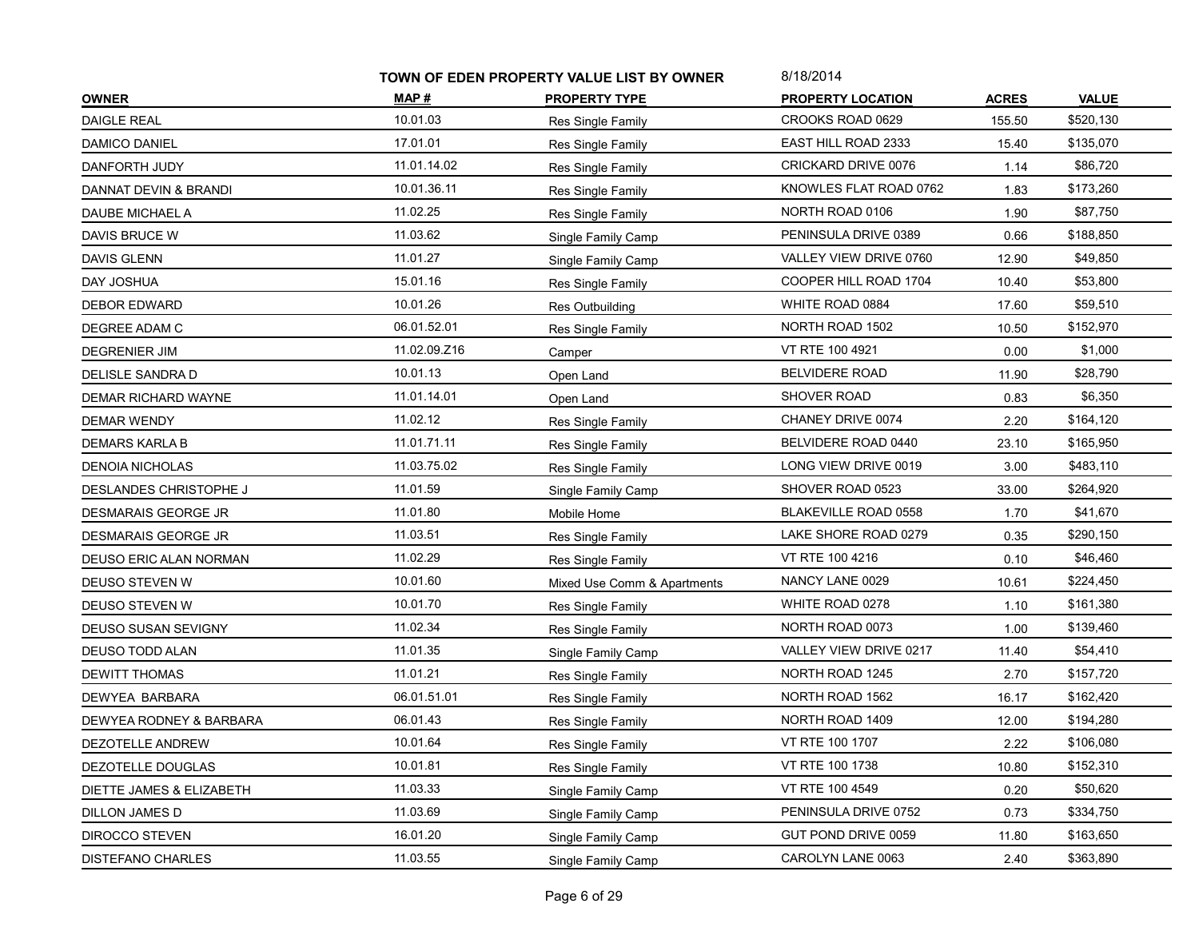**TOWN OF EDEN PROPERTY VALUE LIST BY OWNER** 8/18/2014

| OWNER | MAP # | PROPERTY TYPE | PROPERTY LOCATION | ACRES | VALUE |
|---|---|---|---|---|---|
| DAIGLE REAL | 10.01.03 | Res Single Family | CROOKS ROAD 0629 | 155.50 | $520,130 |
| DAMICO DANIEL | 17.01.01 | Res Single Family | EAST HILL ROAD 2333 | 15.40 | $135,070 |
| DANFORTH JUDY | 11.01.14.02 | Res Single Family | CRICKARD DRIVE 0076 | 1.14 | $86,720 |
| DANNAT DEVIN & BRANDI | 10.01.36.11 | Res Single Family | KNOWLES FLAT ROAD 0762 | 1.83 | $173,260 |
| DAUBE MICHAEL A | 11.02.25 | Res Single Family | NORTH ROAD 0106 | 1.90 | $87,750 |
| DAVIS BRUCE W | 11.03.62 | Single Family Camp | PENINSULA DRIVE 0389 | 0.66 | $188,850 |
| DAVIS GLENN | 11.01.27 | Single Family Camp | VALLEY VIEW DRIVE 0760 | 12.90 | $49,850 |
| DAY JOSHUA | 15.01.16 | Res Single Family | COOPER HILL ROAD 1704 | 10.40 | $53,800 |
| DEBOR EDWARD | 10.01.26 | Res Outbuilding | WHITE ROAD 0884 | 17.60 | $59,510 |
| DEGREE ADAM C | 06.01.52.01 | Res Single Family | NORTH ROAD 1502 | 10.50 | $152,970 |
| DEGRENIER JIM | 11.02.09.Z16 | Camper | VT RTE 100 4921 | 0.00 | $1,000 |
| DELISLE SANDRA D | 10.01.13 | Open Land | BELVIDERE ROAD | 11.90 | $28,790 |
| DEMAR RICHARD WAYNE | 11.01.14.01 | Open Land | SHOVER ROAD | 0.83 | $6,350 |
| DEMAR WENDY | 11.02.12 | Res Single Family | CHANEY DRIVE 0074 | 2.20 | $164,120 |
| DEMARS KARLA B | 11.01.71.11 | Res Single Family | BELVIDERE ROAD 0440 | 23.10 | $165,950 |
| DENOIA NICHOLAS | 11.03.75.02 | Res Single Family | LONG VIEW DRIVE 0019 | 3.00 | $483,110 |
| DESLANDES CHRISTOPHE J | 11.01.59 | Single Family Camp | SHOVER ROAD 0523 | 33.00 | $264,920 |
| DESMARAIS GEORGE JR | 11.01.80 | Mobile Home | BLAKEVILLE ROAD 0558 | 1.70 | $41,670 |
| DESMARAIS GEORGE JR | 11.03.51 | Res Single Family | LAKE SHORE ROAD 0279 | 0.35 | $290,150 |
| DEUSO ERIC ALAN NORMAN | 11.02.29 | Res Single Family | VT RTE 100 4216 | 0.10 | $46,460 |
| DEUSO STEVEN W | 10.01.60 | Mixed Use Comm & Apartments | NANCY LANE 0029 | 10.61 | $224,450 |
| DEUSO STEVEN W | 10.01.70 | Res Single Family | WHITE ROAD 0278 | 1.10 | $161,380 |
| DEUSO SUSAN SEVIGNY | 11.02.34 | Res Single Family | NORTH ROAD 0073 | 1.00 | $139,460 |
| DEUSO TODD ALAN | 11.01.35 | Single Family Camp | VALLEY VIEW DRIVE 0217 | 11.40 | $54,410 |
| DEWITT THOMAS | 11.01.21 | Res Single Family | NORTH ROAD 1245 | 2.70 | $157,720 |
| DEWYEA BARBARA | 06.01.51.01 | Res Single Family | NORTH ROAD 1562 | 16.17 | $162,420 |
| DEWYEA RODNEY & BARBARA | 06.01.43 | Res Single Family | NORTH ROAD 1409 | 12.00 | $194,280 |
| DEZOTELLE ANDREW | 10.01.64 | Res Single Family | VT RTE 100 1707 | 2.22 | $106,080 |
| DEZOTELLE DOUGLAS | 10.01.81 | Res Single Family | VT RTE 100 1738 | 10.80 | $152,310 |
| DIETTE JAMES & ELIZABETH | 11.03.33 | Single Family Camp | VT RTE 100 4549 | 0.20 | $50,620 |
| DILLON JAMES D | 11.03.69 | Single Family Camp | PENINSULA DRIVE 0752 | 0.73 | $334,750 |
| DIROCCO STEVEN | 16.01.20 | Single Family Camp | GUT POND DRIVE 0059 | 11.80 | $163,650 |
| DISTEFANO CHARLES | 11.03.55 | Single Family Camp | CAROLYN LANE 0063 | 2.40 | $363,890 |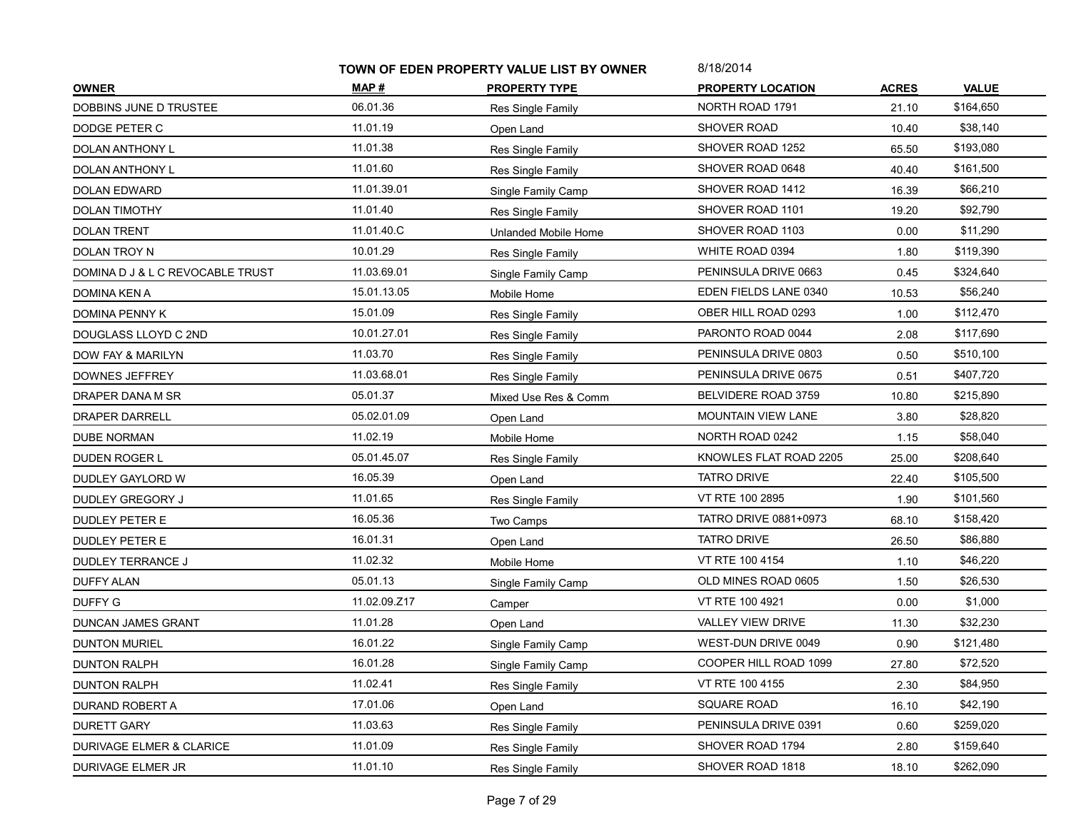**TOWN OF EDEN PROPERTY VALUE LIST BY OWNER** 8/18/2014

| OWNER | MAP # | PROPERTY TYPE | PROPERTY LOCATION | ACRES | VALUE |
|---|---|---|---|---|---|
| DOBBINS JUNE D TRUSTEE | 06.01.36 | Res Single Family | NORTH ROAD 1791 | 21.10 | $164,650 |
| DODGE PETER C | 11.01.19 | Open Land | SHOVER ROAD | 10.40 | $38,140 |
| DOLAN ANTHONY L | 11.01.38 | Res Single Family | SHOVER ROAD 1252 | 65.50 | $193,080 |
| DOLAN ANTHONY L | 11.01.60 | Res Single Family | SHOVER ROAD 0648 | 40.40 | $161,500 |
| DOLAN EDWARD | 11.01.39.01 | Single Family Camp | SHOVER ROAD 1412 | 16.39 | $66,210 |
| DOLAN TIMOTHY | 11.01.40 | Res Single Family | SHOVER ROAD 1101 | 19.20 | $92,790 |
| DOLAN TRENT | 11.01.40.C | Unlanded Mobile Home | SHOVER ROAD 1103 | 0.00 | $11,290 |
| DOLAN TROY N | 10.01.29 | Res Single Family | WHITE ROAD 0394 | 1.80 | $119,390 |
| DOMINA D J & L C REVOCABLE TRUST | 11.03.69.01 | Single Family Camp | PENINSULA DRIVE 0663 | 0.45 | $324,640 |
| DOMINA KEN A | 15.01.13.05 | Mobile Home | EDEN FIELDS LANE 0340 | 10.53 | $56,240 |
| DOMINA PENNY K | 15.01.09 | Res Single Family | OBER HILL ROAD 0293 | 1.00 | $112,470 |
| DOUGLASS LLOYD C 2ND | 10.01.27.01 | Res Single Family | PARONTO ROAD 0044 | 2.08 | $117,690 |
| DOW FAY & MARILYN | 11.03.70 | Res Single Family | PENINSULA DRIVE 0803 | 0.50 | $510,100 |
| DOWNES JEFFREY | 11.03.68.01 | Res Single Family | PENINSULA DRIVE 0675 | 0.51 | $407,720 |
| DRAPER DANA M SR | 05.01.37 | Mixed Use Res & Comm | BELVIDERE ROAD 3759 | 10.80 | $215,890 |
| DRAPER DARRELL | 05.02.01.09 | Open Land | MOUNTAIN VIEW LANE | 3.80 | $28,820 |
| DUBE NORMAN | 11.02.19 | Mobile Home | NORTH ROAD 0242 | 1.15 | $58,040 |
| DUDEN ROGER L | 05.01.45.07 | Res Single Family | KNOWLES FLAT ROAD 2205 | 25.00 | $208,640 |
| DUDLEY GAYLORD W | 16.05.39 | Open Land | TATRO DRIVE | 22.40 | $105,500 |
| DUDLEY GREGORY J | 11.01.65 | Res Single Family | VT RTE 100 2895 | 1.90 | $101,560 |
| DUDLEY PETER E | 16.05.36 | Two Camps | TATRO DRIVE 0881+0973 | 68.10 | $158,420 |
| DUDLEY PETER E | 16.01.31 | Open Land | TATRO DRIVE | 26.50 | $86,880 |
| DUDLEY TERRANCE J | 11.02.32 | Mobile Home | VT RTE 100 4154 | 1.10 | $46,220 |
| DUFFY ALAN | 05.01.13 | Single Family Camp | OLD MINES ROAD 0605 | 1.50 | $26,530 |
| DUFFY G | 11.02.09.Z17 | Camper | VT RTE 100 4921 | 0.00 | $1,000 |
| DUNCAN JAMES GRANT | 11.01.28 | Open Land | VALLEY VIEW DRIVE | 11.30 | $32,230 |
| DUNTON MURIEL | 16.01.22 | Single Family Camp | WEST-DUN DRIVE 0049 | 0.90 | $121,480 |
| DUNTON RALPH | 16.01.28 | Single Family Camp | COOPER HILL ROAD 1099 | 27.80 | $72,520 |
| DUNTON RALPH | 11.02.41 | Res Single Family | VT RTE 100 4155 | 2.30 | $84,950 |
| DURAND ROBERT A | 17.01.06 | Open Land | SQUARE ROAD | 16.10 | $42,190 |
| DURETT GARY | 11.03.63 | Res Single Family | PENINSULA DRIVE 0391 | 0.60 | $259,020 |
| DURIVAGE ELMER & CLARICE | 11.01.09 | Res Single Family | SHOVER ROAD 1794 | 2.80 | $159,640 |
| DURIVAGE ELMER JR | 11.01.10 | Res Single Family | SHOVER ROAD 1818 | 18.10 | $262,090 |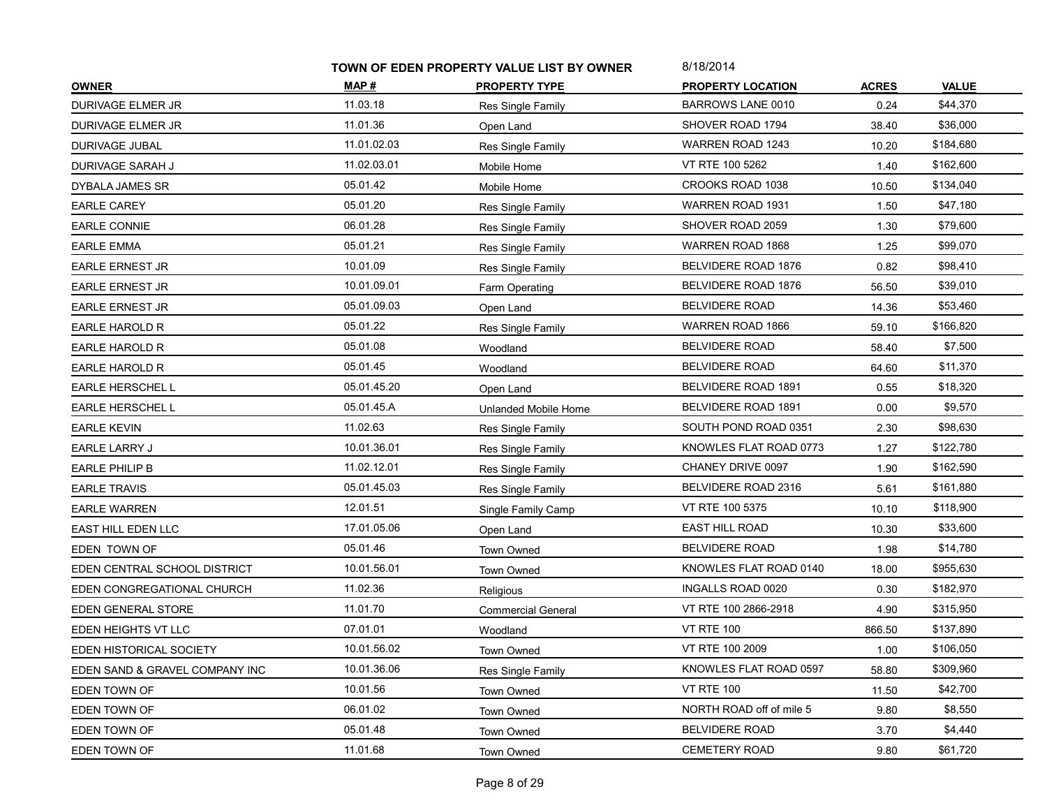**TOWN OF EDEN PROPERTY VALUE LIST BY OWNER** 8/18/2014

| OWNER | MAP # | PROPERTY TYPE | PROPERTY LOCATION | ACRES | VALUE |
|---|---|---|---|---|---|
| DURIVAGE ELMER JR | 11.03.18 | Res Single Family | BARROWS LANE 0010 | 0.24 | $44,370 |
| DURIVAGE ELMER JR | 11.01.36 | Open Land | SHOVER ROAD 1794 | 38.40 | $36,000 |
| DURIVAGE JUBAL | 11.01.02.03 | Res Single Family | WARREN ROAD 1243 | 10.20 | $184,680 |
| DURIVAGE SARAH J | 11.02.03.01 | Mobile Home | VT RTE 100 5262 | 1.40 | $162,600 |
| DYBALA JAMES SR | 05.01.42 | Mobile Home | CROOKS ROAD 1038 | 10.50 | $134,040 |
| EARLE CAREY | 05.01.20 | Res Single Family | WARREN ROAD 1931 | 1.50 | $47,180 |
| EARLE CONNIE | 06.01.28 | Res Single Family | SHOVER ROAD 2059 | 1.30 | $79,600 |
| EARLE EMMA | 05.01.21 | Res Single Family | WARREN ROAD 1868 | 1.25 | $99,070 |
| EARLE ERNEST JR | 10.01.09 | Res Single Family | BELVIDERE ROAD 1876 | 0.82 | $98,410 |
| EARLE ERNEST JR | 10.01.09.01 | Farm Operating | BELVIDERE ROAD 1876 | 56.50 | $39,010 |
| EARLE ERNEST JR | 05.01.09.03 | Open Land | BELVIDERE ROAD | 14.36 | $53,460 |
| EARLE HAROLD R | 05.01.22 | Res Single Family | WARREN ROAD 1866 | 59.10 | $166,820 |
| EARLE HAROLD R | 05.01.08 | Woodland | BELVIDERE ROAD | 58.40 | $7,500 |
| EARLE HAROLD R | 05.01.45 | Woodland | BELVIDERE ROAD | 64.60 | $11,370 |
| EARLE HERSCHEL L | 05.01.45.20 | Open Land | BELVIDERE ROAD 1891 | 0.55 | $18,320 |
| EARLE HERSCHEL L | 05.01.45.A | Unlanded Mobile Home | BELVIDERE ROAD 1891 | 0.00 | $9,570 |
| EARLE KEVIN | 11.02.63 | Res Single Family | SOUTH POND ROAD 0351 | 2.30 | $98,630 |
| EARLE LARRY J | 10.01.36.01 | Res Single Family | KNOWLES FLAT ROAD 0773 | 1.27 | $122,780 |
| EARLE PHILIP B | 11.02.12.01 | Res Single Family | CHANEY DRIVE 0097 | 1.90 | $162,590 |
| EARLE TRAVIS | 05.01.45.03 | Res Single Family | BELVIDERE ROAD 2316 | 5.61 | $161,880 |
| EARLE WARREN | 12.01.51 | Single Family Camp | VT RTE 100 5375 | 10.10 | $118,900 |
| EAST HILL EDEN LLC | 17.01.05.06 | Open Land | EAST HILL ROAD | 10.30 | $33,600 |
| EDEN TOWN OF | 05.01.46 | Town Owned | BELVIDERE ROAD | 1.98 | $14,780 |
| EDEN CENTRAL SCHOOL DISTRICT | 10.01.56.01 | Town Owned | KNOWLES FLAT ROAD 0140 | 18.00 | $955,630 |
| EDEN CONGREGATIONAL CHURCH | 11.02.36 | Religious | INGALLS ROAD 0020 | 0.30 | $182,970 |
| EDEN GENERAL STORE | 11.01.70 | Commercial General | VT RTE 100 2866-2918 | 4.90 | $315,950 |
| EDEN HEIGHTS VT LLC | 07.01.01 | Woodland | VT RTE 100 | 866.50 | $137,890 |
| EDEN HISTORICAL SOCIETY | 10.01.56.02 | Town Owned | VT RTE 100 2009 | 1.00 | $106,050 |
| EDEN SAND & GRAVEL COMPANY INC | 10.01.36.06 | Res Single Family | KNOWLES FLAT ROAD 0597 | 58.80 | $309,960 |
| EDEN TOWN OF | 10.01.56 | Town Owned | VT RTE 100 | 11.50 | $42,700 |
| EDEN TOWN OF | 06.01.02 | Town Owned | NORTH ROAD off of mile 5 | 9.80 | $8,550 |
| EDEN TOWN OF | 05.01.48 | Town Owned | BELVIDERE ROAD | 3.70 | $4,440 |
| EDEN TOWN OF | 11.01.68 | Town Owned | CEMETERY ROAD | 9.80 | $61,720 |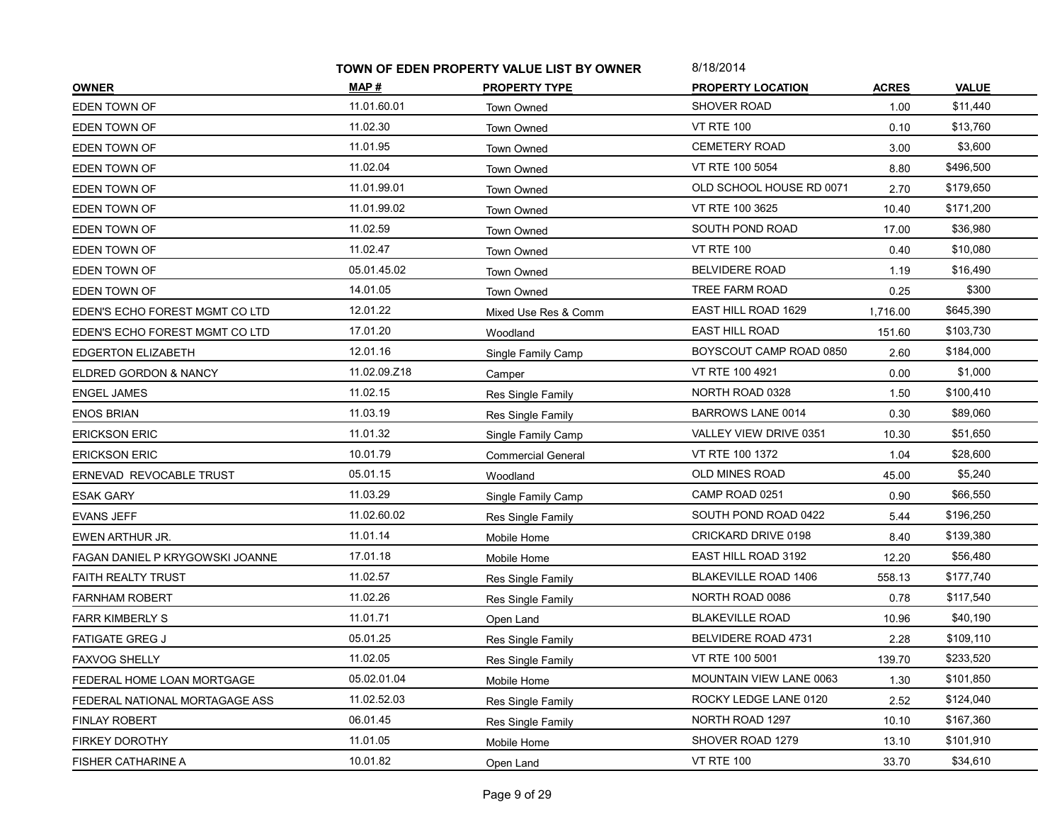**TOWN OF EDEN PROPERTY VALUE LIST BY OWNER** 8/18/2014

| OWNER | MAP # | PROPERTY TYPE | PROPERTY LOCATION | ACRES | VALUE |
|---|---|---|---|---|---|
| EDEN TOWN OF | 11.01.60.01 | Town Owned | SHOVER ROAD | 1.00 | $11,440 |
| EDEN TOWN OF | 11.02.30 | Town Owned | VT RTE 100 | 0.10 | $13,760 |
| EDEN TOWN OF | 11.01.95 | Town Owned | CEMETERY ROAD | 3.00 | $3,600 |
| EDEN TOWN OF | 11.02.04 | Town Owned | VT RTE 100 5054 | 8.80 | $496,500 |
| EDEN TOWN OF | 11.01.99.01 | Town Owned | OLD SCHOOL HOUSE RD 0071 | 2.70 | $179,650 |
| EDEN TOWN OF | 11.01.99.02 | Town Owned | VT RTE 100 3625 | 10.40 | $171,200 |
| EDEN TOWN OF | 11.02.59 | Town Owned | SOUTH POND ROAD | 17.00 | $36,980 |
| EDEN TOWN OF | 11.02.47 | Town Owned | VT RTE 100 | 0.40 | $10,080 |
| EDEN TOWN OF | 05.01.45.02 | Town Owned | BELVIDERE ROAD | 1.19 | $16,490 |
| EDEN TOWN OF | 14.01.05 | Town Owned | TREE FARM ROAD | 0.25 | $300 |
| EDEN'S ECHO FOREST MGMT CO LTD | 12.01.22 | Mixed Use Res & Comm | EAST HILL ROAD 1629 | 1,716.00 | $645,390 |
| EDEN'S ECHO FOREST MGMT CO LTD | 17.01.20 | Woodland | EAST HILL ROAD | 151.60 | $103,730 |
| EDGERTON ELIZABETH | 12.01.16 | Single Family Camp | BOYSCOUT CAMP ROAD 0850 | 2.60 | $184,000 |
| ELDRED GORDON & NANCY | 11.02.09.Z18 | Camper | VT RTE 100 4921 | 0.00 | $1,000 |
| ENGEL JAMES | 11.02.15 | Res Single Family | NORTH ROAD 0328 | 1.50 | $100,410 |
| ENOS BRIAN | 11.03.19 | Res Single Family | BARROWS LANE 0014 | 0.30 | $89,060 |
| ERICKSON ERIC | 11.01.32 | Single Family Camp | VALLEY VIEW DRIVE 0351 | 10.30 | $51,650 |
| ERICKSON ERIC | 10.01.79 | Commercial General | VT RTE 100 1372 | 1.04 | $28,600 |
| ERNEVAD REVOCABLE TRUST | 05.01.15 | Woodland | OLD MINES ROAD | 45.00 | $5,240 |
| ESAK GARY | 11.03.29 | Single Family Camp | CAMP ROAD 0251 | 0.90 | $66,550 |
| EVANS JEFF | 11.02.60.02 | Res Single Family | SOUTH POND ROAD 0422 | 5.44 | $196,250 |
| EWEN ARTHUR JR. | 11.01.14 | Mobile Home | CRICKARD DRIVE 0198 | 8.40 | $139,380 |
| FAGAN DANIEL P KRYGOWSKI JOANNE | 17.01.18 | Mobile Home | EAST HILL ROAD 3192 | 12.20 | $56,480 |
| FAITH REALTY TRUST | 11.02.57 | Res Single Family | BLAKEVILLE ROAD 1406 | 558.13 | $177,740 |
| FARNHAM ROBERT | 11.02.26 | Res Single Family | NORTH ROAD 0086 | 0.78 | $117,540 |
| FARR KIMBERLY S | 11.01.71 | Open Land | BLAKEVILLE ROAD | 10.96 | $40,190 |
| FATIGATE GREG J | 05.01.25 | Res Single Family | BELVIDERE ROAD 4731 | 2.28 | $109,110 |
| FAXVOG SHELLY | 11.02.05 | Res Single Family | VT RTE 100 5001 | 139.70 | $233,520 |
| FEDERAL HOME LOAN MORTGAGE | 05.02.01.04 | Mobile Home | MOUNTAIN VIEW LANE 0063 | 1.30 | $101,850 |
| FEDERAL NATIONAL MORTAGAGE ASS | 11.02.52.03 | Res Single Family | ROCKY LEDGE LANE 0120 | 2.52 | $124,040 |
| FINLAY ROBERT | 06.01.45 | Res Single Family | NORTH ROAD 1297 | 10.10 | $167,360 |
| FIRKEY DOROTHY | 11.01.05 | Mobile Home | SHOVER ROAD 1279 | 13.10 | $101,910 |
| FISHER CATHARINE A | 10.01.82 | Open Land | VT RTE 100 | 33.70 | $34,610 |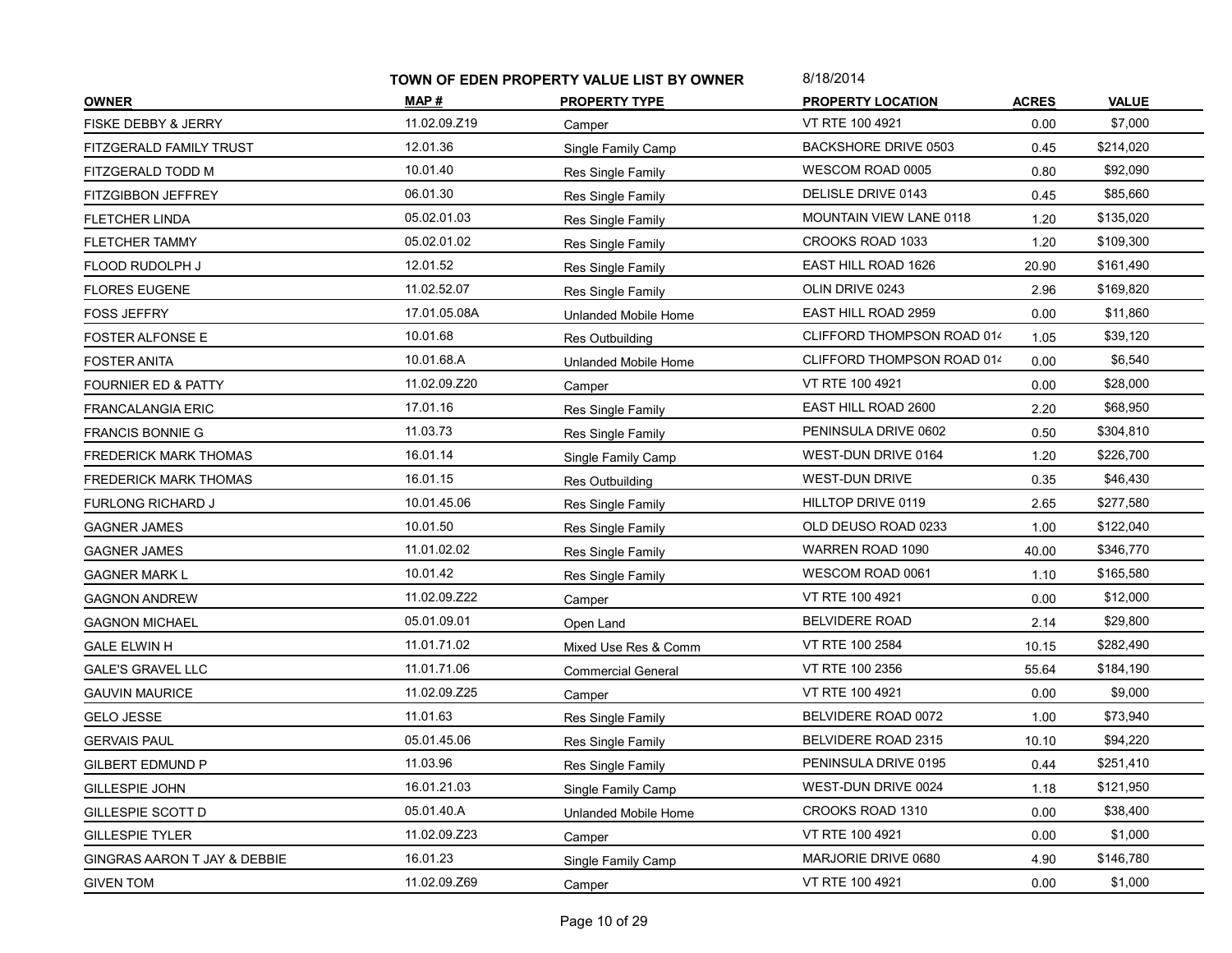**TOWN OF EDEN PROPERTY VALUE LIST BY OWNER** 8/18/2014

| OWNER | MAP # | PROPERTY TYPE | PROPERTY LOCATION | ACRES | VALUE |
|---|---|---|---|---|---|
| FISKE DEBBY & JERRY | 11.02.09.Z19 | Camper | VT RTE 100 4921 | 0.00 | $7,000 |
| FITZGERALD FAMILY TRUST | 12.01.36 | Single Family Camp | BACKSHORE DRIVE 0503 | 0.45 | $214,020 |
| FITZGERALD TODD M | 10.01.40 | Res Single Family | WESCOM ROAD 0005 | 0.80 | $92,090 |
| FITZGIBBON JEFFREY | 06.01.30 | Res Single Family | DELISLE DRIVE 0143 | 0.45 | $85,660 |
| FLETCHER LINDA | 05.02.01.03 | Res Single Family | MOUNTAIN VIEW LANE 0118 | 1.20 | $135,020 |
| FLETCHER TAMMY | 05.02.01.02 | Res Single Family | CROOKS ROAD 1033 | 1.20 | $109,300 |
| FLOOD RUDOLPH J | 12.01.52 | Res Single Family | EAST HILL ROAD 1626 | 20.90 | $161,490 |
| FLORES EUGENE | 11.02.52.07 | Res Single Family | OLIN DRIVE 0243 | 2.96 | $169,820 |
| FOSS JEFFRY | 17.01.05.08A | Unlanded Mobile Home | EAST HILL ROAD 2959 | 0.00 | $11,860 |
| FOSTER ALFONSE E | 10.01.68 | Res Outbuilding | CLIFFORD THOMPSON ROAD 014 | 1.05 | $39,120 |
| FOSTER ANITA | 10.01.68.A | Unlanded Mobile Home | CLIFFORD THOMPSON ROAD 014 | 0.00 | $6,540 |
| FOURNIER ED & PATTY | 11.02.09.Z20 | Camper | VT RTE 100 4921 | 0.00 | $28,000 |
| FRANCALANGIA ERIC | 17.01.16 | Res Single Family | EAST HILL ROAD 2600 | 2.20 | $68,950 |
| FRANCIS BONNIE G | 11.03.73 | Res Single Family | PENINSULA DRIVE 0602 | 0.50 | $304,810 |
| FREDERICK MARK THOMAS | 16.01.14 | Single Family Camp | WEST-DUN DRIVE 0164 | 1.20 | $226,700 |
| FREDERICK MARK THOMAS | 16.01.15 | Res Outbuilding | WEST-DUN DRIVE | 0.35 | $46,430 |
| FURLONG RICHARD J | 10.01.45.06 | Res Single Family | HILLTOP DRIVE 0119 | 2.65 | $277,580 |
| GAGNER JAMES | 10.01.50 | Res Single Family | OLD DEUSO ROAD 0233 | 1.00 | $122,040 |
| GAGNER JAMES | 11.01.02.02 | Res Single Family | WARREN ROAD 1090 | 40.00 | $346,770 |
| GAGNER MARK L | 10.01.42 | Res Single Family | WESCOM ROAD 0061 | 1.10 | $165,580 |
| GAGNON ANDREW | 11.02.09.Z22 | Camper | VT RTE 100 4921 | 0.00 | $12,000 |
| GAGNON MICHAEL | 05.01.09.01 | Open Land | BELVIDERE ROAD | 2.14 | $29,800 |
| GALE ELWIN H | 11.01.71.02 | Mixed Use Res & Comm | VT RTE 100 2584 | 10.15 | $282,490 |
| GALE'S GRAVEL LLC | 11.01.71.06 | Commercial General | VT RTE 100 2356 | 55.64 | $184,190 |
| GAUVIN MAURICE | 11.02.09.Z25 | Camper | VT RTE 100 4921 | 0.00 | $9,000 |
| GELO JESSE | 11.01.63 | Res Single Family | BELVIDERE ROAD 0072 | 1.00 | $73,940 |
| GERVAIS PAUL | 05.01.45.06 | Res Single Family | BELVIDERE ROAD 2315 | 10.10 | $94,220 |
| GILBERT EDMUND P | 11.03.96 | Res Single Family | PENINSULA DRIVE 0195 | 0.44 | $251,410 |
| GILLESPIE JOHN | 16.01.21.03 | Single Family Camp | WEST-DUN DRIVE 0024 | 1.18 | $121,950 |
| GILLESPIE SCOTT D | 05.01.40.A | Unlanded Mobile Home | CROOKS ROAD 1310 | 0.00 | $38,400 |
| GILLESPIE TYLER | 11.02.09.Z23 | Camper | VT RTE 100 4921 | 0.00 | $1,000 |
| GINGRAS AARON T JAY & DEBBIE | 16.01.23 | Single Family Camp | MARJORIE DRIVE 0680 | 4.90 | $146,780 |
| GIVEN TOM | 11.02.09.Z69 | Camper | VT RTE 100 4921 | 0.00 | $1,000 |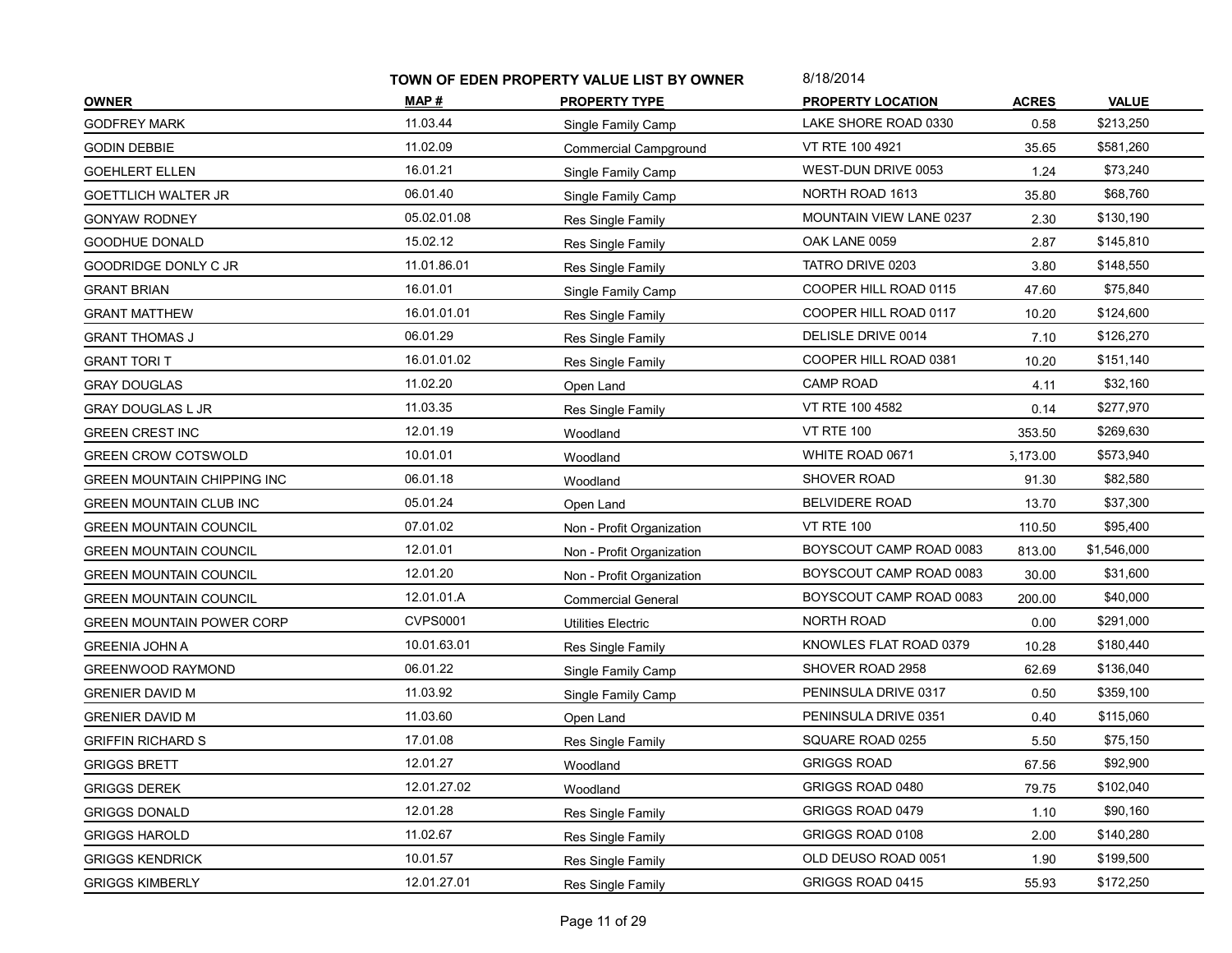**TOWN OF EDEN PROPERTY VALUE LIST BY OWNER** 8/18/2014

| OWNER | MAP # | PROPERTY TYPE | PROPERTY LOCATION | ACRES | VALUE |
|---|---|---|---|---|---|
| GODFREY MARK | 11.03.44 | Single Family Camp | LAKE SHORE ROAD 0330 | 0.58 | $213,250 |
| GODIN DEBBIE | 11.02.09 | Commercial Campground | VT RTE 100 4921 | 35.65 | $581,260 |
| GOEHLERT ELLEN | 16.01.21 | Single Family Camp | WEST-DUN DRIVE 0053 | 1.24 | $73,240 |
| GOETTLICH WALTER JR | 06.01.40 | Single Family Camp | NORTH ROAD 1613 | 35.80 | $68,760 |
| GONYAW RODNEY | 05.02.01.08 | Res Single Family | MOUNTAIN VIEW LANE 0237 | 2.30 | $130,190 |
| GOODHUE DONALD | 15.02.12 | Res Single Family | OAK LANE 0059 | 2.87 | $145,810 |
| GOODRIDGE DONLY C JR | 11.01.86.01 | Res Single Family | TATRO DRIVE 0203 | 3.80 | $148,550 |
| GRANT BRIAN | 16.01.01 | Single Family Camp | COOPER HILL ROAD 0115 | 47.60 | $75,840 |
| GRANT MATTHEW | 16.01.01.01 | Res Single Family | COOPER HILL ROAD 0117 | 10.20 | $124,600 |
| GRANT THOMAS J | 06.01.29 | Res Single Family | DELISLE DRIVE 0014 | 7.10 | $126,270 |
| GRANT TORI T | 16.01.01.02 | Res Single Family | COOPER HILL ROAD 0381 | 10.20 | $151,140 |
| GRAY DOUGLAS | 11.02.20 | Open Land | CAMP ROAD | 4.11 | $32,160 |
| GRAY DOUGLAS L JR | 11.03.35 | Res Single Family | VT RTE 100 4582 | 0.14 | $277,970 |
| GREEN CREST INC | 12.01.19 | Woodland | VT RTE 100 | 353.50 | $269,630 |
| GREEN CROW COTSWOLD | 10.01.01 | Woodland | WHITE ROAD 0671 | ,173.00 | $573,940 |
| GREEN MOUNTAIN CHIPPING INC | 06.01.18 | Woodland | SHOVER ROAD | 91.30 | $82,580 |
| GREEN MOUNTAIN CLUB INC | 05.01.24 | Open Land | BELVIDERE ROAD | 13.70 | $37,300 |
| GREEN MOUNTAIN COUNCIL | 07.01.02 | Non - Profit Organization | VT RTE 100 | 110.50 | $95,400 |
| GREEN MOUNTAIN COUNCIL | 12.01.01 | Non - Profit Organization | BOYSCOUT CAMP ROAD 0083 | 813.00 | $1,546,000 |
| GREEN MOUNTAIN COUNCIL | 12.01.20 | Non - Profit Organization | BOYSCOUT CAMP ROAD 0083 | 30.00 | $31,600 |
| GREEN MOUNTAIN COUNCIL | 12.01.01.A | Commercial General | BOYSCOUT CAMP ROAD 0083 | 200.00 | $40,000 |
| GREEN MOUNTAIN POWER CORP | CVPS0001 | Utilities Electric | NORTH ROAD | 0.00 | $291,000 |
| GREENIA JOHN A | 10.01.63.01 | Res Single Family | KNOWLES FLAT ROAD 0379 | 10.28 | $180,440 |
| GREENWOOD RAYMOND | 06.01.22 | Single Family Camp | SHOVER ROAD 2958 | 62.69 | $136,040 |
| GRENIER DAVID M | 11.03.92 | Single Family Camp | PENINSULA DRIVE 0317 | 0.50 | $359,100 |
| GRENIER DAVID M | 11.03.60 | Open Land | PENINSULA DRIVE 0351 | 0.40 | $115,060 |
| GRIFFIN RICHARD S | 17.01.08 | Res Single Family | SQUARE ROAD 0255 | 5.50 | $75,150 |
| GRIGGS BRETT | 12.01.27 | Woodland | GRIGGS ROAD | 67.56 | $92,900 |
| GRIGGS DEREK | 12.01.27.02 | Woodland | GRIGGS ROAD 0480 | 79.75 | $102,040 |
| GRIGGS DONALD | 12.01.28 | Res Single Family | GRIGGS ROAD 0479 | 1.10 | $90,160 |
| GRIGGS HAROLD | 11.02.67 | Res Single Family | GRIGGS ROAD 0108 | 2.00 | $140,280 |
| GRIGGS KENDRICK | 10.01.57 | Res Single Family | OLD DEUSO ROAD 0051 | 1.90 | $199,500 |
| GRIGGS KIMBERLY | 12.01.27.01 | Res Single Family | GRIGGS ROAD 0415 | 55.93 | $172,250 |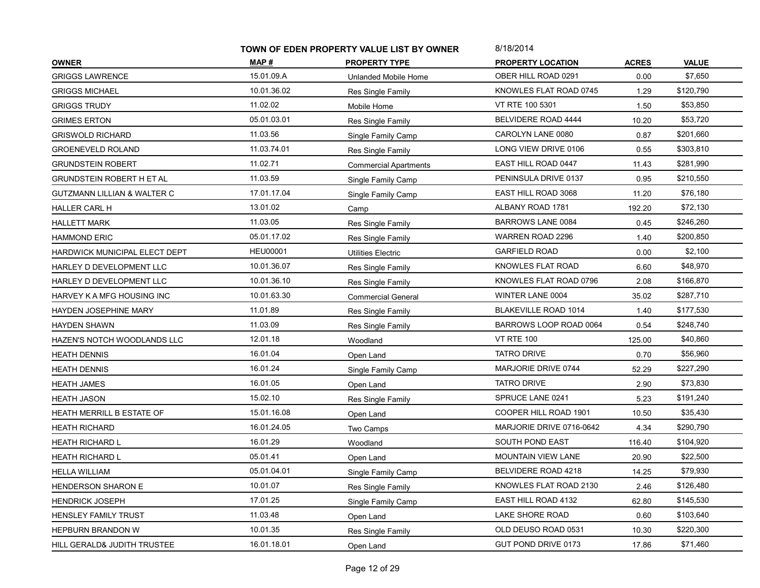**TOWN OF EDEN PROPERTY VALUE LIST BY OWNER** 8/18/2014

| OWNER | MAP # | PROPERTY TYPE | PROPERTY LOCATION | ACRES | VALUE |
|---|---|---|---|---|---|
| GRIGGS LAWRENCE | 15.01.09.A | Unlanded Mobile Home | OBER HILL ROAD 0291 | 0.00 | $7,650 |
| GRIGGS MICHAEL | 10.01.36.02 | Res Single Family | KNOWLES FLAT ROAD 0745 | 1.29 | $120,790 |
| GRIGGS TRUDY | 11.02.02 | Mobile Home | VT RTE 100 5301 | 1.50 | $53,850 |
| GRIMES ERTON | 05.01.03.01 | Res Single Family | BELVIDERE ROAD 4444 | 10.20 | $53,720 |
| GRISWOLD RICHARD | 11.03.56 | Single Family Camp | CAROLYN LANE 0080 | 0.87 | $201,660 |
| GROENEVELD ROLAND | 11.03.74.01 | Res Single Family | LONG VIEW DRIVE 0106 | 0.55 | $303,810 |
| GRUNDSTEIN ROBERT | 11.02.71 | Commercial Apartments | EAST HILL ROAD 0447 | 11.43 | $281,990 |
| GRUNDSTEIN ROBERT H ET AL | 11.03.59 | Single Family Camp | PENINSULA DRIVE 0137 | 0.95 | $210,550 |
| GUTZMANN LILLIAN & WALTER C | 17.01.17.04 | Single Family Camp | EAST HILL ROAD 3068 | 11.20 | $76,180 |
| HALLER CARL H | 13.01.02 | Camp | ALBANY ROAD 1781 | 192.20 | $72,130 |
| HALLETT MARK | 11.03.05 | Res Single Family | BARROWS LANE 0084 | 0.45 | $246,260 |
| HAMMOND ERIC | 05.01.17.02 | Res Single Family | WARREN ROAD 2296 | 1.40 | $200,850 |
| HARDWICK MUNICIPAL ELECT DEPT | HEU00001 | Utilities Electric | GARFIELD ROAD | 0.00 | $2,100 |
| HARLEY D DEVELOPMENT LLC | 10.01.36.07 | Res Single Family | KNOWLES FLAT ROAD | 6.60 | $48,970 |
| HARLEY D DEVELOPMENT LLC | 10.01.36.10 | Res Single Family | KNOWLES FLAT ROAD 0796 | 2.08 | $166,870 |
| HARVEY K A MFG HOUSING INC | 10.01.63.30 | Commercial General | WINTER LANE 0004 | 35.02 | $287,710 |
| HAYDEN JOSEPHINE MARY | 11.01.89 | Res Single Family | BLAKEVILLE ROAD 1014 | 1.40 | $177,530 |
| HAYDEN SHAWN | 11.03.09 | Res Single Family | BARROWS LOOP ROAD 0064 | 0.54 | $248,740 |
| HAZEN'S NOTCH WOODLANDS LLC | 12.01.18 | Woodland | VT RTE 100 | 125.00 | $40,860 |
| HEATH DENNIS | 16.01.04 | Open Land | TATRO DRIVE | 0.70 | $56,960 |
| HEATH DENNIS | 16.01.24 | Single Family Camp | MARJORIE DRIVE 0744 | 52.29 | $227,290 |
| HEATH JAMES | 16.01.05 | Open Land | TATRO DRIVE | 2.90 | $73,830 |
| HEATH JASON | 15.02.10 | Res Single Family | SPRUCE LANE 0241 | 5.23 | $191,240 |
| HEATH MERRILL B ESTATE OF | 15.01.16.08 | Open Land | COOPER HILL ROAD 1901 | 10.50 | $35,430 |
| HEATH RICHARD | 16.01.24.05 | Two Camps | MARJORIE DRIVE 0716-0642 | 4.34 | $290,790 |
| HEATH RICHARD L | 16.01.29 | Woodland | SOUTH POND EAST | 116.40 | $104,920 |
| HEATH RICHARD L | 05.01.41 | Open Land | MOUNTAIN VIEW LANE | 20.90 | $22,500 |
| HELLA WILLIAM | 05.01.04.01 | Single Family Camp | BELVIDERE ROAD 4218 | 14.25 | $79,930 |
| HENDERSON SHARON E | 10.01.07 | Res Single Family | KNOWLES FLAT ROAD 2130 | 2.46 | $126,480 |
| HENDRICK JOSEPH | 17.01.25 | Single Family Camp | EAST HILL ROAD 4132 | 62.80 | $145,530 |
| HENSLEY FAMILY TRUST | 11.03.48 | Open Land | LAKE SHORE ROAD | 0.60 | $103,640 |
| HEPBURN BRANDON W | 10.01.35 | Res Single Family | OLD DEUSO ROAD 0531 | 10.30 | $220,300 |
| HILL GERALD& JUDITH TRUSTEE | 16.01.18.01 | Open Land | GUT POND DRIVE 0173 | 17.86 | $71,460 |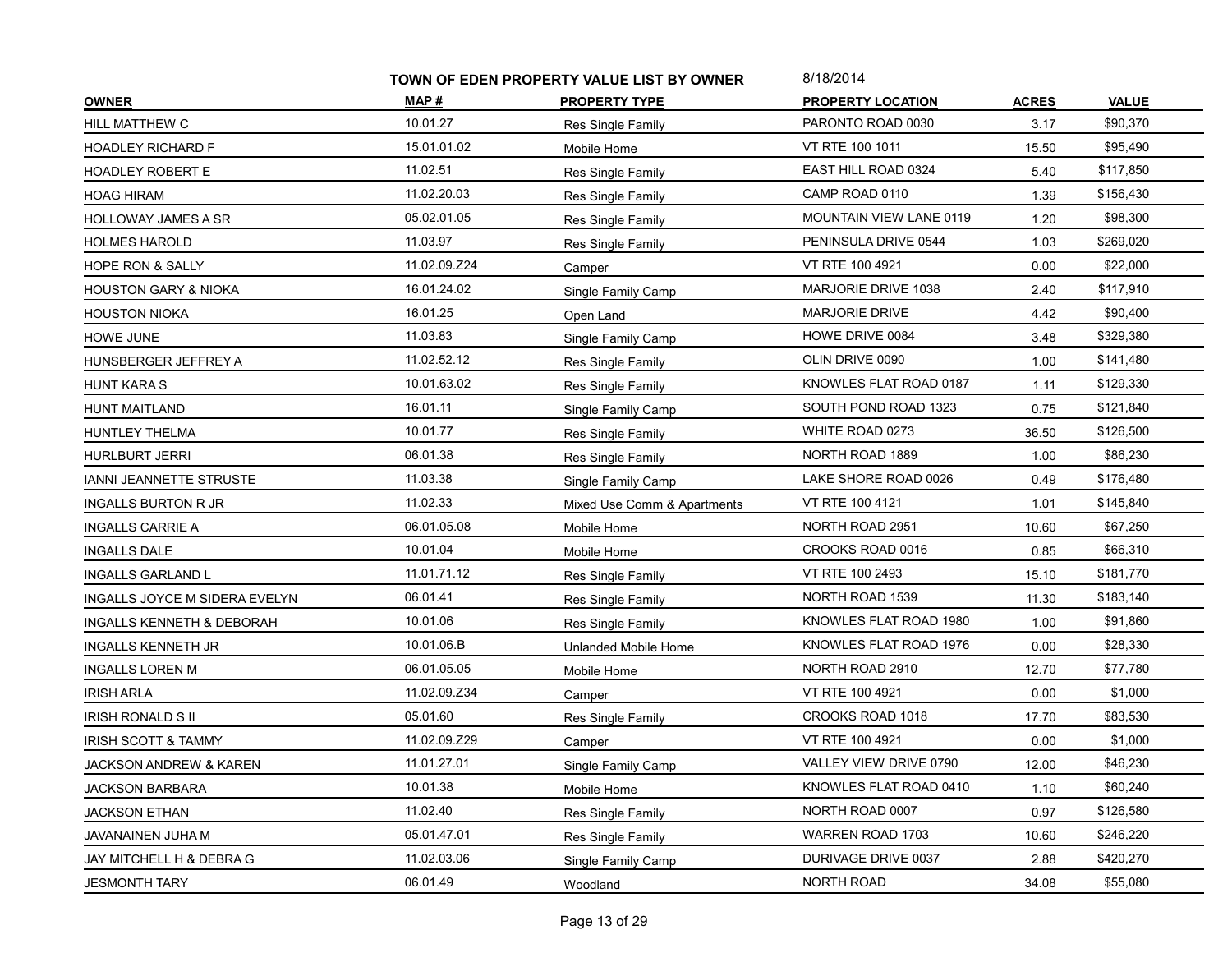**TOWN OF EDEN PROPERTY VALUE LIST BY OWNER** 8/18/2014

| OWNER | MAP # | PROPERTY TYPE | PROPERTY LOCATION | ACRES | VALUE |
|---|---|---|---|---|---|
| HILL MATTHEW C | 10.01.27 | Res Single Family | PARONTO ROAD 0030 | 3.17 | $90,370 |
| HOADLEY RICHARD F | 15.01.01.02 | Mobile Home | VT RTE 100 1011 | 15.50 | $95,490 |
| HOADLEY ROBERT E | 11.02.51 | Res Single Family | EAST HILL ROAD 0324 | 5.40 | $117,850 |
| HOAG HIRAM | 11.02.20.03 | Res Single Family | CAMP ROAD 0110 | 1.39 | $156,430 |
| HOLLOWAY JAMES A SR | 05.02.01.05 | Res Single Family | MOUNTAIN VIEW LANE 0119 | 1.20 | $98,300 |
| HOLMES HAROLD | 11.03.97 | Res Single Family | PENINSULA DRIVE 0544 | 1.03 | $269,020 |
| HOPE RON & SALLY | 11.02.09.Z24 | Camper | VT RTE 100 4921 | 0.00 | $22,000 |
| HOUSTON GARY & NIOKA | 16.01.24.02 | Single Family Camp | MARJORIE DRIVE 1038 | 2.40 | $117,910 |
| HOUSTON NIOKA | 16.01.25 | Open Land | MARJORIE DRIVE | 4.42 | $90,400 |
| HOWE JUNE | 11.03.83 | Single Family Camp | HOWE DRIVE 0084 | 3.48 | $329,380 |
| HUNSBERGER JEFFREY A | 11.02.52.12 | Res Single Family | OLIN DRIVE 0090 | 1.00 | $141,480 |
| HUNT KARA S | 10.01.63.02 | Res Single Family | KNOWLES FLAT ROAD 0187 | 1.11 | $129,330 |
| HUNT MAITLAND | 16.01.11 | Single Family Camp | SOUTH POND ROAD 1323 | 0.75 | $121,840 |
| HUNTLEY THELMA | 10.01.77 | Res Single Family | WHITE ROAD 0273 | 36.50 | $126,500 |
| HURLBURT JERRI | 06.01.38 | Res Single Family | NORTH ROAD 1889 | 1.00 | $86,230 |
| IANNI JEANNETTE STRUSTE | 11.03.38 | Single Family Camp | LAKE SHORE ROAD 0026 | 0.49 | $176,480 |
| INGALLS BURTON R JR | 11.02.33 | Mixed Use Comm & Apartments | VT RTE 100 4121 | 1.01 | $145,840 |
| INGALLS CARRIE A | 06.01.05.08 | Mobile Home | NORTH ROAD 2951 | 10.60 | $67,250 |
| INGALLS DALE | 10.01.04 | Mobile Home | CROOKS ROAD 0016 | 0.85 | $66,310 |
| INGALLS GARLAND L | 11.01.71.12 | Res Single Family | VT RTE 100 2493 | 15.10 | $181,770 |
| INGALLS JOYCE M SIDERA EVELYN | 06.01.41 | Res Single Family | NORTH ROAD 1539 | 11.30 | $183,140 |
| INGALLS KENNETH & DEBORAH | 10.01.06 | Res Single Family | KNOWLES FLAT ROAD 1980 | 1.00 | $91,860 |
| INGALLS KENNETH JR | 10.01.06.B | Unlanded Mobile Home | KNOWLES FLAT ROAD 1976 | 0.00 | $28,330 |
| INGALLS LOREN M | 06.01.05.05 | Mobile Home | NORTH ROAD 2910 | 12.70 | $77,780 |
| IRISH ARLA | 11.02.09.Z34 | Camper | VT RTE 100 4921 | 0.00 | $1,000 |
| IRISH RONALD S II | 05.01.60 | Res Single Family | CROOKS ROAD 1018 | 17.70 | $83,530 |
| IRISH SCOTT & TAMMY | 11.02.09.Z29 | Camper | VT RTE 100 4921 | 0.00 | $1,000 |
| JACKSON ANDREW & KAREN | 11.01.27.01 | Single Family Camp | VALLEY VIEW DRIVE 0790 | 12.00 | $46,230 |
| JACKSON BARBARA | 10.01.38 | Mobile Home | KNOWLES FLAT ROAD 0410 | 1.10 | $60,240 |
| JACKSON ETHAN | 11.02.40 | Res Single Family | NORTH ROAD 0007 | 0.97 | $126,580 |
| JAVANAINEN JUHA M | 05.01.47.01 | Res Single Family | WARREN ROAD 1703 | 10.60 | $246,220 |
| JAY MITCHELL H & DEBRA G | 11.02.03.06 | Single Family Camp | DURIVAGE DRIVE 0037 | 2.88 | $420,270 |
| JESMONTH TARY | 06.01.49 | Woodland | NORTH ROAD | 34.08 | $55,080 |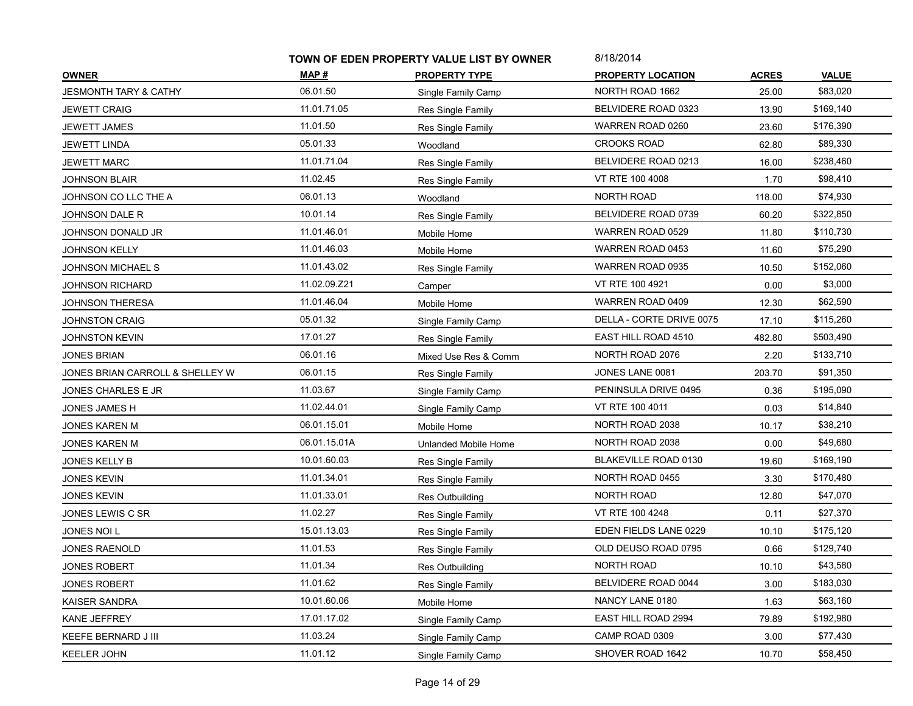**TOWN OF EDEN PROPERTY VALUE LIST BY OWNER** 8/18/2014

| OWNER | MAP # | PROPERTY TYPE | PROPERTY LOCATION | ACRES | VALUE |
|---|---|---|---|---|---|
| JESMONTH TARY & CATHY | 06.01.50 | Single Family Camp | NORTH ROAD 1662 | 25.00 | $83,020 |
| JEWETT CRAIG | 11.01.71.05 | Res Single Family | BELVIDERE ROAD 0323 | 13.90 | $169,140 |
| JEWETT JAMES | 11.01.50 | Res Single Family | WARREN ROAD 0260 | 23.60 | $176,390 |
| JEWETT LINDA | 05.01.33 | Woodland | CROOKS ROAD | 62.80 | $89,330 |
| JEWETT MARC | 11.01.71.04 | Res Single Family | BELVIDERE ROAD 0213 | 16.00 | $238,460 |
| JOHNSON BLAIR | 11.02.45 | Res Single Family | VT RTE 100 4008 | 1.70 | $98,410 |
| JOHNSON CO LLC THE A | 06.01.13 | Woodland | NORTH ROAD | 118.00 | $74,930 |
| JOHNSON DALE R | 10.01.14 | Res Single Family | BELVIDERE ROAD 0739 | 60.20 | $322,850 |
| JOHNSON DONALD JR | 11.01.46.01 | Mobile Home | WARREN ROAD 0529 | 11.80 | $110,730 |
| JOHNSON KELLY | 11.01.46.03 | Mobile Home | WARREN ROAD 0453 | 11.60 | $75,290 |
| JOHNSON MICHAEL S | 11.01.43.02 | Res Single Family | WARREN ROAD 0935 | 10.50 | $152,060 |
| JOHNSON RICHARD | 11.02.09.Z21 | Camper | VT RTE 100 4921 | 0.00 | $3,000 |
| JOHNSON THERESA | 11.01.46.04 | Mobile Home | WARREN ROAD 0409 | 12.30 | $62,590 |
| JOHNSTON CRAIG | 05.01.32 | Single Family Camp | DELLA - CORTE DRIVE 0075 | 17.10 | $115,260 |
| JOHNSTON KEVIN | 17.01.27 | Res Single Family | EAST HILL ROAD 4510 | 482.80 | $503,490 |
| JONES BRIAN | 06.01.16 | Mixed Use Res & Comm | NORTH ROAD 2076 | 2.20 | $133,710 |
| JONES BRIAN CARROLL & SHELLEY W | 06.01.15 | Res Single Family | JONES LANE 0081 | 203.70 | $91,350 |
| JONES CHARLES E JR | 11.03.67 | Single Family Camp | PENINSULA DRIVE 0495 | 0.36 | $195,090 |
| JONES JAMES H | 11.02.44.01 | Single Family Camp | VT RTE 100 4011 | 0.03 | $14,840 |
| JONES KAREN M | 06.01.15.01 | Mobile Home | NORTH ROAD 2038 | 10.17 | $38,210 |
| JONES KAREN M | 06.01.15.01A | Unlanded Mobile Home | NORTH ROAD 2038 | 0.00 | $49,680 |
| JONES KELLY B | 10.01.60.03 | Res Single Family | BLAKEVILLE ROAD 0130 | 19.60 | $169,190 |
| JONES KEVIN | 11.01.34.01 | Res Single Family | NORTH ROAD 0455 | 3.30 | $170,480 |
| JONES KEVIN | 11.01.33.01 | Res Outbuilding | NORTH ROAD | 12.80 | $47,070 |
| JONES LEWIS C SR | 11.02.27 | Res Single Family | VT RTE 100 4248 | 0.11 | $27,370 |
| JONES NOI L | 15.01.13.03 | Res Single Family | EDEN FIELDS LANE 0229 | 10.10 | $175,120 |
| JONES RAENOLD | 11.01.53 | Res Single Family | OLD DEUSO ROAD 0795 | 0.66 | $129,740 |
| JONES ROBERT | 11.01.34 | Res Outbuilding | NORTH ROAD | 10.10 | $43,580 |
| JONES ROBERT | 11.01.62 | Res Single Family | BELVIDERE ROAD 0044 | 3.00 | $183,030 |
| KAISER SANDRA | 10.01.60.06 | Mobile Home | NANCY LANE 0180 | 1.63 | $63,160 |
| KANE JEFFREY | 17.01.17.02 | Single Family Camp | EAST HILL ROAD 2994 | 79.89 | $192,980 |
| KEEFE BERNARD J III | 11.03.24 | Single Family Camp | CAMP ROAD 0309 | 3.00 | $77,430 |
| KEELER JOHN | 11.01.12 | Single Family Camp | SHOVER ROAD 1642 | 10.70 | $58,450 |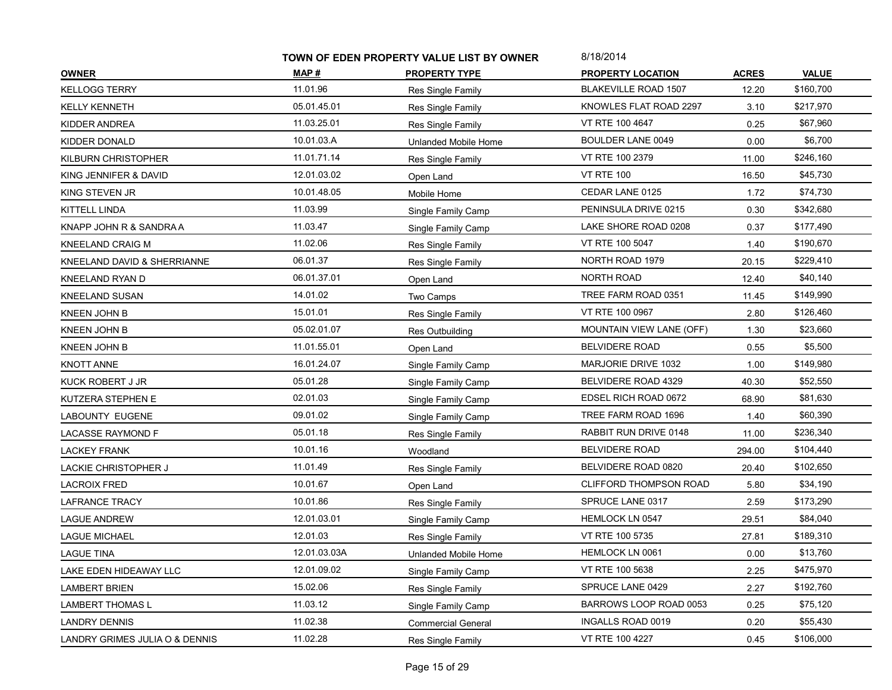**TOWN OF EDEN PROPERTY VALUE LIST BY OWNER** 8/18/2014

| OWNER | MAP # | PROPERTY TYPE | PROPERTY LOCATION | ACRES | VALUE |
|---|---|---|---|---|---|
| KELLOGG TERRY | 11.01.96 | Res Single Family | BLAKEVILLE ROAD 1507 | 12.20 | $160,700 |
| KELLY KENNETH | 05.01.45.01 | Res Single Family | KNOWLES FLAT ROAD 2297 | 3.10 | $217,970 |
| KIDDER ANDREA | 11.03.25.01 | Res Single Family | VT RTE 100 4647 | 0.25 | $67,960 |
| KIDDER DONALD | 10.01.03.A | Unlanded Mobile Home | BOULDER LANE 0049 | 0.00 | $6,700 |
| KILBURN CHRISTOPHER | 11.01.71.14 | Res Single Family | VT RTE 100 2379 | 11.00 | $246,160 |
| KING JENNIFER & DAVID | 12.01.03.02 | Open Land | VT RTE 100 | 16.50 | $45,730 |
| KING STEVEN JR | 10.01.48.05 | Mobile Home | CEDAR LANE 0125 | 1.72 | $74,730 |
| KITTELL LINDA | 11.03.99 | Single Family Camp | PENINSULA DRIVE 0215 | 0.30 | $342,680 |
| KNAPP JOHN R & SANDRA A | 11.03.47 | Single Family Camp | LAKE SHORE ROAD 0208 | 0.37 | $177,490 |
| KNEELAND CRAIG M | 11.02.06 | Res Single Family | VT RTE 100 5047 | 1.40 | $190,670 |
| KNEELAND DAVID & SHERRIANNE | 06.01.37 | Res Single Family | NORTH ROAD 1979 | 20.15 | $229,410 |
| KNEELAND RYAN D | 06.01.37.01 | Open Land | NORTH ROAD | 12.40 | $40,140 |
| KNEELAND SUSAN | 14.01.02 | Two Camps | TREE FARM ROAD 0351 | 11.45 | $149,990 |
| KNEEN JOHN B | 15.01.01 | Res Single Family | VT RTE 100 0967 | 2.80 | $126,460 |
| KNEEN JOHN B | 05.02.01.07 | Res Outbuilding | MOUNTAIN VIEW LANE (OFF) | 1.30 | $23,660 |
| KNEEN JOHN B | 11.01.55.01 | Open Land | BELVIDERE ROAD | 0.55 | $5,500 |
| KNOTT ANNE | 16.01.24.07 | Single Family Camp | MARJORIE DRIVE 1032 | 1.00 | $149,980 |
| KUCK ROBERT J JR | 05.01.28 | Single Family Camp | BELVIDERE ROAD 4329 | 40.30 | $52,550 |
| KUTZERA STEPHEN E | 02.01.03 | Single Family Camp | EDSEL RICH ROAD 0672 | 68.90 | $81,630 |
| LABOUNTY EUGENE | 09.01.02 | Single Family Camp | TREE FARM ROAD 1696 | 1.40 | $60,390 |
| LACASSE RAYMOND F | 05.01.18 | Res Single Family | RABBIT RUN DRIVE 0148 | 11.00 | $236,340 |
| LACKEY FRANK | 10.01.16 | Woodland | BELVIDERE ROAD | 294.00 | $104,440 |
| LACKIE CHRISTOPHER J | 11.01.49 | Res Single Family | BELVIDERE ROAD 0820 | 20.40 | $102,650 |
| LACROIX FRED | 10.01.67 | Open Land | CLIFFORD THOMPSON ROAD | 5.80 | $34,190 |
| LAFRANCE TRACY | 10.01.86 | Res Single Family | SPRUCE LANE 0317 | 2.59 | $173,290 |
| LAGUE ANDREW | 12.01.03.01 | Single Family Camp | HEMLOCK LN 0547 | 29.51 | $84,040 |
| LAGUE MICHAEL | 12.01.03 | Res Single Family | VT RTE 100 5735 | 27.81 | $189,310 |
| LAGUE TINA | 12.01.03.03A | Unlanded Mobile Home | HEMLOCK LN 0061 | 0.00 | $13,760 |
| LAKE EDEN HIDEAWAY LLC | 12.01.09.02 | Single Family Camp | VT RTE 100 5638 | 2.25 | $475,970 |
| LAMBERT BRIEN | 15.02.06 | Res Single Family | SPRUCE LANE 0429 | 2.27 | $192,760 |
| LAMBERT THOMAS L | 11.03.12 | Single Family Camp | BARROWS LOOP ROAD 0053 | 0.25 | $75,120 |
| LANDRY DENNIS | 11.02.38 | Commercial General | INGALLS ROAD 0019 | 0.20 | $55,430 |
| LANDRY GRIMES JULIA O & DENNIS | 11.02.28 | Res Single Family | VT RTE 100 4227 | 0.45 | $106,000 |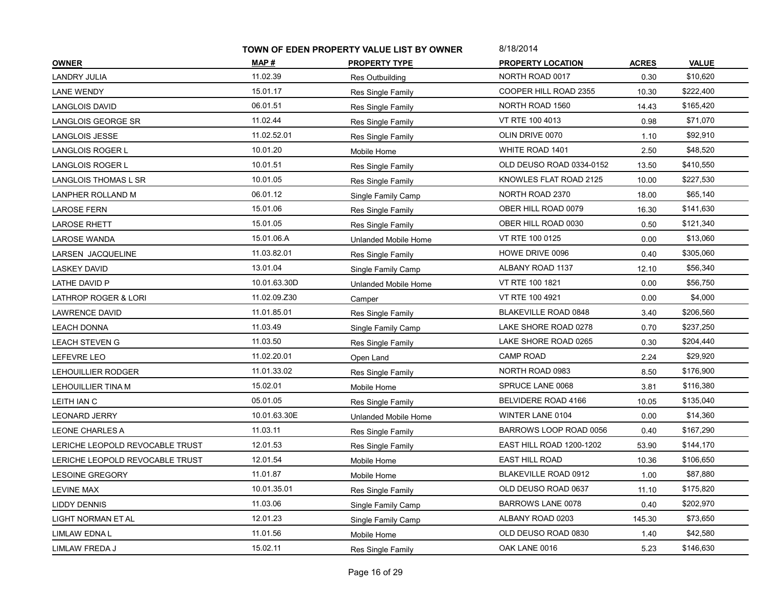## TOWN OF EDEN PROPERTY VALUE LIST BY OWNER

8/18/2014

| OWNER | MAP # | PROPERTY TYPE | PROPERTY LOCATION | ACRES | VALUE |
|---|---|---|---|---|---|
| LANDRY JULIA | 11.02.39 | Res Outbuilding | NORTH ROAD 0017 | 0.30 | $10,620 |
| LANE WENDY | 15.01.17 | Res Single Family | COOPER HILL ROAD 2355 | 10.30 | $222,400 |
| LANGLOIS DAVID | 06.01.51 | Res Single Family | NORTH ROAD 1560 | 14.43 | $165,420 |
| LANGLOIS GEORGE SR | 11.02.44 | Res Single Family | VT RTE 100 4013 | 0.98 | $71,070 |
| LANGLOIS JESSE | 11.02.52.01 | Res Single Family | OLIN DRIVE 0070 | 1.10 | $92,910 |
| LANGLOIS ROGER L | 10.01.20 | Mobile Home | WHITE ROAD 1401 | 2.50 | $48,520 |
| LANGLOIS ROGER L | 10.01.51 | Res Single Family | OLD DEUSO ROAD 0334-0152 | 13.50 | $410,550 |
| LANGLOIS THOMAS L SR | 10.01.05 | Res Single Family | KNOWLES FLAT ROAD 2125 | 10.00 | $227,530 |
| LANPHER ROLLAND M | 06.01.12 | Single Family Camp | NORTH ROAD 2370 | 18.00 | $65,140 |
| LAROSE FERN | 15.01.06 | Res Single Family | OBER HILL ROAD 0079 | 16.30 | $141,630 |
| LAROSE RHETT | 15.01.05 | Res Single Family | OBER HILL ROAD 0030 | 0.50 | $121,340 |
| LAROSE WANDA | 15.01.06.A | Unlanded Mobile Home | VT RTE 100 0125 | 0.00 | $13,060 |
| LARSEN JACQUELINE | 11.03.82.01 | Res Single Family | HOWE DRIVE 0096 | 0.40 | $305,060 |
| LASKEY DAVID | 13.01.04 | Single Family Camp | ALBANY ROAD 1137 | 12.10 | $56,340 |
| LATHE DAVID P | 10.01.63.30D | Unlanded Mobile Home | VT RTE 100 1821 | 0.00 | $56,750 |
| LATHROP ROGER & LORI | 11.02.09.Z30 | Camper | VT RTE 100 4921 | 0.00 | $4,000 |
| LAWRENCE DAVID | 11.01.85.01 | Res Single Family | BLAKEVILLE ROAD 0848 | 3.40 | $206,560 |
| LEACH DONNA | 11.03.49 | Single Family Camp | LAKE SHORE ROAD 0278 | 0.70 | $237,250 |
| LEACH STEVEN G | 11.03.50 | Res Single Family | LAKE SHORE ROAD 0265 | 0.30 | $204,440 |
| LEFEVRE LEO | 11.02.20.01 | Open Land | CAMP ROAD | 2.24 | $29,920 |
| LEHOUILLIER RODGER | 11.01.33.02 | Res Single Family | NORTH ROAD 0983 | 8.50 | $176,900 |
| LEHOUILLIER TINA M | 15.02.01 | Mobile Home | SPRUCE LANE 0068 | 3.81 | $116,380 |
| LEITH IAN C | 05.01.05 | Res Single Family | BELVIDERE ROAD 4166 | 10.05 | $135,040 |
| LEONARD JERRY | 10.01.63.30E | Unlanded Mobile Home | WINTER LANE 0104 | 0.00 | $14,360 |
| LEONE CHARLES A | 11.03.11 | Res Single Family | BARROWS LOOP ROAD 0056 | 0.40 | $167,290 |
| LERICHE LEOPOLD REVOCABLE TRUST | 12.01.53 | Res Single Family | EAST HILL ROAD 1200-1202 | 53.90 | $144,170 |
| LERICHE LEOPOLD REVOCABLE TRUST | 12.01.54 | Mobile Home | EAST HILL ROAD | 10.36 | $106,650 |
| LESOINE GREGORY | 11.01.87 | Mobile Home | BLAKEVILLE ROAD 0912 | 1.00 | $87,880 |
| LEVINE MAX | 10.01.35.01 | Res Single Family | OLD DEUSO ROAD 0637 | 11.10 | $175,820 |
| LIDDY DENNIS | 11.03.06 | Single Family Camp | BARROWS LANE 0078 | 0.40 | $202,970 |
| LIGHT NORMAN ET AL | 12.01.23 | Single Family Camp | ALBANY ROAD 0203 | 145.30 | $73,650 |
| LIMLAW EDNA L | 11.01.56 | Mobile Home | OLD DEUSO ROAD 0830 | 1.40 | $42,580 |
| LIMLAW FREDA J | 15.02.11 | Res Single Family | OAK LANE 0016 | 5.23 | $146,630 |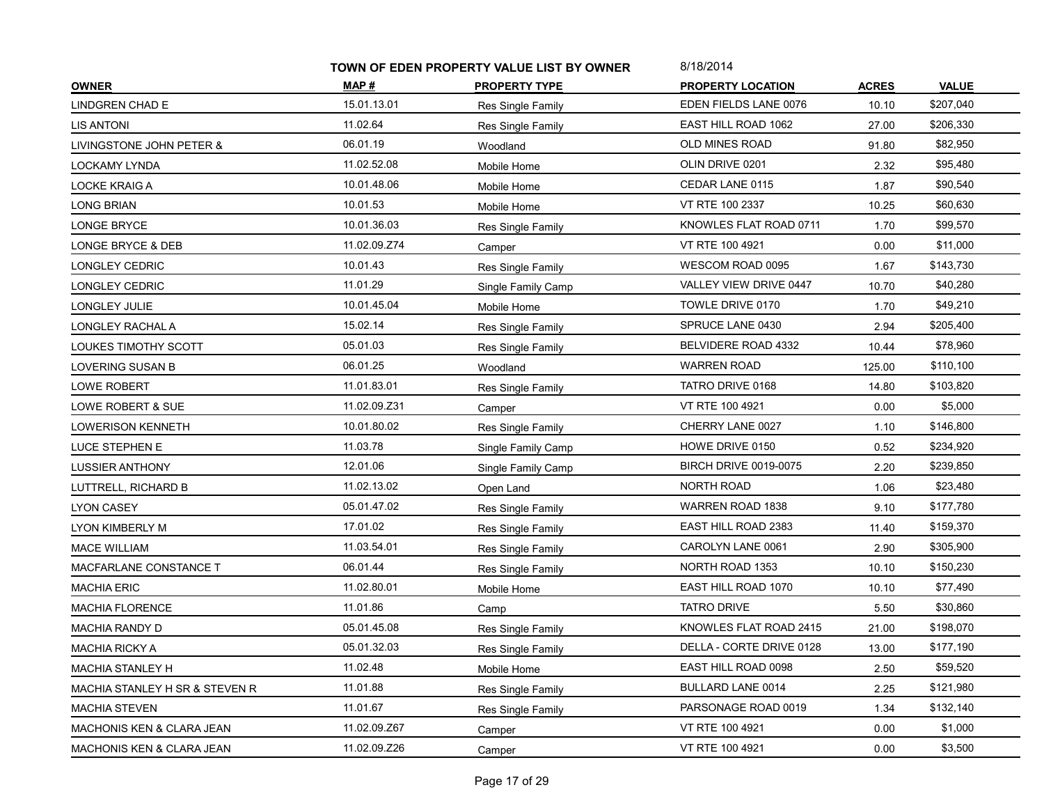**TOWN OF EDEN PROPERTY VALUE LIST BY OWNER** 8/18/2014

| OWNER | MAP # | PROPERTY TYPE | PROPERTY LOCATION | ACRES | VALUE |
|---|---|---|---|---|---|
| LINDGREN CHAD E | 15.01.13.01 | Res Single Family | EDEN FIELDS LANE 0076 | 10.10 | $207,040 |
| LIS ANTONI | 11.02.64 | Res Single Family | EAST HILL ROAD 1062 | 27.00 | $206,330 |
| LIVINGSTONE JOHN PETER & | 06.01.19 | Woodland | OLD MINES ROAD | 91.80 | $82,950 |
| LOCKAMY LYNDA | 11.02.52.08 | Mobile Home | OLIN DRIVE 0201 | 2.32 | $95,480 |
| LOCKE KRAIG A | 10.01.48.06 | Mobile Home | CEDAR LANE 0115 | 1.87 | $90,540 |
| LONG BRIAN | 10.01.53 | Mobile Home | VT RTE 100 2337 | 10.25 | $60,630 |
| LONGE BRYCE | 10.01.36.03 | Res Single Family | KNOWLES FLAT ROAD 0711 | 1.70 | $99,570 |
| LONGE BRYCE & DEB | 11.02.09.Z74 | Camper | VT RTE 100 4921 | 0.00 | $11,000 |
| LONGLEY CEDRIC | 10.01.43 | Res Single Family | WESCOM ROAD 0095 | 1.67 | $143,730 |
| LONGLEY CEDRIC | 11.01.29 | Single Family Camp | VALLEY VIEW DRIVE 0447 | 10.70 | $40,280 |
| LONGLEY JULIE | 10.01.45.04 | Mobile Home | TOWLE DRIVE 0170 | 1.70 | $49,210 |
| LONGLEY RACHAL A | 15.02.14 | Res Single Family | SPRUCE LANE 0430 | 2.94 | $205,400 |
| LOUKES TIMOTHY SCOTT | 05.01.03 | Res Single Family | BELVIDERE ROAD 4332 | 10.44 | $78,960 |
| LOVERING SUSAN B | 06.01.25 | Woodland | WARREN ROAD | 125.00 | $110,100 |
| LOWE ROBERT | 11.01.83.01 | Res Single Family | TATRO DRIVE 0168 | 14.80 | $103,820 |
| LOWE ROBERT & SUE | 11.02.09.Z31 | Camper | VT RTE 100 4921 | 0.00 | $5,000 |
| LOWERISON KENNETH | 10.01.80.02 | Res Single Family | CHERRY LANE 0027 | 1.10 | $146,800 |
| LUCE STEPHEN E | 11.03.78 | Single Family Camp | HOWE DRIVE 0150 | 0.52 | $234,920 |
| LUSSIER ANTHONY | 12.01.06 | Single Family Camp | BIRCH DRIVE 0019-0075 | 2.20 | $239,850 |
| LUTTRELL, RICHARD B | 11.02.13.02 | Open Land | NORTH ROAD | 1.06 | $23,480 |
| LYON CASEY | 05.01.47.02 | Res Single Family | WARREN ROAD 1838 | 9.10 | $177,780 |
| LYON KIMBERLY M | 17.01.02 | Res Single Family | EAST HILL ROAD 2383 | 11.40 | $159,370 |
| MACE WILLIAM | 11.03.54.01 | Res Single Family | CAROLYN LANE 0061 | 2.90 | $305,900 |
| MACFARLANE CONSTANCE T | 06.01.44 | Res Single Family | NORTH ROAD 1353 | 10.10 | $150,230 |
| MACHIA ERIC | 11.02.80.01 | Mobile Home | EAST HILL ROAD 1070 | 10.10 | $77,490 |
| MACHIA FLORENCE | 11.01.86 | Camp | TATRO DRIVE | 5.50 | $30,860 |
| MACHIA RANDY D | 05.01.45.08 | Res Single Family | KNOWLES FLAT ROAD 2415 | 21.00 | $198,070 |
| MACHIA RICKY A | 05.01.32.03 | Res Single Family | DELLA - CORTE DRIVE 0128 | 13.00 | $177,190 |
| MACHIA STANLEY H | 11.02.48 | Mobile Home | EAST HILL ROAD 0098 | 2.50 | $59,520 |
| MACHIA STANLEY H SR & STEVEN R | 11.01.88 | Res Single Family | BULLARD LANE 0014 | 2.25 | $121,980 |
| MACHIA STEVEN | 11.01.67 | Res Single Family | PARSONAGE ROAD 0019 | 1.34 | $132,140 |
| MACHONIS KEN & CLARA JEAN | 11.02.09.Z67 | Camper | VT RTE 100 4921 | 0.00 | $1,000 |
| MACHONIS KEN & CLARA JEAN | 11.02.09.Z26 | Camper | VT RTE 100 4921 | 0.00 | $3,500 |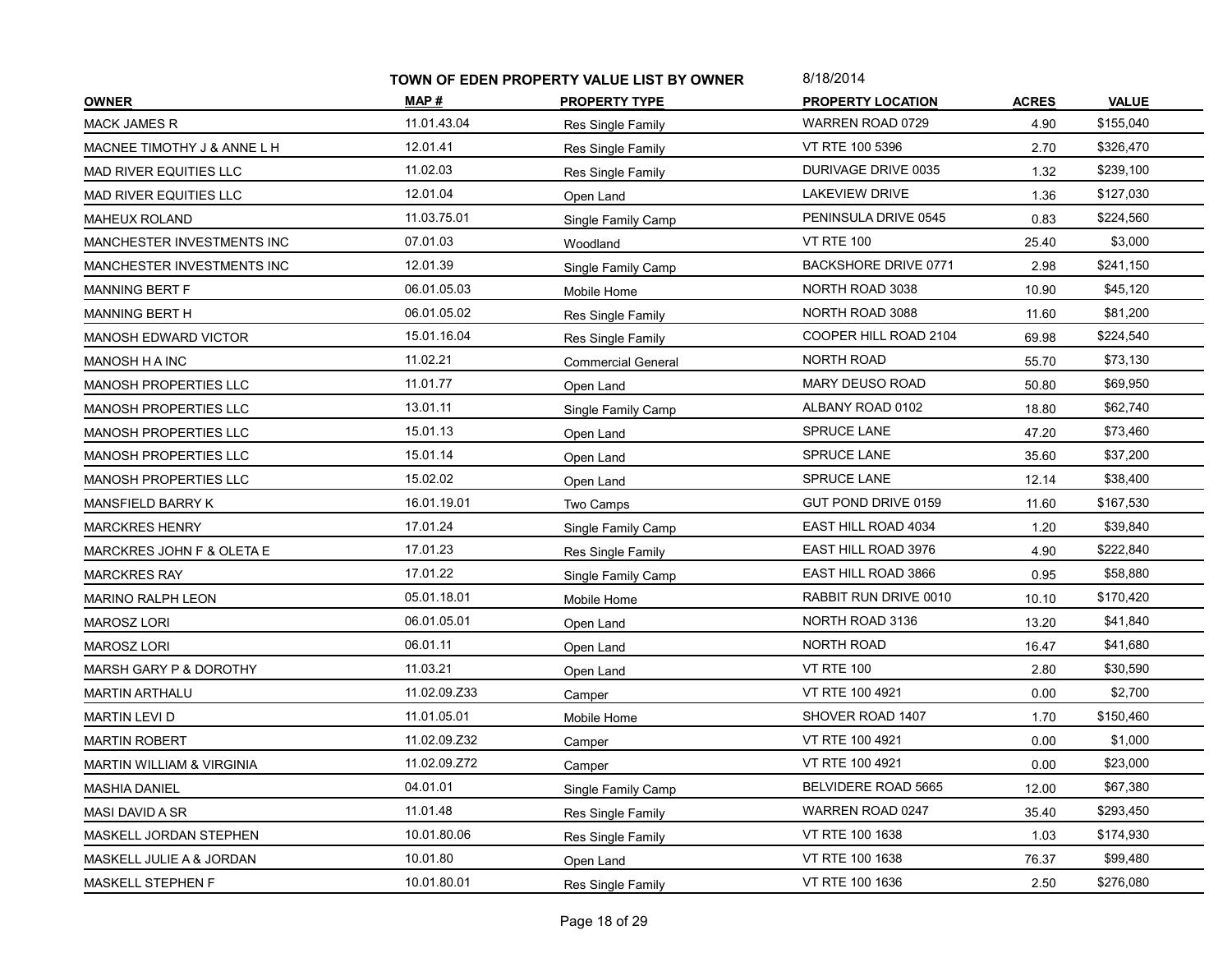**TOWN OF EDEN PROPERTY VALUE LIST BY OWNER** 8/18/2014

| OWNER | MAP # | PROPERTY TYPE | PROPERTY LOCATION | ACRES | VALUE |
|---|---|---|---|---|---|
| MACK JAMES R | 11.01.43.04 | Res Single Family | WARREN ROAD 0729 | 4.90 | $155,040 |
| MACNEE TIMOTHY J & ANNE L H | 12.01.41 | Res Single Family | VT RTE 100 5396 | 2.70 | $326,470 |
| MAD RIVER EQUITIES LLC | 11.02.03 | Res Single Family | DURIVAGE DRIVE 0035 | 1.32 | $239,100 |
| MAD RIVER EQUITIES LLC | 12.01.04 | Open Land | LAKEVIEW DRIVE | 1.36 | $127,030 |
| MAHEUX ROLAND | 11.03.75.01 | Single Family Camp | PENINSULA DRIVE 0545 | 0.83 | $224,560 |
| MANCHESTER INVESTMENTS INC | 07.01.03 | Woodland | VT RTE 100 | 25.40 | $3,000 |
| MANCHESTER INVESTMENTS INC | 12.01.39 | Single Family Camp | BACKSHORE DRIVE 0771 | 2.98 | $241,150 |
| MANNING BERT F | 06.01.05.03 | Mobile Home | NORTH ROAD 3038 | 10.90 | $45,120 |
| MANNING BERT H | 06.01.05.02 | Res Single Family | NORTH ROAD 3088 | 11.60 | $81,200 |
| MANOSH EDWARD VICTOR | 15.01.16.04 | Res Single Family | COOPER HILL ROAD 2104 | 69.98 | $224,540 |
| MANOSH H A INC | 11.02.21 | Commercial General | NORTH ROAD | 55.70 | $73,130 |
| MANOSH PROPERTIES LLC | 11.01.77 | Open Land | MARY DEUSO ROAD | 50.80 | $69,950 |
| MANOSH PROPERTIES LLC | 13.01.11 | Single Family Camp | ALBANY ROAD 0102 | 18.80 | $62,740 |
| MANOSH PROPERTIES LLC | 15.01.13 | Open Land | SPRUCE LANE | 47.20 | $73,460 |
| MANOSH PROPERTIES LLC | 15.01.14 | Open Land | SPRUCE LANE | 35.60 | $37,200 |
| MANOSH PROPERTIES LLC | 15.02.02 | Open Land | SPRUCE LANE | 12.14 | $38,400 |
| MANSFIELD BARRY K | 16.01.19.01 | Two Camps | GUT POND DRIVE 0159 | 11.60 | $167,530 |
| MARCKRES HENRY | 17.01.24 | Single Family Camp | EAST HILL ROAD 4034 | 1.20 | $39,840 |
| MARCKRES JOHN F & OLETA E | 17.01.23 | Res Single Family | EAST HILL ROAD 3976 | 4.90 | $222,840 |
| MARCKRES RAY | 17.01.22 | Single Family Camp | EAST HILL ROAD 3866 | 0.95 | $58,880 |
| MARINO RALPH LEON | 05.01.18.01 | Mobile Home | RABBIT RUN DRIVE 0010 | 10.10 | $170,420 |
| MAROSZ LORI | 06.01.05.01 | Open Land | NORTH ROAD 3136 | 13.20 | $41,840 |
| MAROSZ LORI | 06.01.11 | Open Land | NORTH ROAD | 16.47 | $41,680 |
| MARSH GARY P & DOROTHY | 11.03.21 | Open Land | VT RTE 100 | 2.80 | $30,590 |
| MARTIN ARTHALU | 11.02.09.Z33 | Camper | VT RTE 100 4921 | 0.00 | $2,700 |
| MARTIN LEVI D | 11.01.05.01 | Mobile Home | SHOVER ROAD 1407 | 1.70 | $150,460 |
| MARTIN ROBERT | 11.02.09.Z32 | Camper | VT RTE 100 4921 | 0.00 | $1,000 |
| MARTIN WILLIAM & VIRGINIA | 11.02.09.Z72 | Camper | VT RTE 100 4921 | 0.00 | $23,000 |
| MASHIA DANIEL | 04.01.01 | Single Family Camp | BELVIDERE ROAD 5665 | 12.00 | $67,380 |
| MASI DAVID A SR | 11.01.48 | Res Single Family | WARREN ROAD 0247 | 35.40 | $293,450 |
| MASKELL JORDAN STEPHEN | 10.01.80.06 | Res Single Family | VT RTE 100 1638 | 1.03 | $174,930 |
| MASKELL JULIE A & JORDAN | 10.01.80 | Open Land | VT RTE 100 1638 | 76.37 | $99,480 |
| MASKELL STEPHEN F | 10.01.80.01 | Res Single Family | VT RTE 100 1636 | 2.50 | $276,080 |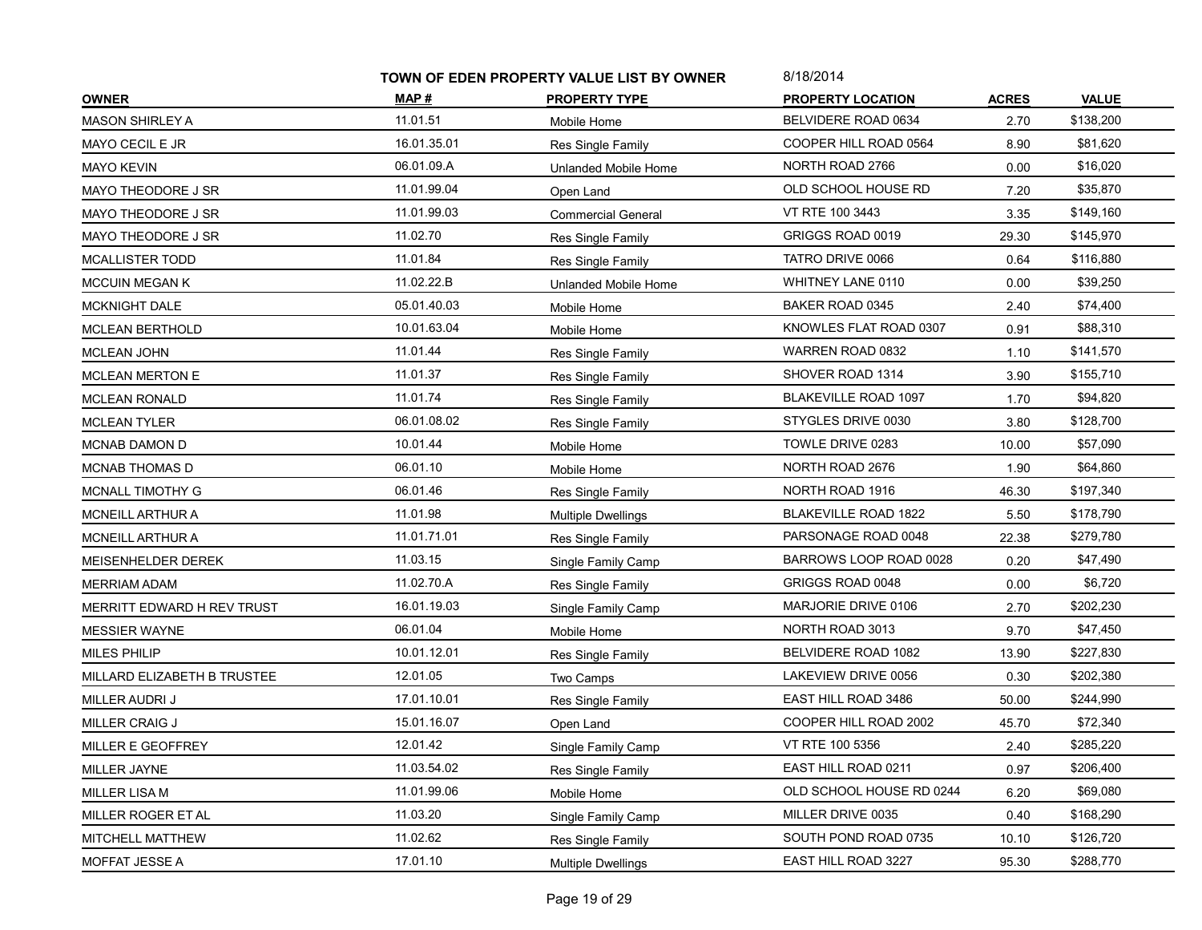# TOWN OF EDEN PROPERTY VALUE LIST BY OWNER

8/18/2014

| OWNER | MAP # | PROPERTY TYPE | PROPERTY LOCATION | ACRES | VALUE |
|---|---|---|---|---|---|
| MASON SHIRLEY A | 11.01.51 | Mobile Home | BELVIDERE ROAD 0634 | 2.70 | $138,200 |
| MAYO CECIL E JR | 16.01.35.01 | Res Single Family | COOPER HILL ROAD 0564 | 8.90 | $81,620 |
| MAYO KEVIN | 06.01.09.A | Unlanded Mobile Home | NORTH ROAD 2766 | 0.00 | $16,020 |
| MAYO THEODORE J SR | 11.01.99.04 | Open Land | OLD SCHOOL HOUSE RD | 7.20 | $35,870 |
| MAYO THEODORE J SR | 11.01.99.03 | Commercial General | VT RTE 100 3443 | 3.35 | $149,160 |
| MAYO THEODORE J SR | 11.02.70 | Res Single Family | GRIGGS ROAD 0019 | 29.30 | $145,970 |
| MCALLISTER TODD | 11.01.84 | Res Single Family | TATRO DRIVE 0066 | 0.64 | $116,880 |
| MCCUIN MEGAN K | 11.02.22.B | Unlanded Mobile Home | WHITNEY LANE 0110 | 0.00 | $39,250 |
| MCKNIGHT DALE | 05.01.40.03 | Mobile Home | BAKER ROAD 0345 | 2.40 | $74,400 |
| MCLEAN BERTHOLD | 10.01.63.04 | Mobile Home | KNOWLES FLAT ROAD 0307 | 0.91 | $88,310 |
| MCLEAN JOHN | 11.01.44 | Res Single Family | WARREN ROAD 0832 | 1.10 | $141,570 |
| MCLEAN MERTON E | 11.01.37 | Res Single Family | SHOVER ROAD 1314 | 3.90 | $155,710 |
| MCLEAN RONALD | 11.01.74 | Res Single Family | BLAKEVILLE ROAD 1097 | 1.70 | $94,820 |
| MCLEAN TYLER | 06.01.08.02 | Res Single Family | STYGLES DRIVE 0030 | 3.80 | $128,700 |
| MCNAB DAMON D | 10.01.44 | Mobile Home | TOWLE DRIVE 0283 | 10.00 | $57,090 |
| MCNAB THOMAS D | 06.01.10 | Mobile Home | NORTH ROAD 2676 | 1.90 | $64,860 |
| MCNALL TIMOTHY G | 06.01.46 | Res Single Family | NORTH ROAD 1916 | 46.30 | $197,340 |
| MCNEILL ARTHUR A | 11.01.98 | Multiple Dwellings | BLAKEVILLE ROAD 1822 | 5.50 | $178,790 |
| MCNEILL ARTHUR A | 11.01.71.01 | Res Single Family | PARSONAGE ROAD 0048 | 22.38 | $279,780 |
| MEISENHELDER DEREK | 11.03.15 | Single Family Camp | BARROWS LOOP ROAD 0028 | 0.20 | $47,490 |
| MERRIAM ADAM | 11.02.70.A | Res Single Family | GRIGGS ROAD 0048 | 0.00 | $6,720 |
| MERRITT EDWARD H REV TRUST | 16.01.19.03 | Single Family Camp | MARJORIE DRIVE 0106 | 2.70 | $202,230 |
| MESSIER WAYNE | 06.01.04 | Mobile Home | NORTH ROAD 3013 | 9.70 | $47,450 |
| MILES PHILIP | 10.01.12.01 | Res Single Family | BELVIDERE ROAD 1082 | 13.90 | $227,830 |
| MILLARD ELIZABETH B TRUSTEE | 12.01.05 | Two Camps | LAKEVIEW DRIVE 0056 | 0.30 | $202,380 |
| MILLER AUDRI J | 17.01.10.01 | Res Single Family | EAST HILL ROAD 3486 | 50.00 | $244,990 |
| MILLER CRAIG J | 15.01.16.07 | Open Land | COOPER HILL ROAD 2002 | 45.70 | $72,340 |
| MILLER E GEOFFREY | 12.01.42 | Single Family Camp | VT RTE 100 5356 | 2.40 | $285,220 |
| MILLER JAYNE | 11.03.54.02 | Res Single Family | EAST HILL ROAD 0211 | 0.97 | $206,400 |
| MILLER LISA M | 11.01.99.06 | Mobile Home | OLD SCHOOL HOUSE RD 0244 | 6.20 | $69,080 |
| MILLER ROGER ET AL | 11.03.20 | Single Family Camp | MILLER DRIVE 0035 | 0.40 | $168,290 |
| MITCHELL MATTHEW | 11.02.62 | Res Single Family | SOUTH POND ROAD 0735 | 10.10 | $126,720 |
| MOFFAT JESSE A | 17.01.10 | Multiple Dwellings | EAST HILL ROAD 3227 | 95.30 | $288,770 |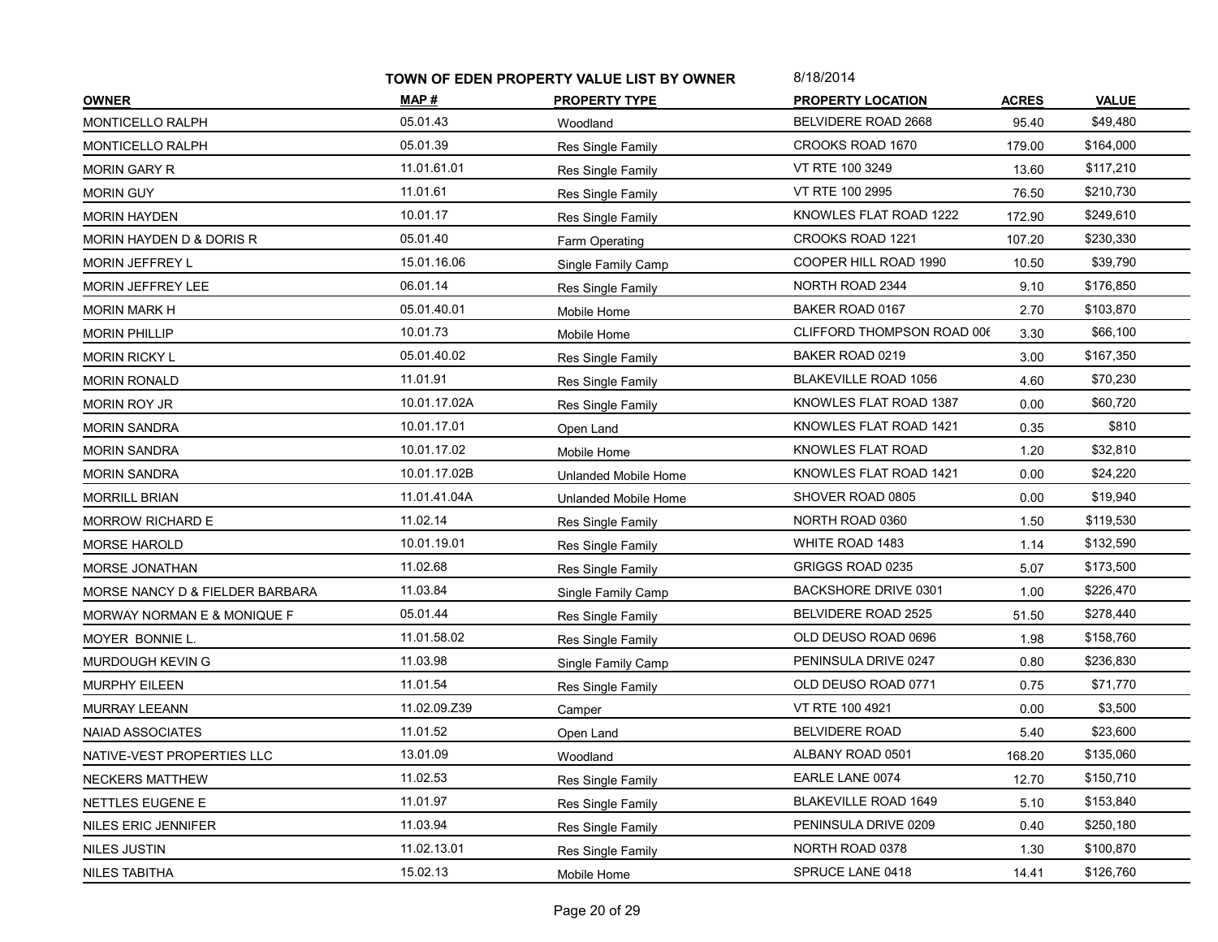**TOWN OF EDEN PROPERTY VALUE LIST BY OWNER** 8/18/2014

| OWNER | MAP # | PROPERTY TYPE | PROPERTY LOCATION | ACRES | VALUE |
|---|---|---|---|---|---|
| MONTICELLO RALPH | 05.01.43 | Woodland | BELVIDERE ROAD 2668 | 95.40 | $49,480 |
| MONTICELLO RALPH | 05.01.39 | Res Single Family | CROOKS ROAD 1670 | 179.00 | $164,000 |
| MORIN GARY R | 11.01.61.01 | Res Single Family | VT RTE 100 3249 | 13.60 | $117,210 |
| MORIN GUY | 11.01.61 | Res Single Family | VT RTE 100 2995 | 76.50 | $210,730 |
| MORIN HAYDEN | 10.01.17 | Res Single Family | KNOWLES FLAT ROAD 1222 | 172.90 | $249,610 |
| MORIN HAYDEN D & DORIS R | 05.01.40 | Farm Operating | CROOKS ROAD 1221 | 107.20 | $230,330 |
| MORIN JEFFREY L | 15.01.16.06 | Single Family Camp | COOPER HILL ROAD 1990 | 10.50 | $39,790 |
| MORIN JEFFREY LEE | 06.01.14 | Res Single Family | NORTH ROAD 2344 | 9.10 | $176,850 |
| MORIN MARK H | 05.01.40.01 | Mobile Home | BAKER ROAD 0167 | 2.70 | $103,870 |
| MORIN PHILLIP | 10.01.73 | Mobile Home | CLIFFORD THOMPSON ROAD 006 | 3.30 | $66,100 |
| MORIN RICKY L | 05.01.40.02 | Res Single Family | BAKER ROAD 0219 | 3.00 | $167,350 |
| MORIN RONALD | 11.01.91 | Res Single Family | BLAKEVILLE ROAD 1056 | 4.60 | $70,230 |
| MORIN ROY JR | 10.01.17.02A | Res Single Family | KNOWLES FLAT ROAD 1387 | 0.00 | $60,720 |
| MORIN SANDRA | 10.01.17.01 | Open Land | KNOWLES FLAT ROAD 1421 | 0.35 | $810 |
| MORIN SANDRA | 10.01.17.02 | Mobile Home | KNOWLES FLAT ROAD | 1.20 | $32,810 |
| MORIN SANDRA | 10.01.17.02B | Unlanded Mobile Home | KNOWLES FLAT ROAD 1421 | 0.00 | $24,220 |
| MORRILL BRIAN | 11.01.41.04A | Unlanded Mobile Home | SHOVER ROAD 0805 | 0.00 | $19,940 |
| MORROW RICHARD E | 11.02.14 | Res Single Family | NORTH ROAD 0360 | 1.50 | $119,530 |
| MORSE HAROLD | 10.01.19.01 | Res Single Family | WHITE ROAD 1483 | 1.14 | $132,590 |
| MORSE JONATHAN | 11.02.68 | Res Single Family | GRIGGS ROAD 0235 | 5.07 | $173,500 |
| MORSE NANCY D & FIELDER BARBARA | 11.03.84 | Single Family Camp | BACKSHORE DRIVE 0301 | 1.00 | $226,470 |
| MORWAY NORMAN E & MONIQUE F | 05.01.44 | Res Single Family | BELVIDERE ROAD 2525 | 51.50 | $278,440 |
| MOYER BONNIE L. | 11.01.58.02 | Res Single Family | OLD DEUSO ROAD 0696 | 1.98 | $158,760 |
| MURDOUGH KEVIN G | 11.03.98 | Single Family Camp | PENINSULA DRIVE 0247 | 0.80 | $236,830 |
| MURPHY EILEEN | 11.01.54 | Res Single Family | OLD DEUSO ROAD 0771 | 0.75 | $71,770 |
| MURRAY LEEANN | 11.02.09.Z39 | Camper | VT RTE 100 4921 | 0.00 | $3,500 |
| NAIAD ASSOCIATES | 11.01.52 | Open Land | BELVIDERE ROAD | 5.40 | $23,600 |
| NATIVE-VEST PROPERTIES LLC | 13.01.09 | Woodland | ALBANY ROAD 0501 | 168.20 | $135,060 |
| NECKERS MATTHEW | 11.02.53 | Res Single Family | EARLE LANE 0074 | 12.70 | $150,710 |
| NETTLES EUGENE E | 11.01.97 | Res Single Family | BLAKEVILLE ROAD 1649 | 5.10 | $153,840 |
| NILES ERIC JENNIFER | 11.03.94 | Res Single Family | PENINSULA DRIVE 0209 | 0.40 | $250,180 |
| NILES JUSTIN | 11.02.13.01 | Res Single Family | NORTH ROAD 0378 | 1.30 | $100,870 |
| NILES TABITHA | 15.02.13 | Mobile Home | SPRUCE LANE 0418 | 14.41 | $126,760 |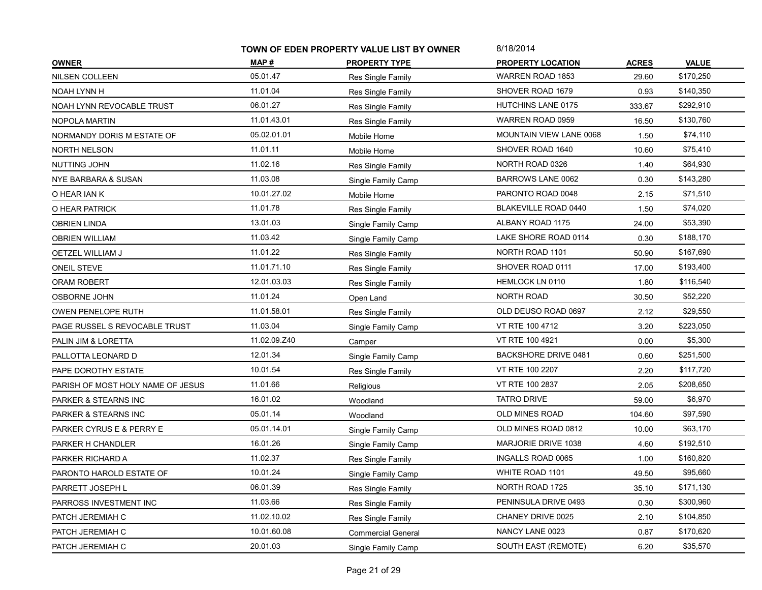**TOWN OF EDEN PROPERTY VALUE LIST BY OWNER** 8/18/2014

| OWNER | MAP # | PROPERTY TYPE | PROPERTY LOCATION | ACRES | VALUE |
|---|---|---|---|---|---|
| NILSEN COLLEEN | 05.01.47 | Res Single Family | WARREN ROAD 1853 | 29.60 | $170,250 |
| NOAH LYNN H | 11.01.04 | Res Single Family | SHOVER ROAD 1679 | 0.93 | $140,350 |
| NOAH LYNN REVOCABLE TRUST | 06.01.27 | Res Single Family | HUTCHINS LANE 0175 | 333.67 | $292,910 |
| NOPOLA MARTIN | 11.01.43.01 | Res Single Family | WARREN ROAD 0959 | 16.50 | $130,760 |
| NORMANDY DORIS M ESTATE OF | 05.02.01.01 | Mobile Home | MOUNTAIN VIEW LANE 0068 | 1.50 | $74,110 |
| NORTH NELSON | 11.01.11 | Mobile Home | SHOVER ROAD 1640 | 10.60 | $75,410 |
| NUTTING JOHN | 11.02.16 | Res Single Family | NORTH ROAD 0326 | 1.40 | $64,930 |
| NYE BARBARA & SUSAN | 11.03.08 | Single Family Camp | BARROWS LANE 0062 | 0.30 | $143,280 |
| O HEAR IAN K | 10.01.27.02 | Mobile Home | PARONTO ROAD 0048 | 2.15 | $71,510 |
| O HEAR PATRICK | 11.01.78 | Res Single Family | BLAKEVILLE ROAD 0440 | 1.50 | $74,020 |
| OBRIEN LINDA | 13.01.03 | Single Family Camp | ALBANY ROAD 1175 | 24.00 | $53,390 |
| OBRIEN WILLIAM | 11.03.42 | Single Family Camp | LAKE SHORE ROAD 0114 | 0.30 | $188,170 |
| OETZEL WILLIAM J | 11.01.22 | Res Single Family | NORTH ROAD 1101 | 50.90 | $167,690 |
| ONEIL STEVE | 11.01.71.10 | Res Single Family | SHOVER ROAD 0111 | 17.00 | $193,400 |
| ORAM ROBERT | 12.01.03.03 | Res Single Family | HEMLOCK LN 0110 | 1.80 | $116,540 |
| OSBORNE JOHN | 11.01.24 | Open Land | NORTH ROAD | 30.50 | $52,220 |
| OWEN PENELOPE RUTH | 11.01.58.01 | Res Single Family | OLD DEUSO ROAD 0697 | 2.12 | $29,550 |
| PAGE RUSSEL S REVOCABLE TRUST | 11.03.04 | Single Family Camp | VT RTE 100 4712 | 3.20 | $223,050 |
| PALIN JIM & LORETTA | 11.02.09.Z40 | Camper | VT RTE 100 4921 | 0.00 | $5,300 |
| PALLOTTA LEONARD D | 12.01.34 | Single Family Camp | BACKSHORE DRIVE 0481 | 0.60 | $251,500 |
| PAPE DOROTHY ESTATE | 10.01.54 | Res Single Family | VT RTE 100 2207 | 2.20 | $117,720 |
| PARISH OF MOST HOLY NAME OF JESUS | 11.01.66 | Religious | VT RTE 100 2837 | 2.05 | $208,650 |
| PARKER & STEARNS INC | 16.01.02 | Woodland | TATRO DRIVE | 59.00 | $6,970 |
| PARKER & STEARNS INC | 05.01.14 | Woodland | OLD MINES ROAD | 104.60 | $97,590 |
| PARKER CYRUS E & PERRY E | 05.01.14.01 | Single Family Camp | OLD MINES ROAD 0812 | 10.00 | $63,170 |
| PARKER H CHANDLER | 16.01.26 | Single Family Camp | MARJORIE DRIVE 1038 | 4.60 | $192,510 |
| PARKER RICHARD A | 11.02.37 | Res Single Family | INGALLS ROAD 0065 | 1.00 | $160,820 |
| PARONTO HAROLD ESTATE OF | 10.01.24 | Single Family Camp | WHITE ROAD 1101 | 49.50 | $95,660 |
| PARRETT JOSEPH L | 06.01.39 | Res Single Family | NORTH ROAD 1725 | 35.10 | $171,130 |
| PARROSS INVESTMENT INC | 11.03.66 | Res Single Family | PENINSULA DRIVE 0493 | 0.30 | $300,960 |
| PATCH JEREMIAH C | 11.02.10.02 | Res Single Family | CHANEY DRIVE 0025 | 2.10 | $104,850 |
| PATCH JEREMIAH C | 10.01.60.08 | Commercial General | NANCY LANE 0023 | 0.87 | $170,620 |
| PATCH JEREMIAH C | 20.01.03 | Single Family Camp | SOUTH EAST (REMOTE) | 6.20 | $35,570 |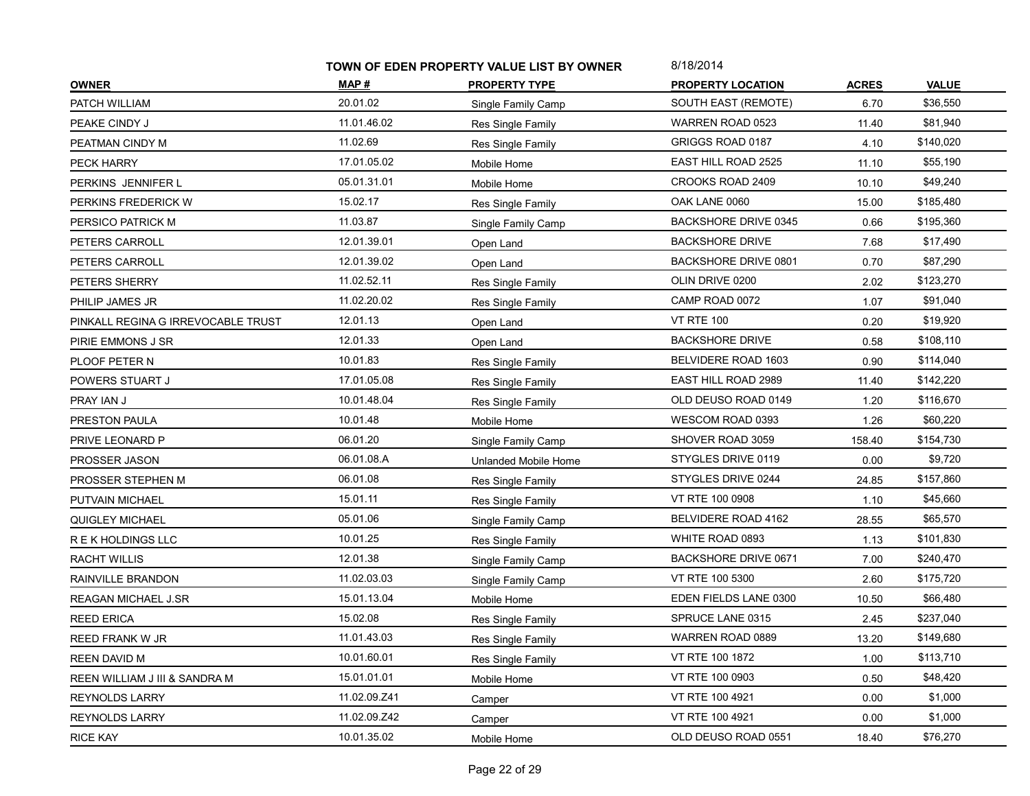**TOWN OF EDEN PROPERTY VALUE LIST BY OWNER** 8/18/2014

| OWNER | MAP # | PROPERTY TYPE | PROPERTY LOCATION | ACRES | VALUE |
|---|---|---|---|---|---|
| PATCH WILLIAM | 20.01.02 | Single Family Camp | SOUTH EAST (REMOTE) | 6.70 | $36,550 |
| PEAKE CINDY J | 11.01.46.02 | Res Single Family | WARREN ROAD 0523 | 11.40 | $81,940 |
| PEATMAN CINDY M | 11.02.69 | Res Single Family | GRIGGS ROAD 0187 | 4.10 | $140,020 |
| PECK HARRY | 17.01.05.02 | Mobile Home | EAST HILL ROAD 2525 | 11.10 | $55,190 |
| PERKINS JENNIFER L | 05.01.31.01 | Mobile Home | CROOKS ROAD 2409 | 10.10 | $49,240 |
| PERKINS FREDERICK W | 15.02.17 | Res Single Family | OAK LANE 0060 | 15.00 | $185,480 |
| PERSICO PATRICK M | 11.03.87 | Single Family Camp | BACKSHORE DRIVE 0345 | 0.66 | $195,360 |
| PETERS CARROLL | 12.01.39.01 | Open Land | BACKSHORE DRIVE | 7.68 | $17,490 |
| PETERS CARROLL | 12.01.39.02 | Open Land | BACKSHORE DRIVE 0801 | 0.70 | $87,290 |
| PETERS SHERRY | 11.02.52.11 | Res Single Family | OLIN DRIVE 0200 | 2.02 | $123,270 |
| PHILIP JAMES JR | 11.02.20.02 | Res Single Family | CAMP ROAD 0072 | 1.07 | $91,040 |
| PINKALL REGINA G IRREVOCABLE TRUST | 12.01.13 | Open Land | VT RTE 100 | 0.20 | $19,920 |
| PIRIE EMMONS J SR | 12.01.33 | Open Land | BACKSHORE DRIVE | 0.58 | $108,110 |
| PLOOF PETER N | 10.01.83 | Res Single Family | BELVIDERE ROAD 1603 | 0.90 | $114,040 |
| POWERS STUART J | 17.01.05.08 | Res Single Family | EAST HILL ROAD 2989 | 11.40 | $142,220 |
| PRAY IAN J | 10.01.48.04 | Res Single Family | OLD DEUSO ROAD 0149 | 1.20 | $116,670 |
| PRESTON PAULA | 10.01.48 | Mobile Home | WESCOM ROAD 0393 | 1.26 | $60,220 |
| PRIVE LEONARD P | 06.01.20 | Single Family Camp | SHOVER ROAD 3059 | 158.40 | $154,730 |
| PROSSER JASON | 06.01.08.A | Unlanded Mobile Home | STYGLES DRIVE 0119 | 0.00 | $9,720 |
| PROSSER STEPHEN M | 06.01.08 | Res Single Family | STYGLES DRIVE 0244 | 24.85 | $157,860 |
| PUTVAIN MICHAEL | 15.01.11 | Res Single Family | VT RTE 100 0908 | 1.10 | $45,660 |
| QUIGLEY MICHAEL | 05.01.06 | Single Family Camp | BELVIDERE ROAD 4162 | 28.55 | $65,570 |
| R E K HOLDINGS LLC | 10.01.25 | Res Single Family | WHITE ROAD 0893 | 1.13 | $101,830 |
| RACHT WILLIS | 12.01.38 | Single Family Camp | BACKSHORE DRIVE 0671 | 7.00 | $240,470 |
| RAINVILLE BRANDON | 11.02.03.03 | Single Family Camp | VT RTE 100 5300 | 2.60 | $175,720 |
| REAGAN MICHAEL J.SR | 15.01.13.04 | Mobile Home | EDEN FIELDS LANE 0300 | 10.50 | $66,480 |
| REED ERICA | 15.02.08 | Res Single Family | SPRUCE LANE 0315 | 2.45 | $237,040 |
| REED FRANK W JR | 11.01.43.03 | Res Single Family | WARREN ROAD 0889 | 13.20 | $149,680 |
| REEN DAVID M | 10.01.60.01 | Res Single Family | VT RTE 100 1872 | 1.00 | $113,710 |
| REEN WILLIAM J III & SANDRA M | 15.01.01.01 | Mobile Home | VT RTE 100 0903 | 0.50 | $48,420 |
| REYNOLDS LARRY | 11.02.09.Z41 | Camper | VT RTE 100 4921 | 0.00 | $1,000 |
| REYNOLDS LARRY | 11.02.09.Z42 | Camper | VT RTE 100 4921 | 0.00 | $1,000 |
| RICE KAY | 10.01.35.02 | Mobile Home | OLD DEUSO ROAD 0551 | 18.40 | $76,270 |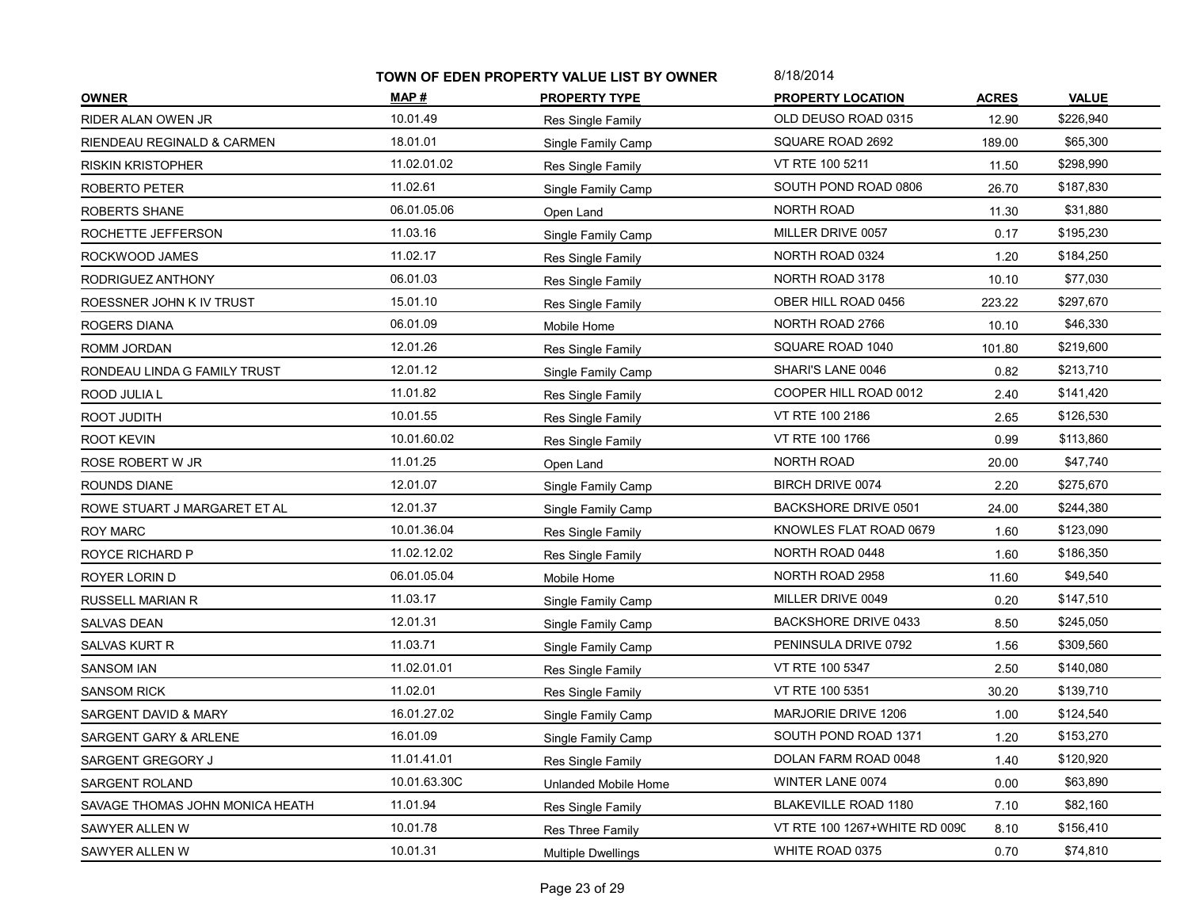**TOWN OF EDEN PROPERTY VALUE LIST BY OWNER** 8/18/2014

| OWNER | MAP # | PROPERTY TYPE | PROPERTY LOCATION | ACRES | VALUE |
|---|---|---|---|---|---|
| RIDER ALAN OWEN JR | 10.01.49 | Res Single Family | OLD DEUSO ROAD 0315 | 12.90 | $226,940 |
| RIENDEAU REGINALD & CARMEN | 18.01.01 | Single Family Camp | SQUARE ROAD 2692 | 189.00 | $65,300 |
| RISKIN KRISTOPHER | 11.02.01.02 | Res Single Family | VT RTE 100 5211 | 11.50 | $298,990 |
| ROBERTO PETER | 11.02.61 | Single Family Camp | SOUTH POND ROAD 0806 | 26.70 | $187,830 |
| ROBERTS SHANE | 06.01.05.06 | Open Land | NORTH ROAD | 11.30 | $31,880 |
| ROCHETTE JEFFERSON | 11.03.16 | Single Family Camp | MILLER DRIVE 0057 | 0.17 | $195,230 |
| ROCKWOOD JAMES | 11.02.17 | Res Single Family | NORTH ROAD 0324 | 1.20 | $184,250 |
| RODRIGUEZ ANTHONY | 06.01.03 | Res Single Family | NORTH ROAD 3178 | 10.10 | $77,030 |
| ROESSNER JOHN K IV TRUST | 15.01.10 | Res Single Family | OBER HILL ROAD 0456 | 223.22 | $297,670 |
| ROGERS DIANA | 06.01.09 | Mobile Home | NORTH ROAD 2766 | 10.10 | $46,330 |
| ROMM JORDAN | 12.01.26 | Res Single Family | SQUARE ROAD 1040 | 101.80 | $219,600 |
| RONDEAU LINDA G FAMILY TRUST | 12.01.12 | Single Family Camp | SHARI'S LANE 0046 | 0.82 | $213,710 |
| ROOD JULIA L | 11.01.82 | Res Single Family | COOPER HILL ROAD 0012 | 2.40 | $141,420 |
| ROOT JUDITH | 10.01.55 | Res Single Family | VT RTE 100 2186 | 2.65 | $126,530 |
| ROOT KEVIN | 10.01.60.02 | Res Single Family | VT RTE 100 1766 | 0.99 | $113,860 |
| ROSE ROBERT W JR | 11.01.25 | Open Land | NORTH ROAD | 20.00 | $47,740 |
| ROUNDS DIANE | 12.01.07 | Single Family Camp | BIRCH DRIVE 0074 | 2.20 | $275,670 |
| ROWE STUART J MARGARET ET AL | 12.01.37 | Single Family Camp | BACKSHORE DRIVE 0501 | 24.00 | $244,380 |
| ROY MARC | 10.01.36.04 | Res Single Family | KNOWLES FLAT ROAD 0679 | 1.60 | $123,090 |
| ROYCE RICHARD P | 11.02.12.02 | Res Single Family | NORTH ROAD 0448 | 1.60 | $186,350 |
| ROYER LORIN D | 06.01.05.04 | Mobile Home | NORTH ROAD 2958 | 11.60 | $49,540 |
| RUSSELL MARIAN R | 11.03.17 | Single Family Camp | MILLER DRIVE 0049 | 0.20 | $147,510 |
| SALVAS DEAN | 12.01.31 | Single Family Camp | BACKSHORE DRIVE 0433 | 8.50 | $245,050 |
| SALVAS KURT R | 11.03.71 | Single Family Camp | PENINSULA DRIVE 0792 | 1.56 | $309,560 |
| SANSOM IAN | 11.02.01.01 | Res Single Family | VT RTE 100 5347 | 2.50 | $140,080 |
| SANSOM RICK | 11.02.01 | Res Single Family | VT RTE 100 5351 | 30.20 | $139,710 |
| SARGENT DAVID & MARY | 16.01.27.02 | Single Family Camp | MARJORIE DRIVE 1206 | 1.00 | $124,540 |
| SARGENT GARY & ARLENE | 16.01.09 | Single Family Camp | SOUTH POND ROAD 1371 | 1.20 | $153,270 |
| SARGENT GREGORY J | 11.01.41.01 | Res Single Family | DOLAN FARM ROAD 0048 | 1.40 | $120,920 |
| SARGENT ROLAND | 10.01.63.30C | Unlanded Mobile Home | WINTER LANE 0074 | 0.00 | $63,890 |
| SAVAGE THOMAS JOHN MONICA HEATH | 11.01.94 | Res Single Family | BLAKEVILLE ROAD 1180 | 7.10 | $82,160 |
| SAWYER ALLEN W | 10.01.78 | Res Three Family | VT RTE 100 1267+WHITE RD 009C | 8.10 | $156,410 |
| SAWYER ALLEN W | 10.01.31 | Multiple Dwellings | WHITE ROAD 0375 | 0.70 | $74,810 |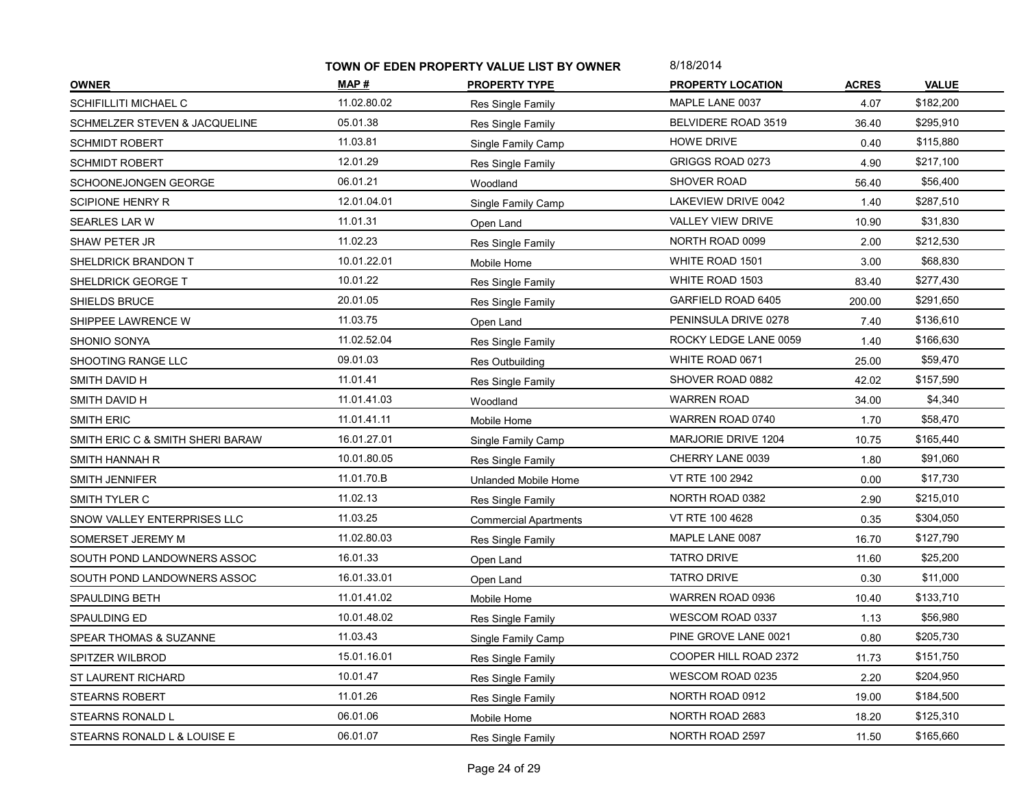**TOWN OF EDEN PROPERTY VALUE LIST BY OWNER** 8/18/2014

| OWNER | MAP # | PROPERTY TYPE | PROPERTY LOCATION | ACRES | VALUE |
|---|---|---|---|---|---|
| SCHIFILLITI MICHAEL C | 11.02.80.02 | Res Single Family | MAPLE LANE 0037 | 4.07 | $182,200 |
| SCHMELZER STEVEN & JACQUELINE | 05.01.38 | Res Single Family | BELVIDERE ROAD 3519 | 36.40 | $295,910 |
| SCHMIDT ROBERT | 11.03.81 | Single Family Camp | HOWE DRIVE | 0.40 | $115,880 |
| SCHMIDT ROBERT | 12.01.29 | Res Single Family | GRIGGS ROAD 0273 | 4.90 | $217,100 |
| SCHOONEJONGEN GEORGE | 06.01.21 | Woodland | SHOVER ROAD | 56.40 | $56,400 |
| SCIPIONE HENRY R | 12.01.04.01 | Single Family Camp | LAKEVIEW DRIVE 0042 | 1.40 | $287,510 |
| SEARLES LAR W | 11.01.31 | Open Land | VALLEY VIEW DRIVE | 10.90 | $31,830 |
| SHAW PETER JR | 11.02.23 | Res Single Family | NORTH ROAD 0099 | 2.00 | $212,530 |
| SHELDRICK BRANDON T | 10.01.22.01 | Mobile Home | WHITE ROAD 1501 | 3.00 | $68,830 |
| SHELDRICK GEORGE T | 10.01.22 | Res Single Family | WHITE ROAD 1503 | 83.40 | $277,430 |
| SHIELDS BRUCE | 20.01.05 | Res Single Family | GARFIELD ROAD 6405 | 200.00 | $291,650 |
| SHIPPEE LAWRENCE W | 11.03.75 | Open Land | PENINSULA DRIVE 0278 | 7.40 | $136,610 |
| SHONIO SONYA | 11.02.52.04 | Res Single Family | ROCKY LEDGE LANE 0059 | 1.40 | $166,630 |
| SHOOTING RANGE LLC | 09.01.03 | Res Outbuilding | WHITE ROAD 0671 | 25.00 | $59,470 |
| SMITH DAVID H | 11.01.41 | Res Single Family | SHOVER ROAD 0882 | 42.02 | $157,590 |
| SMITH DAVID H | 11.01.41.03 | Woodland | WARREN ROAD | 34.00 | $4,340 |
| SMITH ERIC | 11.01.41.11 | Mobile Home | WARREN ROAD 0740 | 1.70 | $58,470 |
| SMITH ERIC C & SMITH SHERI BARAW | 16.01.27.01 | Single Family Camp | MARJORIE DRIVE 1204 | 10.75 | $165,440 |
| SMITH HANNAH R | 10.01.80.05 | Res Single Family | CHERRY LANE 0039 | 1.80 | $91,060 |
| SMITH JENNIFER | 11.01.70.B | Unlanded Mobile Home | VT RTE 100 2942 | 0.00 | $17,730 |
| SMITH TYLER C | 11.02.13 | Res Single Family | NORTH ROAD 0382 | 2.90 | $215,010 |
| SNOW VALLEY ENTERPRISES LLC | 11.03.25 | Commercial Apartments | VT RTE 100 4628 | 0.35 | $304,050 |
| SOMERSET JEREMY M | 11.02.80.03 | Res Single Family | MAPLE LANE 0087 | 16.70 | $127,790 |
| SOUTH POND LANDOWNERS ASSOC | 16.01.33 | Open Land | TATRO DRIVE | 11.60 | $25,200 |
| SOUTH POND LANDOWNERS ASSOC | 16.01.33.01 | Open Land | TATRO DRIVE | 0.30 | $11,000 |
| SPAULDING BETH | 11.01.41.02 | Mobile Home | WARREN ROAD 0936 | 10.40 | $133,710 |
| SPAULDING ED | 10.01.48.02 | Res Single Family | WESCOM ROAD 0337 | 1.13 | $56,980 |
| SPEAR THOMAS & SUZANNE | 11.03.43 | Single Family Camp | PINE GROVE LANE 0021 | 0.80 | $205,730 |
| SPITZER WILBROD | 15.01.16.01 | Res Single Family | COOPER HILL ROAD 2372 | 11.73 | $151,750 |
| ST LAURENT RICHARD | 10.01.47 | Res Single Family | WESCOM ROAD 0235 | 2.20 | $204,950 |
| STEARNS ROBERT | 11.01.26 | Res Single Family | NORTH ROAD 0912 | 19.00 | $184,500 |
| STEARNS RONALD L | 06.01.06 | Mobile Home | NORTH ROAD 2683 | 18.20 | $125,310 |
| STEARNS RONALD L & LOUISE E | 06.01.07 | Res Single Family | NORTH ROAD 2597 | 11.50 | $165,660 |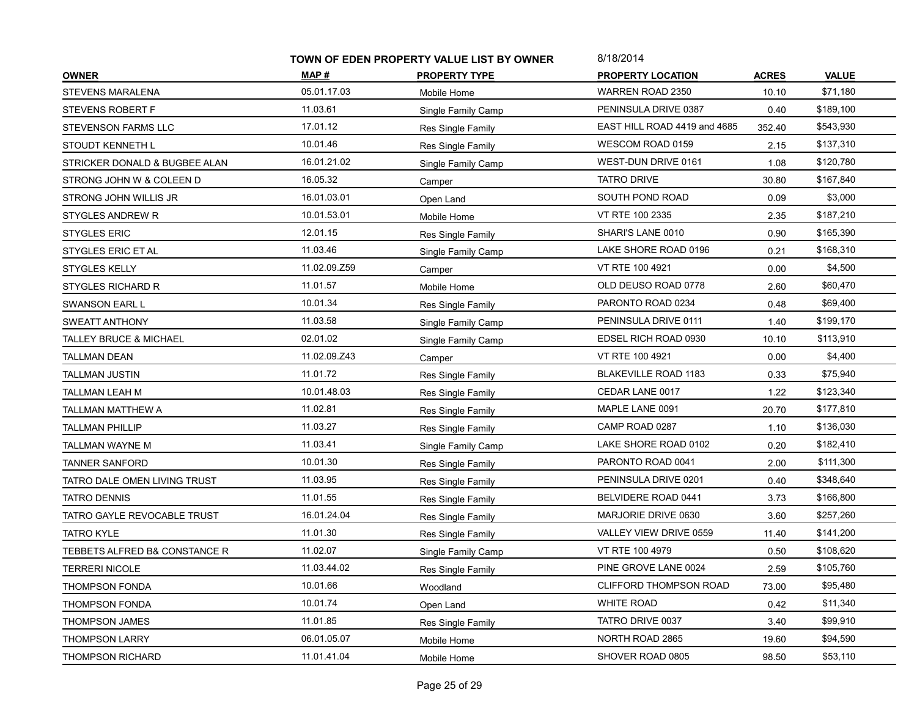**TOWN OF EDEN PROPERTY VALUE LIST BY OWNER** 8/18/2014

| OWNER | MAP # | PROPERTY TYPE | PROPERTY LOCATION | ACRES | VALUE |
|---|---|---|---|---|---|
| STEVENS MARALENA | 05.01.17.03 | Mobile Home | WARREN ROAD 2350 | 10.10 | $71,180 |
| STEVENS ROBERT F | 11.03.61 | Single Family Camp | PENINSULA DRIVE 0387 | 0.40 | $189,100 |
| STEVENSON FARMS LLC | 17.01.12 | Res Single Family | EAST HILL ROAD 4419 and 4685 | 352.40 | $543,930 |
| STOUDT KENNETH L | 10.01.46 | Res Single Family | WESCOM ROAD 0159 | 2.15 | $137,310 |
| STRICKER DONALD & BUGBEE ALAN | 16.01.21.02 | Single Family Camp | WEST-DUN DRIVE 0161 | 1.08 | $120,780 |
| STRONG JOHN W & COLEEN D | 16.05.32 | Camper | TATRO DRIVE | 30.80 | $167,840 |
| STRONG JOHN WILLIS JR | 16.01.03.01 | Open Land | SOUTH POND ROAD | 0.09 | $3,000 |
| STYGLES ANDREW R | 10.01.53.01 | Mobile Home | VT RTE 100 2335 | 2.35 | $187,210 |
| STYGLES ERIC | 12.01.15 | Res Single Family | SHARI'S LANE 0010 | 0.90 | $165,390 |
| STYGLES ERIC ET AL | 11.03.46 | Single Family Camp | LAKE SHORE ROAD 0196 | 0.21 | $168,310 |
| STYGLES KELLY | 11.02.09.Z59 | Camper | VT RTE 100 4921 | 0.00 | $4,500 |
| STYGLES RICHARD R | 11.01.57 | Mobile Home | OLD DEUSO ROAD 0778 | 2.60 | $60,470 |
| SWANSON EARL L | 10.01.34 | Res Single Family | PARONTO ROAD 0234 | 0.48 | $69,400 |
| SWEATT ANTHONY | 11.03.58 | Single Family Camp | PENINSULA DRIVE 0111 | 1.40 | $199,170 |
| TALLEY BRUCE & MICHAEL | 02.01.02 | Single Family Camp | EDSEL RICH ROAD 0930 | 10.10 | $113,910 |
| TALLMAN DEAN | 11.02.09.Z43 | Camper | VT RTE 100 4921 | 0.00 | $4,400 |
| TALLMAN JUSTIN | 11.01.72 | Res Single Family | BLAKEVILLE ROAD 1183 | 0.33 | $75,940 |
| TALLMAN LEAH M | 10.01.48.03 | Res Single Family | CEDAR LANE 0017 | 1.22 | $123,340 |
| TALLMAN MATTHEW A | 11.02.81 | Res Single Family | MAPLE LANE 0091 | 20.70 | $177,810 |
| TALLMAN PHILLIP | 11.03.27 | Res Single Family | CAMP ROAD 0287 | 1.10 | $136,030 |
| TALLMAN WAYNE M | 11.03.41 | Single Family Camp | LAKE SHORE ROAD 0102 | 0.20 | $182,410 |
| TANNER SANFORD | 10.01.30 | Res Single Family | PARONTO ROAD 0041 | 2.00 | $111,300 |
| TATRO DALE OMEN LIVING TRUST | 11.03.95 | Res Single Family | PENINSULA DRIVE 0201 | 0.40 | $348,640 |
| TATRO DENNIS | 11.01.55 | Res Single Family | BELVIDERE ROAD 0441 | 3.73 | $166,800 |
| TATRO GAYLE REVOCABLE TRUST | 16.01.24.04 | Res Single Family | MARJORIE DRIVE 0630 | 3.60 | $257,260 |
| TATRO KYLE | 11.01.30 | Res Single Family | VALLEY VIEW DRIVE 0559 | 11.40 | $141,200 |
| TEBBETS ALFRED B& CONSTANCE R | 11.02.07 | Single Family Camp | VT RTE 100 4979 | 0.50 | $108,620 |
| TERRERI NICOLE | 11.03.44.02 | Res Single Family | PINE GROVE LANE 0024 | 2.59 | $105,760 |
| THOMPSON FONDA | 10.01.66 | Woodland | CLIFFORD THOMPSON ROAD | 73.00 | $95,480 |
| THOMPSON FONDA | 10.01.74 | Open Land | WHITE ROAD | 0.42 | $11,340 |
| THOMPSON JAMES | 11.01.85 | Res Single Family | TATRO DRIVE 0037 | 3.40 | $99,910 |
| THOMPSON LARRY | 06.01.05.07 | Mobile Home | NORTH ROAD 2865 | 19.60 | $94,590 |
| THOMPSON RICHARD | 11.01.41.04 | Mobile Home | SHOVER ROAD 0805 | 98.50 | $53,110 |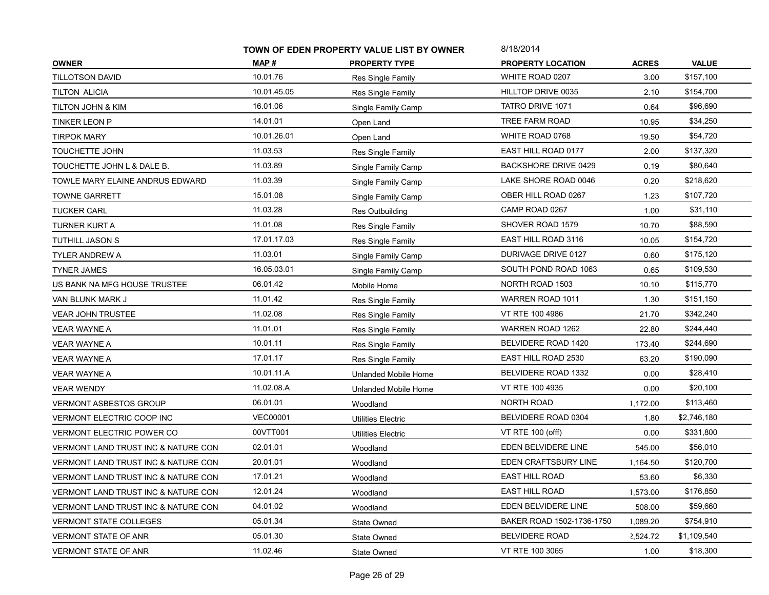**TOWN OF EDEN PROPERTY VALUE LIST BY OWNER** 8/18/2014

| OWNER | MAP # | PROPERTY TYPE | PROPERTY LOCATION | ACRES | VALUE |
|---|---|---|---|---|---|
| TILLOTSON DAVID | 10.01.76 | Res Single Family | WHITE ROAD 0207 | 3.00 | $157,100 |
| TILTON ALICIA | 10.01.45.05 | Res Single Family | HILLTOP DRIVE 0035 | 2.10 | $154,700 |
| TILTON JOHN & KIM | 16.01.06 | Single Family Camp | TATRO DRIVE 1071 | 0.64 | $96,690 |
| TINKER LEON P | 14.01.01 | Open Land | TREE FARM ROAD | 10.95 | $34,250 |
| TIRPOK MARY | 10.01.26.01 | Open Land | WHITE ROAD 0768 | 19.50 | $54,720 |
| TOUCHETTE JOHN | 11.03.53 | Res Single Family | EAST HILL ROAD 0177 | 2.00 | $137,320 |
| TOUCHETTE JOHN L & DALE B. | 11.03.89 | Single Family Camp | BACKSHORE DRIVE 0429 | 0.19 | $80,640 |
| TOWLE MARY ELAINE ANDRUS EDWARD | 11.03.39 | Single Family Camp | LAKE SHORE ROAD 0046 | 0.20 | $218,620 |
| TOWNE GARRETT | 15.01.08 | Single Family Camp | OBER HILL ROAD 0267 | 1.23 | $107,720 |
| TUCKER CARL | 11.03.28 | Res Outbuilding | CAMP ROAD 0267 | 1.00 | $31,110 |
| TURNER KURT A | 11.01.08 | Res Single Family | SHOVER ROAD 1579 | 10.70 | $88,590 |
| TUTHILL JASON S | 17.01.17.03 | Res Single Family | EAST HILL ROAD 3116 | 10.05 | $154,720 |
| TYLER ANDREW A | 11.03.01 | Single Family Camp | DURIVAGE DRIVE 0127 | 0.60 | $175,120 |
| TYNER JAMES | 16.05.03.01 | Single Family Camp | SOUTH POND ROAD 1063 | 0.65 | $109,530 |
| US BANK NA MFG HOUSE TRUSTEE | 06.01.42 | Mobile Home | NORTH ROAD 1503 | 10.10 | $115,770 |
| VAN BLUNK MARK J | 11.01.42 | Res Single Family | WARREN ROAD 1011 | 1.30 | $151,150 |
| VEAR JOHN TRUSTEE | 11.02.08 | Res Single Family | VT RTE 100 4986 | 21.70 | $342,240 |
| VEAR WAYNE A | 11.01.01 | Res Single Family | WARREN ROAD 1262 | 22.80 | $244,440 |
| VEAR WAYNE A | 10.01.11 | Res Single Family | BELVIDERE ROAD 1420 | 173.40 | $244,690 |
| VEAR WAYNE A | 17.01.17 | Res Single Family | EAST HILL ROAD 2530 | 63.20 | $190,090 |
| VEAR WAYNE A | 10.01.11.A | Unlanded Mobile Home | BELVIDERE ROAD 1332 | 0.00 | $28,410 |
| VEAR WENDY | 11.02.08.A | Unlanded Mobile Home | VT RTE 100 4935 | 0.00 | $20,100 |
| VERMONT ASBESTOS GROUP | 06.01.01 | Woodland | NORTH ROAD | 1,172.00 | $113,460 |
| VERMONT ELECTRIC COOP INC | VEC00001 | Utilities Electric | BELVIDERE ROAD 0304 | 1.80 | $2,746,180 |
| VERMONT ELECTRIC POWER CO | 00VTT001 | Utilities Electric | VT RTE 100 (offf) | 0.00 | $331,800 |
| VERMONT LAND TRUST INC & NATURE CON | 02.01.01 | Woodland | EDEN BELVIDERE LINE | 545.00 | $56,010 |
| VERMONT LAND TRUST INC & NATURE CON | 20.01.01 | Woodland | EDEN CRAFTSBURY LINE | 1,164.50 | $120,700 |
| VERMONT LAND TRUST INC & NATURE CON | 17.01.21 | Woodland | EAST HILL ROAD | 53.60 | $6,330 |
| VERMONT LAND TRUST INC & NATURE CON | 12.01.24 | Woodland | EAST HILL ROAD | 1,573.00 | $176,850 |
| VERMONT LAND TRUST INC & NATURE CON | 04.01.02 | Woodland | EDEN BELVIDERE LINE | 508.00 | $59,660 |
| VERMONT STATE COLLEGES | 05.01.34 | State Owned | BAKER ROAD 1502-1736-1750 | 1,089.20 | $754,910 |
| VERMONT STATE OF ANR | 05.01.30 | State Owned | BELVIDERE ROAD | 2,524.72 | $1,109,540 |
| VERMONT STATE OF ANR | 11.02.46 | State Owned | VT RTE 100 3065 | 1.00 | $18,300 |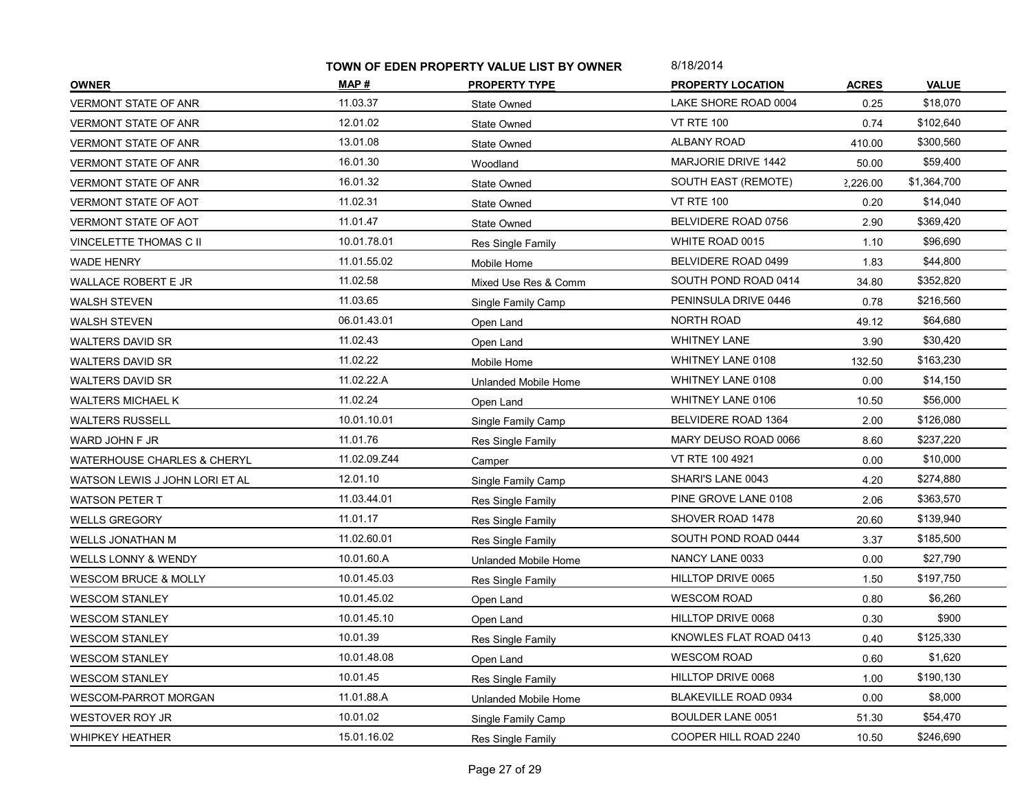**TOWN OF EDEN PROPERTY VALUE LIST BY OWNER** 8/18/2014

| OWNER | MAP # | PROPERTY TYPE | PROPERTY LOCATION | ACRES | VALUE |
|---|---|---|---|---|---|
| VERMONT STATE OF ANR | 11.03.37 | State Owned | LAKE SHORE ROAD 0004 | 0.25 | $18,070 |
| VERMONT STATE OF ANR | 12.01.02 | State Owned | VT RTE 100 | 0.74 | $102,640 |
| VERMONT STATE OF ANR | 13.01.08 | State Owned | ALBANY ROAD | 410.00 | $300,560 |
| VERMONT STATE OF ANR | 16.01.30 | Woodland | MARJORIE DRIVE 1442 | 50.00 | $59,400 |
| VERMONT STATE OF ANR | 16.01.32 | State Owned | SOUTH EAST (REMOTE) | 2,226.00 | $1,364,700 |
| VERMONT STATE OF AOT | 11.02.31 | State Owned | VT RTE 100 | 0.20 | $14,040 |
| VERMONT STATE OF AOT | 11.01.47 | State Owned | BELVIDERE ROAD 0756 | 2.90 | $369,420 |
| VINCELETTE THOMAS C II | 10.01.78.01 | Res Single Family | WHITE ROAD 0015 | 1.10 | $96,690 |
| WADE HENRY | 11.01.55.02 | Mobile Home | BELVIDERE ROAD 0499 | 1.83 | $44,800 |
| WALLACE ROBERT E JR | 11.02.58 | Mixed Use Res & Comm | SOUTH POND ROAD 0414 | 34.80 | $352,820 |
| WALSH STEVEN | 11.03.65 | Single Family Camp | PENINSULA DRIVE 0446 | 0.78 | $216,560 |
| WALSH STEVEN | 06.01.43.01 | Open Land | NORTH ROAD | 49.12 | $64,680 |
| WALTERS DAVID SR | 11.02.43 | Open Land | WHITNEY LANE | 3.90 | $30,420 |
| WALTERS DAVID SR | 11.02.22 | Mobile Home | WHITNEY LANE 0108 | 132.50 | $163,230 |
| WALTERS DAVID SR | 11.02.22.A | Unlanded Mobile Home | WHITNEY LANE 0108 | 0.00 | $14,150 |
| WALTERS MICHAEL K | 11.02.24 | Open Land | WHITNEY LANE 0106 | 10.50 | $56,000 |
| WALTERS RUSSELL | 10.01.10.01 | Single Family Camp | BELVIDERE ROAD 1364 | 2.00 | $126,080 |
| WARD JOHN F JR | 11.01.76 | Res Single Family | MARY DEUSO ROAD 0066 | 8.60 | $237,220 |
| WATERHOUSE CHARLES & CHERYL | 11.02.09.Z44 | Camper | VT RTE 100 4921 | 0.00 | $10,000 |
| WATSON LEWIS J JOHN LORI ET AL | 12.01.10 | Single Family Camp | SHARI'S LANE 0043 | 4.20 | $274,880 |
| WATSON PETER T | 11.03.44.01 | Res Single Family | PINE GROVE LANE 0108 | 2.06 | $363,570 |
| WELLS GREGORY | 11.01.17 | Res Single Family | SHOVER ROAD 1478 | 20.60 | $139,940 |
| WELLS JONATHAN M | 11.02.60.01 | Res Single Family | SOUTH POND ROAD 0444 | 3.37 | $185,500 |
| WELLS LONNY & WENDY | 10.01.60.A | Unlanded Mobile Home | NANCY LANE 0033 | 0.00 | $27,790 |
| WESCOM BRUCE & MOLLY | 10.01.45.03 | Res Single Family | HILLTOP DRIVE 0065 | 1.50 | $197,750 |
| WESCOM STANLEY | 10.01.45.02 | Open Land | WESCOM ROAD | 0.80 | $6,260 |
| WESCOM STANLEY | 10.01.45.10 | Open Land | HILLTOP DRIVE 0068 | 0.30 | $900 |
| WESCOM STANLEY | 10.01.39 | Res Single Family | KNOWLES FLAT ROAD 0413 | 0.40 | $125,330 |
| WESCOM STANLEY | 10.01.48.08 | Open Land | WESCOM ROAD | 0.60 | $1,620 |
| WESCOM STANLEY | 10.01.45 | Res Single Family | HILLTOP DRIVE 0068 | 1.00 | $190,130 |
| WESCOM-PARROT MORGAN | 11.01.88.A | Unlanded Mobile Home | BLAKEVILLE ROAD 0934 | 0.00 | $8,000 |
| WESTOVER ROY JR | 10.01.02 | Single Family Camp | BOULDER LANE 0051 | 51.30 | $54,470 |
| WHIPKEY HEATHER | 15.01.16.02 | Res Single Family | COOPER HILL ROAD 2240 | 10.50 | $246,690 |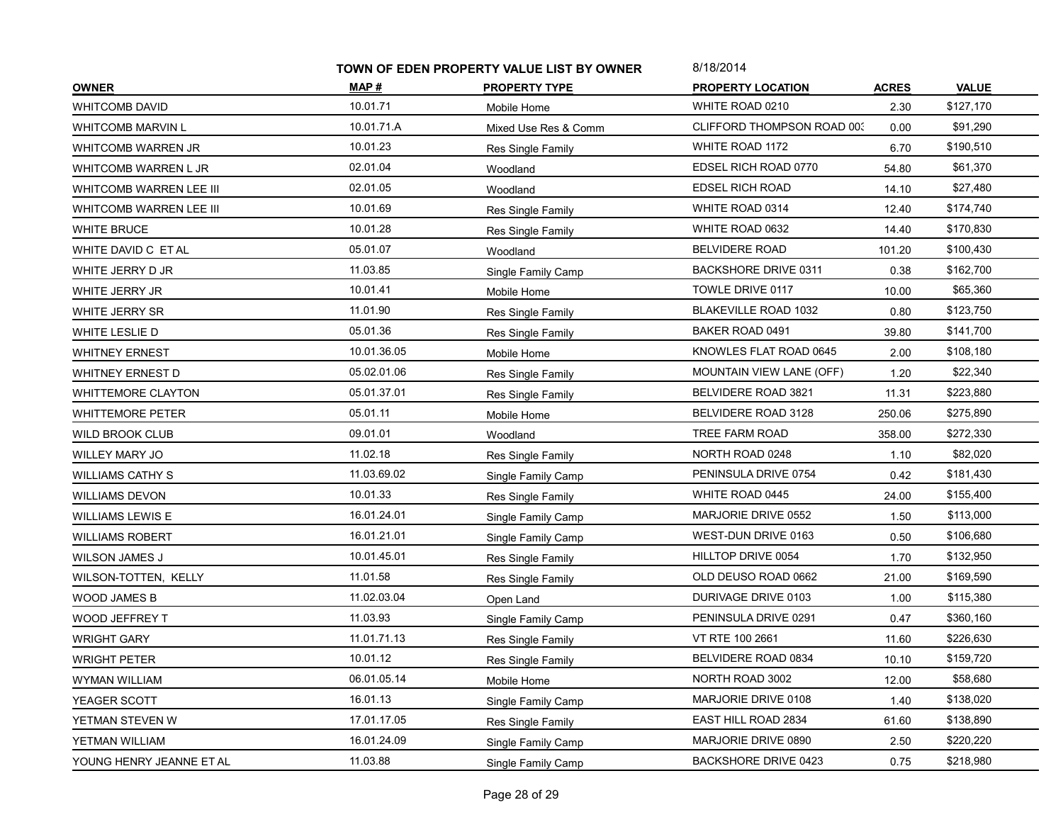**TOWN OF EDEN PROPERTY VALUE LIST BY OWNER** 8/18/2014

| OWNER | MAP # | PROPERTY TYPE | PROPERTY LOCATION | ACRES | VALUE |
|---|---|---|---|---|---|
| WHITCOMB DAVID | 10.01.71 | Mobile Home | WHITE ROAD 0210 | 2.30 | $127,170 |
| WHITCOMB MARVIN L | 10.01.71.A | Mixed Use Res & Comm | CLIFFORD THOMPSON ROAD 00: | 0.00 | $91,290 |
| WHITCOMB WARREN JR | 10.01.23 | Res Single Family | WHITE ROAD 1172 | 6.70 | $190,510 |
| WHITCOMB WARREN L JR | 02.01.04 | Woodland | EDSEL RICH ROAD 0770 | 54.80 | $61,370 |
| WHITCOMB WARREN LEE III | 02.01.05 | Woodland | EDSEL RICH ROAD | 14.10 | $27,480 |
| WHITCOMB WARREN LEE III | 10.01.69 | Res Single Family | WHITE ROAD 0314 | 12.40 | $174,740 |
| WHITE BRUCE | 10.01.28 | Res Single Family | WHITE ROAD 0632 | 14.40 | $170,830 |
| WHITE DAVID C ET AL | 05.01.07 | Woodland | BELVIDERE ROAD | 101.20 | $100,430 |
| WHITE JERRY D JR | 11.03.85 | Single Family Camp | BACKSHORE DRIVE 0311 | 0.38 | $162,700 |
| WHITE JERRY JR | 10.01.41 | Mobile Home | TOWLE DRIVE 0117 | 10.00 | $65,360 |
| WHITE JERRY SR | 11.01.90 | Res Single Family | BLAKEVILLE ROAD 1032 | 0.80 | $123,750 |
| WHITE LESLIE D | 05.01.36 | Res Single Family | BAKER ROAD 0491 | 39.80 | $141,700 |
| WHITNEY ERNEST | 10.01.36.05 | Mobile Home | KNOWLES FLAT ROAD 0645 | 2.00 | $108,180 |
| WHITNEY ERNEST D | 05.02.01.06 | Res Single Family | MOUNTAIN VIEW LANE (OFF) | 1.20 | $22,340 |
| WHITTEMORE CLAYTON | 05.01.37.01 | Res Single Family | BELVIDERE ROAD 3821 | 11.31 | $223,880 |
| WHITTEMORE PETER | 05.01.11 | Mobile Home | BELVIDERE ROAD 3128 | 250.06 | $275,890 |
| WILD BROOK CLUB | 09.01.01 | Woodland | TREE FARM ROAD | 358.00 | $272,330 |
| WILLEY MARY JO | 11.02.18 | Res Single Family | NORTH ROAD 0248 | 1.10 | $82,020 |
| WILLIAMS CATHY S | 11.03.69.02 | Single Family Camp | PENINSULA DRIVE 0754 | 0.42 | $181,430 |
| WILLIAMS DEVON | 10.01.33 | Res Single Family | WHITE ROAD 0445 | 24.00 | $155,400 |
| WILLIAMS LEWIS E | 16.01.24.01 | Single Family Camp | MARJORIE DRIVE 0552 | 1.50 | $113,000 |
| WILLIAMS ROBERT | 16.01.21.01 | Single Family Camp | WEST-DUN DRIVE 0163 | 0.50 | $106,680 |
| WILSON JAMES J | 10.01.45.01 | Res Single Family | HILLTOP DRIVE 0054 | 1.70 | $132,950 |
| WILSON-TOTTEN, KELLY | 11.01.58 | Res Single Family | OLD DEUSO ROAD 0662 | 21.00 | $169,590 |
| WOOD JAMES B | 11.02.03.04 | Open Land | DURIVAGE DRIVE 0103 | 1.00 | $115,380 |
| WOOD JEFFREY T | 11.03.93 | Single Family Camp | PENINSULA DRIVE 0291 | 0.47 | $360,160 |
| WRIGHT GARY | 11.01.71.13 | Res Single Family | VT RTE 100 2661 | 11.60 | $226,630 |
| WRIGHT PETER | 10.01.12 | Res Single Family | BELVIDERE ROAD 0834 | 10.10 | $159,720 |
| WYMAN WILLIAM | 06.01.05.14 | Mobile Home | NORTH ROAD 3002 | 12.00 | $58,680 |
| YEAGER SCOTT | 16.01.13 | Single Family Camp | MARJORIE DRIVE 0108 | 1.40 | $138,020 |
| YETMAN STEVEN W | 17.01.17.05 | Res Single Family | EAST HILL ROAD 2834 | 61.60 | $138,890 |
| YETMAN WILLIAM | 16.01.24.09 | Single Family Camp | MARJORIE DRIVE 0890 | 2.50 | $220,220 |
| YOUNG HENRY JEANNE ET AL | 11.03.88 | Single Family Camp | BACKSHORE DRIVE 0423 | 0.75 | $218,980 |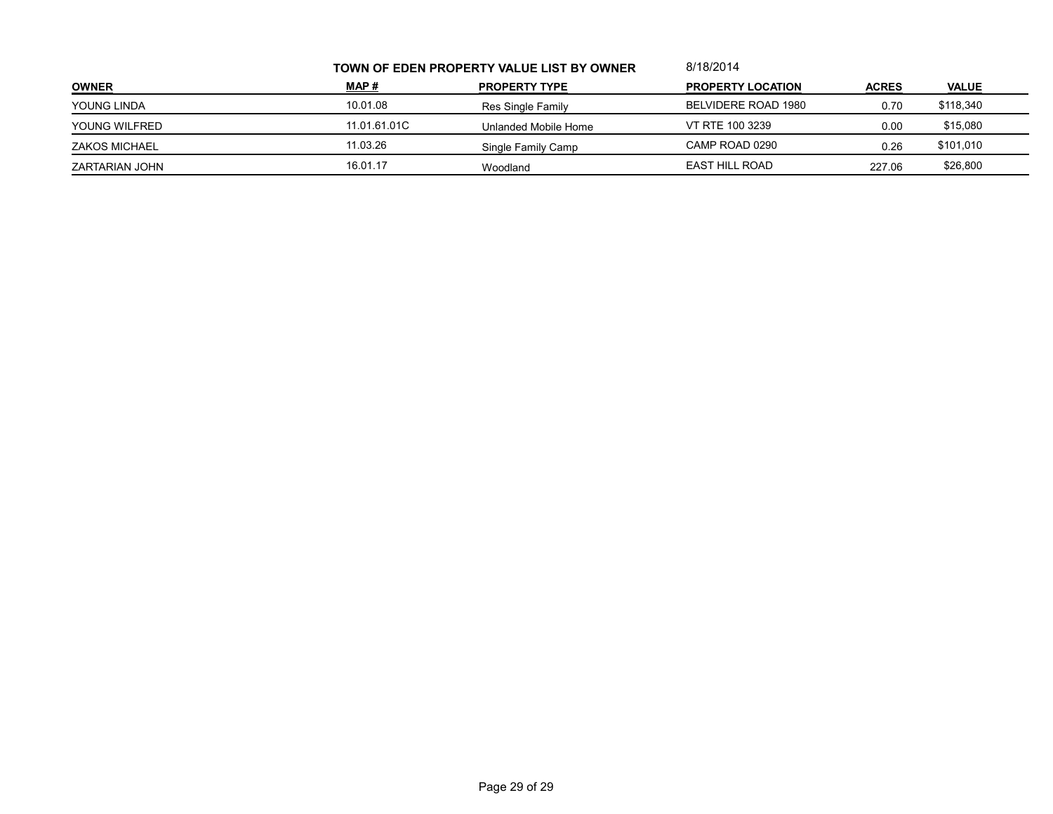**TOWN OF EDEN PROPERTY VALUE LIST BY OWNER** 8/18/2014

| OWNER | MAP # | PROPERTY TYPE | PROPERTY LOCATION | ACRES | VALUE |
|---|---|---|---|---|---|
| YOUNG LINDA | 10.01.08 | Res Single Family | BELVIDERE ROAD 1980 | 0.70 | $118,340 |
| YOUNG WILFRED | 11.01.61.01C | Unlanded Mobile Home | VT RTE 100 3239 | 0.00 | $15,080 |
| ZAKOS MICHAEL | 11.03.26 | Single Family Camp | CAMP ROAD 0290 | 0.26 | $101,010 |
| ZARTARIAN JOHN | 16.01.17 | Woodland | EAST HILL ROAD | 227.06 | $26,800 |